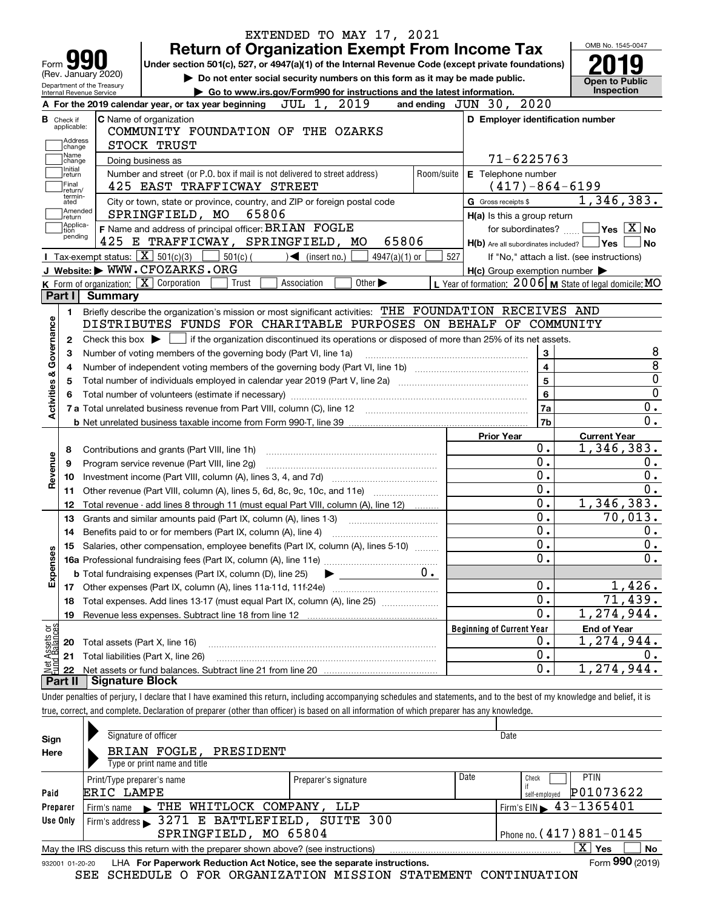EXTENDED TO MAY 17, 2021

# Form 990 Return of Organization Exempt From Income Tax

(Rev. January 2020)

Department of the Treasury
Internal Revenue Service

**Under section 501(c), 527, or 4947(a)(1) of the Internal Revenue Code (except private foundations)**

▶ Do not enter social security numbers on this form as it may be made public.

▶ Go to www.irs.gov/Form990 for instructions and the latest information.

OMB No. 1545-0047

**2019**

**Open to Public Inspection**

**A** For the 2019 calendar year, or tax year beginning JUL 1, 2019 and ending JUN 30, 2020

**B** Check if applicable: Address change, Name change, Initial return, Final return/terminated, Amended return, Application pending

**C** Name of organization: COMMUNITY FOUNDATION OF THE OZARKS STOCK TRUST

Doing business as

Number and street (or P.O. box if mail is not delivered to street address): 425 EAST TRAFFICWAY STREET | Room/suite

City or town, state or province, country, and ZIP or foreign postal code: SPRINGFIELD, MO 65806

**D** Employer identification number: 71-6225763

**E** Telephone number: (417)-864-6199

**G** Gross receipts $ 1,346,383.

**F** Name and address of principal officer: BRIAN FOGLE, 425 E TRAFFICWAY, SPRINGFIELD, MO 65806

**H(a)** Is this a group return for subordinates? ☐ Yes ☒ No

**H(b)** Are all subordinates included? ☐ Yes ☐ No — If "No," attach a list. (see instructions)

**H(c)** Group exemption number ▶

**I** Tax-exempt status: ☒ 501(c)(3) ☐ 501(c) ( ) ◀ (insert no.) ☐ 4947(a)(1) or ☐ 527

**J** Website: ▶ WWW.CFOZARKS.ORG

**K** Form of organization: ☒ Corporation ☐ Trust ☐ Association ☐ Other ▶

**L** Year of formation: 2006 **M** State of legal domicile: MO

## Part I Summary

**Activities & Governance**

1 Briefly describe the organization's mission or most significant activities: THE FOUNDATION RECEIVES AND DISTRIBUTES FUNDS FOR CHARITABLE PURPOSES ON BEHALF OF COMMUNITY

2 Check this box ▶ ☐ if the organization discontinued its operations or disposed of more than 25% of its net assets.

| Line | Description | No. | Value |
|---|---|---|---|
| 3 | Number of voting members of the governing body (Part VI, line 1a) | 3 | 8 |
| 4 | Number of independent voting members of the governing body (Part VI, line 1b) | 4 | 8 |
| 5 | Total number of individuals employed in calendar year 2019 (Part V, line 2a) | 5 | 0 |
| 6 | Total number of volunteers (estimate if necessary) | 6 | 0 |
| 7a | Total unrelated business revenue from Part VIII, column (C), line 12 | 7a | 0. |
| 7b | Net unrelated business taxable income from Form 990-T, line 39 | 7b | 0. |

| | | Prior Year | Current Year |
|---|---|---|---|
| **Revenue** | | | |
| 8 | Contributions and grants (Part VIII, line 1h) | 0. | 1,346,383. |
| 9 | Program service revenue (Part VIII, line 2g) | 0. | 0. |
| 10 | Investment income (Part VIII, column (A), lines 3, 4, and 7d) | 0. | 0. |
| 11 | Other revenue (Part VIII, column (A), lines 5, 6d, 8c, 9c, 10c, and 11e) | 0. | 0. |
| 12 | Total revenue - add lines 8 through 11 (must equal Part VIII, column (A), line 12) | 0. | 1,346,383. |
| **Expenses** | | | |
| 13 | Grants and similar amounts paid (Part IX, column (A), lines 1-3) | 0. | 70,013. |
| 14 | Benefits paid to or for members (Part IX, column (A), line 4) | 0. | 0. |
| 15 | Salaries, other compensation, employee benefits (Part IX, column (A), lines 5-10) | 0. | 0. |
| 16a | Professional fundraising fees (Part IX, column (A), line 11e) | 0. | 0. |
| b | Total fundraising expenses (Part IX, column (D), line 25) ▶ 0. | | |
| 17 | Other expenses (Part IX, column (A), lines 11a-11d, 11f-24e) | 0. | 1,426. |
| 18 | Total expenses. Add lines 13-17 (must equal Part IX, column (A), line 25) | 0. | 71,439. |
| 19 | Revenue less expenses. Subtract line 18 from line 12 | 0. | 1,274,944. |
| **Net Assets or Fund Balances** | | **Beginning of Current Year** | **End of Year** |
| 20 | Total assets (Part X, line 16) | 0. | 1,274,944. |
| 21 | Total liabilities (Part X, line 26) | 0. | 0. |
| 22 | Net assets or fund balances. Subtract line 21 from line 20 | 0. | 1,274,944. |

## Part II Signature Block

Under penalties of perjury, I declare that I have examined this return, including accompanying schedules and statements, and to the best of my knowledge and belief, it is true, correct, and complete. Declaration of preparer (other than officer) is based on all information of which preparer has any knowledge.

**Sign Here**

Signature of officer | Date

BRIAN FOGLE, PRESIDENT
Type or print name and title

**Paid Preparer Use Only**

| Print/Type preparer's name | Preparer's signature | Date | Check ☐ if self-employed | PTIN |
|---|---|---|---|---|
| ERIC LAMPE | | | | P01073622 |

Firm's name ▶ THE WHITLOCK COMPANY, LLP | Firm's EIN ▶ 43-1365401

Firm's address ▶ 3271 E BATTLEFIELD, SUITE 300, SPRINGFIELD, MO 65804 | Phone no. (417)881-0145

May the IRS discuss this return with the preparer shown above? (see instructions) ☒ Yes ☐ No

932001 01-20-20 LHA For Paperwork Reduction Act Notice, see the separate instructions. Form **990** (2019)

SEE SCHEDULE O FOR ORGANIZATION MISSION STATEMENT CONTINUATION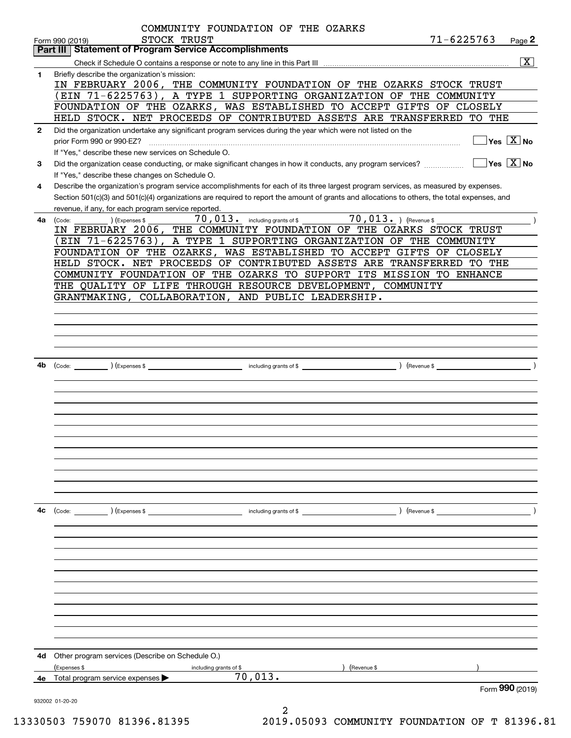COMMUNITY FOUNDATION OF THE OZARKS
Form 990 (2019) STOCK TRUST 71-6225763 Page 2

## Part III Statement of Program Service Accomplishments

Check if Schedule O contains a response or note to any line in this Part III .......... [X]

**1** Briefly describe the organization's mission:

IN FEBRUARY 2006, THE COMMUNITY FOUNDATION OF THE OZARKS STOCK TRUST (EIN 71-6225763), A TYPE 1 SUPPORTING ORGANIZATION OF THE COMMUNITY FOUNDATION OF THE OZARKS, WAS ESTABLISHED TO ACCEPT GIFTS OF CLOSELY HELD STOCK. NET PROCEEDS OF CONTRIBUTED ASSETS ARE TRANSFERRED TO THE

**2** Did the organization undertake any significant program services during the year which were not listed on the prior Form 990 or 990-EZ? .......... [ ] Yes [X] No

If "Yes," describe these new services on Schedule O.

**3** Did the organization cease conducting, or make significant changes in how it conducts, any program services? .......... [ ] Yes [X] No

If "Yes," describe these changes on Schedule O.

**4** Describe the organization's program service accomplishments for each of its three largest program services, as measured by expenses. Section 501(c)(3) and 501(c)(4) organizations are required to report the amount of grants and allocations to others, the total expenses, and revenue, if any, for each program service reported.

**4a** (Code: ) (Expenses $ 70,013. including grants of $ 70,013. ) (Revenue $ )

IN FEBRUARY 2006, THE COMMUNITY FOUNDATION OF THE OZARKS STOCK TRUST (EIN 71-6225763), A TYPE 1 SUPPORTING ORGANIZATION OF THE COMMUNITY FOUNDATION OF THE OZARKS, WAS ESTABLISHED TO ACCEPT GIFTS OF CLOSELY HELD STOCK. NET PROCEEDS OF CONTRIBUTED ASSETS ARE TRANSFERRED TO THE COMMUNITY FOUNDATION OF THE OZARKS TO SUPPORT ITS MISSION TO ENHANCE THE QUALITY OF LIFE THROUGH RESOURCE DEVELOPMENT, COMMUNITY GRANTMAKING, COLLABORATION, AND PUBLIC LEADERSHIP.

**4b** (Code: ) (Expenses $ including grants of $ ) (Revenue $ )

**4c** (Code: ) (Expenses $ including grants of $ ) (Revenue $ )

**4d** Other program services (Describe on Schedule O.)

(Expenses $ including grants of $ ) (Revenue $ )

**4e** Total program service expenses ▶ 70,013.

Form **990** (2019)

932002 01-20-20

13330503 759070 81396.81395 2019.05093 COMMUNITY FOUNDATION OF T 81396.81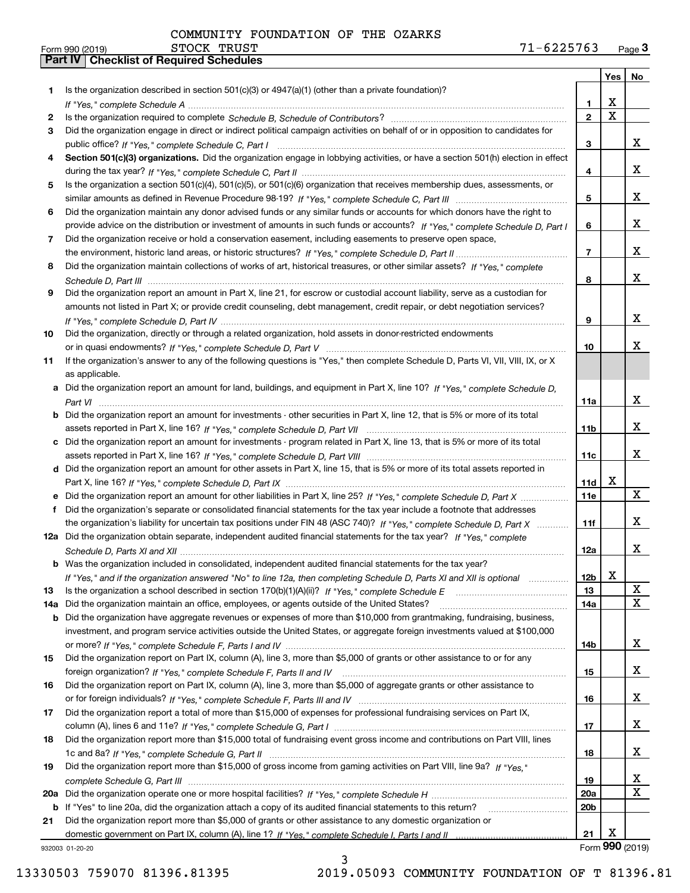COMMUNITY FOUNDATION OF THE OZARKS
Form 990 (2019) STOCK TRUST 71-6225763 Page **3**

**Part IV | Checklist of Required Schedules**

| | | | Yes | No |
|---|---|---|---|---|
| **1** | Is the organization described in section 501(c)(3) or 4947(a)(1) (other than a private foundation)? *If "Yes," complete Schedule A* | **1** | X | |
| **2** | Is the organization required to complete *Schedule B, Schedule of Contributors*? | **2** | X | |
| **3** | Did the organization engage in direct or indirect political campaign activities on behalf of or in opposition to candidates for public office? *If "Yes," complete Schedule C, Part I* | **3** | | X |
| **4** | **Section 501(c)(3) organizations.** Did the organization engage in lobbying activities, or have a section 501(h) election in effect during the tax year? *If "Yes," complete Schedule C, Part II* | **4** | | X |
| **5** | Is the organization a section 501(c)(4), 501(c)(5), or 501(c)(6) organization that receives membership dues, assessments, or similar amounts as defined in Revenue Procedure 98-19? *If "Yes," complete Schedule C, Part III* | **5** | | X |
| **6** | Did the organization maintain any donor advised funds or any similar funds or accounts for which donors have the right to provide advice on the distribution or investment of amounts in such funds or accounts? *If "Yes," complete Schedule D, Part I* | **6** | | X |
| **7** | Did the organization receive or hold a conservation easement, including easements to preserve open space, the environment, historic land areas, or historic structures? *If "Yes," complete Schedule D, Part II* | **7** | | X |
| **8** | Did the organization maintain collections of works of art, historical treasures, or other similar assets? *If "Yes," complete Schedule D, Part III* | **8** | | X |
| **9** | Did the organization report an amount in Part X, line 21, for escrow or custodial account liability, serve as a custodian for amounts not listed in Part X; or provide credit counseling, debt management, credit repair, or debt negotiation services? *If "Yes," complete Schedule D, Part IV* | **9** | | X |
| **10** | Did the organization, directly or through a related organization, hold assets in donor-restricted endowments or in quasi endowments? *If "Yes," complete Schedule D, Part V* | **10** | | X |
| **11** | If the organization's answer to any of the following questions is "Yes," then complete Schedule D, Parts VI, VII, VIII, IX, or X as applicable. | | | |
| **a** | Did the organization report an amount for land, buildings, and equipment in Part X, line 10? *If "Yes," complete Schedule D, Part VI* | **11a** | | X |
| **b** | Did the organization report an amount for investments - other securities in Part X, line 12, that is 5% or more of its total assets reported in Part X, line 16? *If "Yes," complete Schedule D, Part VII* | **11b** | | X |
| **c** | Did the organization report an amount for investments - program related in Part X, line 13, that is 5% or more of its total assets reported in Part X, line 16? *If "Yes," complete Schedule D, Part VIII* | **11c** | | X |
| **d** | Did the organization report an amount for other assets in Part X, line 15, that is 5% or more of its total assets reported in Part X, line 16? *If "Yes," complete Schedule D, Part IX* | **11d** | X | |
| **e** | Did the organization report an amount for other liabilities in Part X, line 25? *If "Yes," complete Schedule D, Part X* | **11e** | | X |
| **f** | Did the organization's separate or consolidated financial statements for the tax year include a footnote that addresses the organization's liability for uncertain tax positions under FIN 48 (ASC 740)? *If "Yes," complete Schedule D, Part X* | **11f** | | X |
| **12a** | Did the organization obtain separate, independent audited financial statements for the tax year? *If "Yes," complete Schedule D, Parts XI and XII* | **12a** | | X |
| **b** | Was the organization included in consolidated, independent audited financial statements for the tax year? *If "Yes," and if the organization answered "No" to line 12a, then completing Schedule D, Parts XI and XII is optional* | **12b** | X | |
| **13** | Is the organization a school described in section 170(b)(1)(A)(ii)? *If "Yes," complete Schedule E* | **13** | | X |
| **14a** | Did the organization maintain an office, employees, or agents outside of the United States? | **14a** | | X |
| **b** | Did the organization have aggregate revenues or expenses of more than $10,000 from grantmaking, fundraising, business, investment, and program service activities outside the United States, or aggregate foreign investments valued at $100,000 or more? *If "Yes," complete Schedule F, Parts I and IV* | **14b** | | X |
| **15** | Did the organization report on Part IX, column (A), line 3, more than $5,000 of grants or other assistance to or for any foreign organization? *If "Yes," complete Schedule F, Parts II and IV* | **15** | | X |
| **16** | Did the organization report on Part IX, column (A), line 3, more than $5,000 of aggregate grants or other assistance to or for foreign individuals? *If "Yes," complete Schedule F, Parts III and IV* | **16** | | X |
| **17** | Did the organization report a total of more than $15,000 of expenses for professional fundraising services on Part IX, column (A), lines 6 and 11e? *If "Yes," complete Schedule G, Part I* | **17** | | X |
| **18** | Did the organization report more than $15,000 total of fundraising event gross income and contributions on Part VIII, lines 1c and 8a? *If "Yes," complete Schedule G, Part II* | **18** | | X |
| **19** | Did the organization report more than $15,000 of gross income from gaming activities on Part VIII, line 9a? *If "Yes," complete Schedule G, Part III* | **19** | | X |
| **20a** | Did the organization operate one or more hospital facilities? *If "Yes," complete Schedule H* | **20a** | | X |
| **b** | If "Yes" to line 20a, did the organization attach a copy of its audited financial statements to this return? | **20b** | | |
| **21** | Did the organization report more than $5,000 of grants or other assistance to any domestic organization or domestic government on Part IX, column (A), line 1? *If "Yes," complete Schedule I, Parts I and II* | **21** | X | |

932003 01-20-20 Form **990** (2019)

13330503 759070 81396.81395 2019.05093 COMMUNITY FOUNDATION OF T 81396.81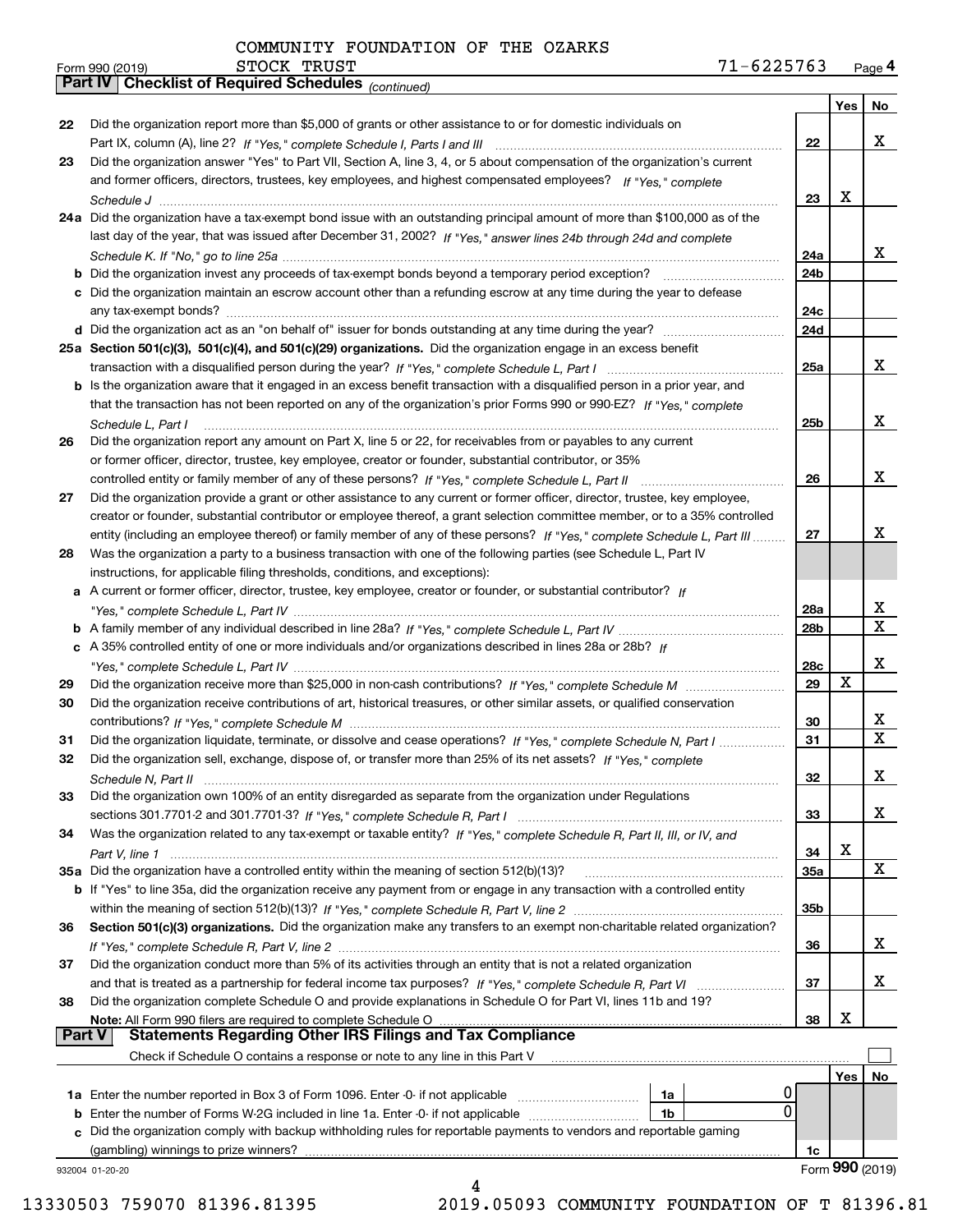COMMUNITY FOUNDATION OF THE OZARKS
STOCK TRUST 71-6225763

## Part IV Checklist of Required Schedules *(continued)*

| | | | Yes | No |
|---|---|---|---|---|
| 22 | Did the organization report more than $5,000 of grants or other assistance to or for domestic individuals on Part IX, column (A), line 2? *If "Yes," complete Schedule I, Parts I and III* | 22 | | X |
| 23 | Did the organization answer "Yes" to Part VII, Section A, line 3, 4, or 5 about compensation of the organization's current and former officers, directors, trustees, key employees, and highest compensated employees? *If "Yes," complete Schedule J* | 23 | X | |
| 24a | Did the organization have a tax-exempt bond issue with an outstanding principal amount of more than $100,000 as of the last day of the year, that was issued after December 31, 2002? *If "Yes," answer lines 24b through 24d and complete Schedule K. If "No," go to line 25a* | 24a | | X |
| b | Did the organization invest any proceeds of tax-exempt bonds beyond a temporary period exception? | 24b | | |
| c | Did the organization maintain an escrow account other than a refunding escrow at any time during the year to defease any tax-exempt bonds? | 24c | | |
| d | Did the organization act as an "on behalf of" issuer for bonds outstanding at any time during the year? | 24d | | |
| 25a | **Section 501(c)(3), 501(c)(4), and 501(c)(29) organizations.** Did the organization engage in an excess benefit transaction with a disqualified person during the year? *If "Yes," complete Schedule L, Part I* | 25a | | X |
| b | Is the organization aware that it engaged in an excess benefit transaction with a disqualified person in a prior year, and that the transaction has not been reported on any of the organization's prior Forms 990 or 990-EZ? *If "Yes," complete Schedule L, Part I* | 25b | | X |
| 26 | Did the organization report any amount on Part X, line 5 or 22, for receivables from or payables to any current or former officer, director, trustee, key employee, creator or founder, substantial contributor, or 35% controlled entity or family member of any of these persons? *If "Yes," complete Schedule L, Part II* | 26 | | X |
| 27 | Did the organization provide a grant or other assistance to any current or former officer, director, trustee, key employee, creator or founder, substantial contributor or employee thereof, a grant selection committee member, or to a 35% controlled entity (including an employee thereof) or family member of any of these persons? *If "Yes," complete Schedule L, Part III* | 27 | | X |
| 28 | Was the organization a party to a business transaction with one of the following parties (see Schedule L, Part IV instructions, for applicable filing thresholds, conditions, and exceptions): | | | |
| a | A current or former officer, director, trustee, key employee, creator or founder, or substantial contributor? *If "Yes," complete Schedule L, Part IV* | 28a | | X |
| b | A family member of any individual described in line 28a? *If "Yes," complete Schedule L, Part IV* | 28b | | X |
| c | A 35% controlled entity of one or more individuals and/or organizations described in lines 28a or 28b? *If "Yes," complete Schedule L, Part IV* | 28c | | X |
| 29 | Did the organization receive more than $25,000 in non-cash contributions? *If "Yes," complete Schedule M* | 29 | X | |
| 30 | Did the organization receive contributions of art, historical treasures, or other similar assets, or qualified conservation contributions? *If "Yes," complete Schedule M* | 30 | | X |
| 31 | Did the organization liquidate, terminate, or dissolve and cease operations? *If "Yes," complete Schedule N, Part I* | 31 | | X |
| 32 | Did the organization sell, exchange, dispose of, or transfer more than 25% of its net assets? *If "Yes," complete Schedule N, Part II* | 32 | | X |
| 33 | Did the organization own 100% of an entity disregarded as separate from the organization under Regulations sections 301.7701-2 and 301.7701-3? *If "Yes," complete Schedule R, Part I* | 33 | | X |
| 34 | Was the organization related to any tax-exempt or taxable entity? *If "Yes," complete Schedule R, Part II, III, or IV, and Part V, line 1* | 34 | X | |
| 35a | Did the organization have a controlled entity within the meaning of section 512(b)(13)? | 35a | | X |
| b | If "Yes" to line 35a, did the organization receive any payment from or engage in any transaction with a controlled entity within the meaning of section 512(b)(13)? *If "Yes," complete Schedule R, Part V, line 2* | 35b | | |
| 36 | **Section 501(c)(3) organizations.** Did the organization make any transfers to an exempt non-charitable related organization? *If "Yes," complete Schedule R, Part V, line 2* | 36 | | X |
| 37 | Did the organization conduct more than 5% of its activities through an entity that is not a related organization and that is treated as a partnership for federal income tax purposes? *If "Yes," complete Schedule R, Part VI* | 37 | | X |
| 38 | Did the organization complete Schedule O and provide explanations in Schedule O for Part VI, lines 11b and 19? **Note:** All Form 990 filers are required to complete Schedule O | 38 | X | |

## Part V Statements Regarding Other IRS Filings and Tax Compliance

Check if Schedule O contains a response or note to any line in this Part V ☐

| | | | | | Yes | No |
|---|---|---|---|---|---|---|
| 1a | Enter the number reported in Box 3 of Form 1096. Enter -0- if not applicable | 1a | 0 | | | |
| b | Enter the number of Forms W-2G included in line 1a. Enter -0- if not applicable | 1b | 0 | | | |
| c | Did the organization comply with backup withholding rules for reportable payments to vendors and reportable gaming (gambling) winnings to prize winners? | | | 1c | | |

Form **990** (2019)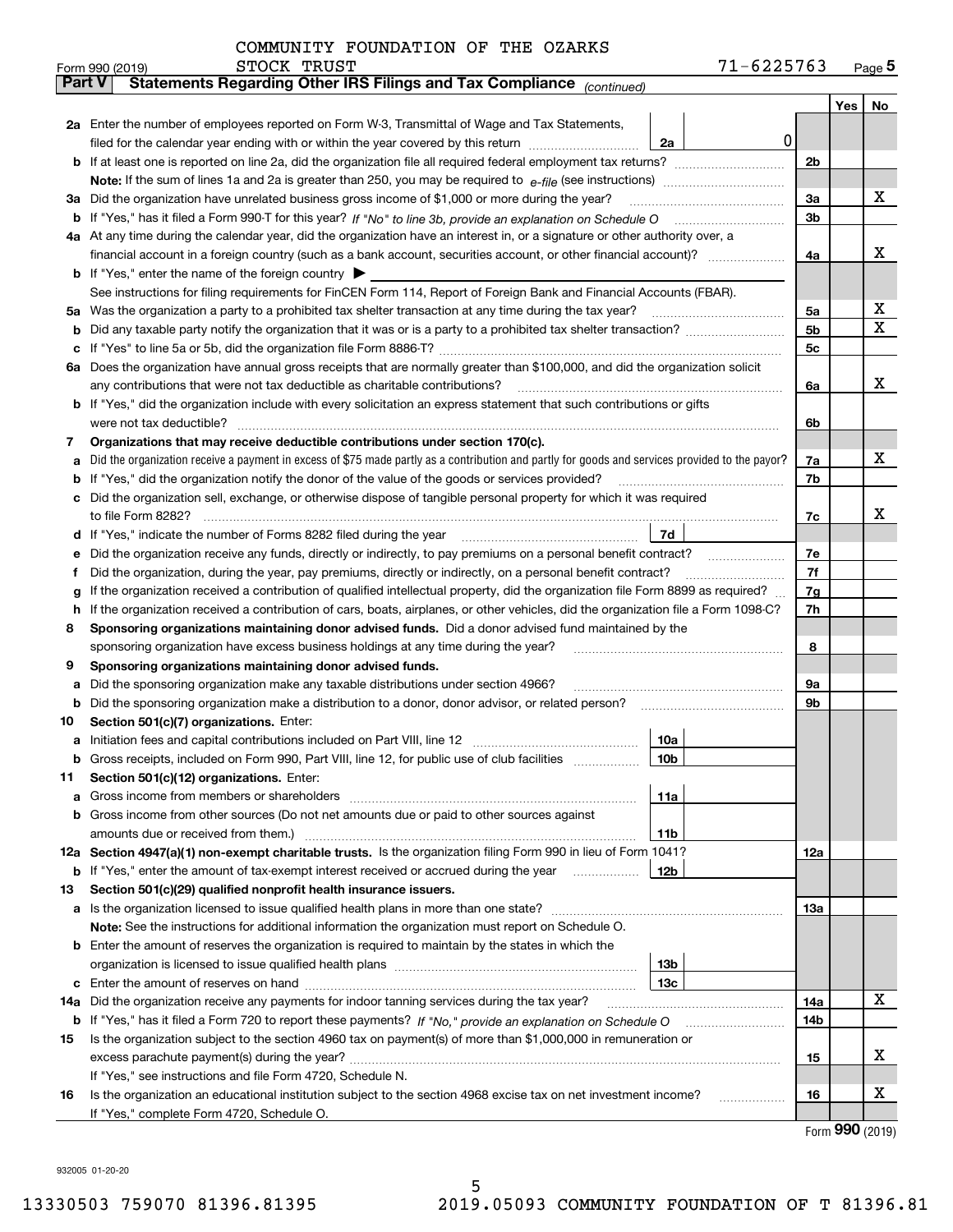COMMUNITY FOUNDATION OF THE OZARKS
STOCK TRUST 71-6225763

Form 990 (2019) Page 5

## Part V Statements Regarding Other IRS Filings and Tax Compliance *(continued)*

| | | | | | Yes | No |
|---|---|---|---|---|---|---|
| **2a** | Enter the number of employees reported on Form W-3, Transmittal of Wage and Tax Statements, filed for the calendar year ending with or within the year covered by this return | 2a | 0 | | | |
| **b** | If at least one is reported on line 2a, did the organization file all required federal employment tax returns? | | | 2b | | |
| | **Note:** If the sum of lines 1a and 2a is greater than 250, you may be required to *e-file* (see instructions) | | | | | |
| **3a** | Did the organization have unrelated business gross income of $1,000 or more during the year? | | | 3a | | X |
| **b** | If "Yes," has it filed a Form 990-T for this year? *If "No" to line 3b, provide an explanation on Schedule O* | | | 3b | | |
| **4a** | At any time during the calendar year, did the organization have an interest in, or a signature or other authority over, a financial account in a foreign country (such as a bank account, securities account, or other financial account)? | | | 4a | | X |
| **b** | If "Yes," enter the name of the foreign country ▶ | | | | | |
| | See instructions for filing requirements for FinCEN Form 114, Report of Foreign Bank and Financial Accounts (FBAR). | | | | | |
| **5a** | Was the organization a party to a prohibited tax shelter transaction at any time during the tax year? | | | 5a | | X |
| **b** | Did any taxable party notify the organization that it was or is a party to a prohibited tax shelter transaction? | | | 5b | | X |
| **c** | If "Yes" to line 5a or 5b, did the organization file Form 8886-T? | | | 5c | | |
| **6a** | Does the organization have annual gross receipts that are normally greater than $100,000, and did the organization solicit any contributions that were not tax deductible as charitable contributions? | | | 6a | | X |
| **b** | If "Yes," did the organization include with every solicitation an express statement that such contributions or gifts were not tax deductible? | | | 6b | | |
| **7** | **Organizations that may receive deductible contributions under section 170(c).** | | | | | |
| **a** | Did the organization receive a payment in excess of $75 made partly as a contribution and partly for goods and services provided to the payor? | | | 7a | | X |
| **b** | If "Yes," did the organization notify the donor of the value of the goods or services provided? | | | 7b | | |
| **c** | Did the organization sell, exchange, or otherwise dispose of tangible personal property for which it was required to file Form 8282? | | | 7c | | X |
| **d** | If "Yes," indicate the number of Forms 8282 filed during the year | 7d | | | | |
| **e** | Did the organization receive any funds, directly or indirectly, to pay premiums on a personal benefit contract? | | | 7e | | |
| **f** | Did the organization, during the year, pay premiums, directly or indirectly, on a personal benefit contract? | | | 7f | | |
| **g** | If the organization received a contribution of qualified intellectual property, did the organization file Form 8899 as required? | | | 7g | | |
| **h** | If the organization received a contribution of cars, boats, airplanes, or other vehicles, did the organization file a Form 1098-C? | | | 7h | | |
| **8** | **Sponsoring organizations maintaining donor advised funds.** Did a donor advised fund maintained by the sponsoring organization have excess business holdings at any time during the year? | | | 8 | | |
| **9** | **Sponsoring organizations maintaining donor advised funds.** | | | | | |
| **a** | Did the sponsoring organization make any taxable distributions under section 4966? | | | 9a | | |
| **b** | Did the sponsoring organization make a distribution to a donor, donor advisor, or related person? | | | 9b | | |
| **10** | **Section 501(c)(7) organizations.** Enter: | | | | | |
| **a** | Initiation fees and capital contributions included on Part VIII, line 12 | 10a | | | | |
| **b** | Gross receipts, included on Form 990, Part VIII, line 12, for public use of club facilities | 10b | | | | |
| **11** | **Section 501(c)(12) organizations.** Enter: | | | | | |
| **a** | Gross income from members or shareholders | 11a | | | | |
| **b** | Gross income from other sources (Do not net amounts due or paid to other sources against amounts due or received from them.) | 11b | | | | |
| **12a** | **Section 4947(a)(1) non-exempt charitable trusts.** Is the organization filing Form 990 in lieu of Form 1041? | | | 12a | | |
| **b** | If "Yes," enter the amount of tax-exempt interest received or accrued during the year | 12b | | | | |
| **13** | **Section 501(c)(29) qualified nonprofit health insurance issuers.** | | | | | |
| **a** | Is the organization licensed to issue qualified health plans in more than one state? | | | 13a | | |
| | **Note:** See the instructions for additional information the organization must report on Schedule O. | | | | | |
| **b** | Enter the amount of reserves the organization is required to maintain by the states in which the organization is licensed to issue qualified health plans | 13b | | | | |
| **c** | Enter the amount of reserves on hand | 13c | | | | |
| **14a** | Did the organization receive any payments for indoor tanning services during the tax year? | | | 14a | | X |
| **b** | If "Yes," has it filed a Form 720 to report these payments? *If "No," provide an explanation on Schedule O* | | | 14b | | |
| **15** | Is the organization subject to the section 4960 tax on payment(s) of more than $1,000,000 in remuneration or excess parachute payment(s) during the year? | | | 15 | | X |
| | If "Yes," see instructions and file Form 4720, Schedule N. | | | | | |
| **16** | Is the organization an educational institution subject to the section 4968 excise tax on net investment income? | | | 16 | | X |
| | If "Yes," complete Form 4720, Schedule O. | | | | | |

Form **990** (2019)

932005 01-20-20

13330503 759070 81396.81395 2019.05093 COMMUNITY FOUNDATION OF T 81396.81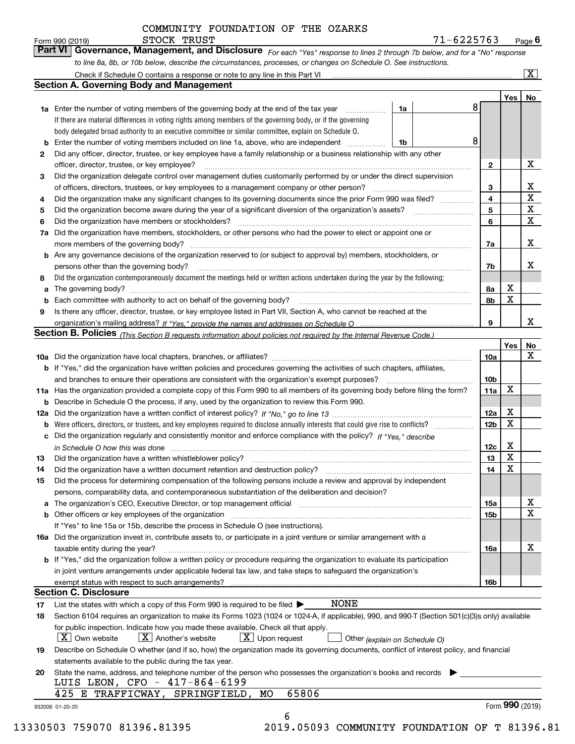COMMUNITY FOUNDATION OF THE OZARKS

Form 990 (2019) STOCK TRUST 71-6225763 Page **6**

**Part VI Governance, Management, and Disclosure** *For each "Yes" response to lines 2 through 7b below, and for a "No" response to line 8a, 8b, or 10b below, describe the circumstances, processes, or changes on Schedule O. See instructions.*

Check if Schedule O contains a response or note to any line in this Part VI .......... [X]

## Section A. Governing Body and Management

| | | | | Yes | No |
|---|---|---|---|---|---|
| **1a** | Enter the number of voting members of the governing body at the end of the tax year ... **1a** 8 | | | | |
| | If there are material differences in voting rights among members of the governing body, or if the governing body delegated broad authority to an executive committee or similar committee, explain on Schedule O. | | | | |
| **b** | Enter the number of voting members included on line 1a, above, who are independent ... **1b** 8 | | | | |
| **2** | Did any officer, director, trustee, or key employee have a family relationship or a business relationship with any other officer, director, trustee, or key employee? | | **2** | | X |
| **3** | Did the organization delegate control over management duties customarily performed by or under the direct supervision of officers, directors, trustees, or key employees to a management company or other person? | | **3** | | X |
| **4** | Did the organization make any significant changes to its governing documents since the prior Form 990 was filed? | | **4** | | X |
| **5** | Did the organization become aware during the year of a significant diversion of the organization's assets? | | **5** | | X |
| **6** | Did the organization have members or stockholders? | | **6** | | X |
| **7a** | Did the organization have members, stockholders, or other persons who had the power to elect or appoint one or more members of the governing body? | | **7a** | | X |
| **b** | Are any governance decisions of the organization reserved to (or subject to approval by) members, stockholders, or persons other than the governing body? | | **7b** | | X |
| **8** | Did the organization contemporaneously document the meetings held or written actions undertaken during the year by the following: | | | | |
| **a** | The governing body? | | **8a** | X | |
| **b** | Each committee with authority to act on behalf of the governing body? | | **8b** | X | |
| **9** | Is there any officer, director, trustee, or key employee listed in Part VII, Section A, who cannot be reached at the organization's mailing address? *If "Yes," provide the names and addresses on Schedule O* | | **9** | | X |

## Section B. Policies *(This Section B requests information about policies not required by the Internal Revenue Code.)*

| | | | Yes | No |
|---|---|---|---|---|
| **10a** | Did the organization have local chapters, branches, or affiliates? | **10a** | | X |
| **b** | If "Yes," did the organization have written policies and procedures governing the activities of such chapters, affiliates, and branches to ensure their operations are consistent with the organization's exempt purposes? | **10b** | | |
| **11a** | Has the organization provided a complete copy of this Form 990 to all members of its governing body before filing the form? | **11a** | X | |
| **b** | Describe in Schedule O the process, if any, used by the organization to review this Form 990. | | | |
| **12a** | Did the organization have a written conflict of interest policy? *If "No," go to line 13* | **12a** | X | |
| **b** | Were officers, directors, or trustees, and key employees required to disclose annually interests that could give rise to conflicts? | **12b** | X | |
| **c** | Did the organization regularly and consistently monitor and enforce compliance with the policy? *If "Yes," describe in Schedule O how this was done* | **12c** | X | |
| **13** | Did the organization have a written whistleblower policy? | **13** | X | |
| **14** | Did the organization have a written document retention and destruction policy? | **14** | X | |
| **15** | Did the process for determining compensation of the following persons include a review and approval by independent persons, comparability data, and contemporaneous substantiation of the deliberation and decision? | | | |
| **a** | The organization's CEO, Executive Director, or top management official | **15a** | | X |
| **b** | Other officers or key employees of the organization | **15b** | | X |
| | If "Yes" to line 15a or 15b, describe the process in Schedule O (see instructions). | | | |
| **16a** | Did the organization invest in, contribute assets to, or participate in a joint venture or similar arrangement with a taxable entity during the year? | **16a** | | X |
| **b** | If "Yes," did the organization follow a written policy or procedure requiring the organization to evaluate its participation in joint venture arrangements under applicable federal tax law, and take steps to safeguard the organization's exempt status with respect to such arrangements? | **16b** | | |

## Section C. Disclosure

**17** List the states with which a copy of this Form 990 is required to be filed ▶ NONE

**18** Section 6104 requires an organization to make its Forms 1023 (1024 or 1024-A, if applicable), 990, and 990-T (Section 501(c)(3)s only) available for public inspection. Indicate how you made these available. Check all that apply.

[X] Own website [X] Another's website [X] Upon request [ ] Other *(explain on Schedule O)*

**19** Describe on Schedule O whether (and if so, how) the organization made its governing documents, conflict of interest policy, and financial statements available to the public during the tax year.

**20** State the name, address, and telephone number of the person who possesses the organization's books and records ▶

LUIS LEON, CFO - 417-864-6199

425 E TRAFFICWAY, SPRINGFIELD, MO 65806

932006 01-20-20 Form **990** (2019)

13330503 759070 81396.81395 2019.05093 COMMUNITY FOUNDATION OF T 81396.81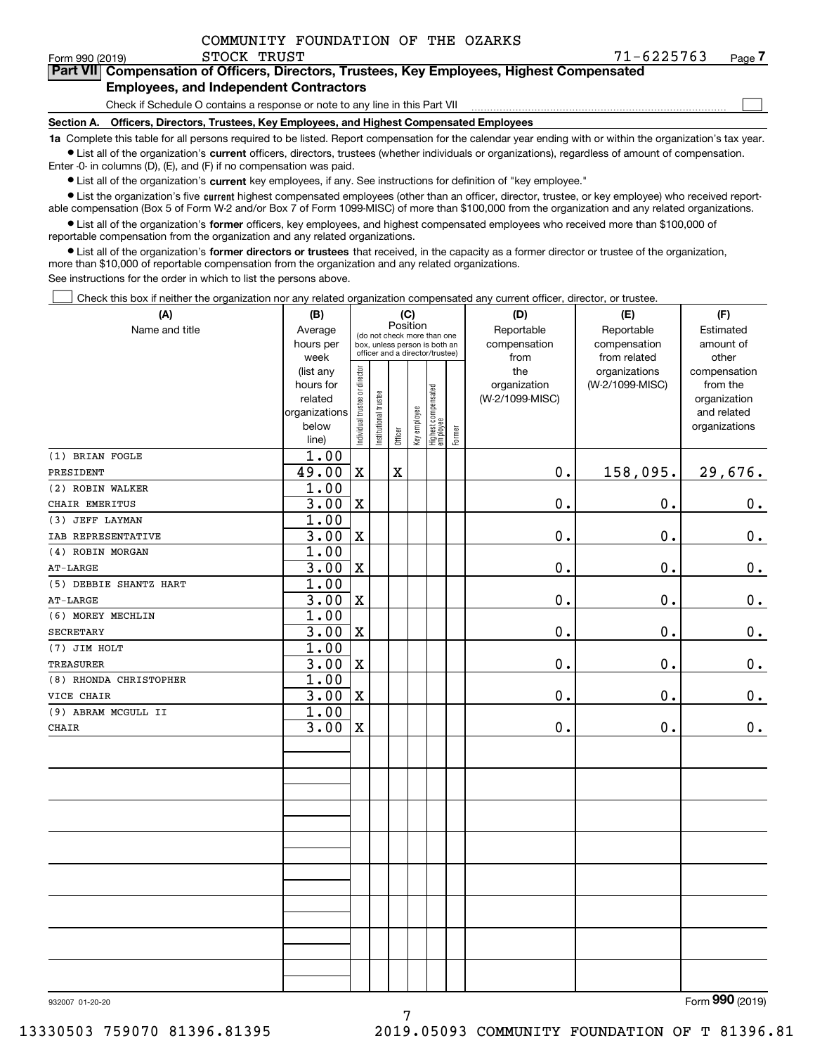COMMUNITY FOUNDATION OF THE OZARKS
STOCK TRUST 71-6225763

Form 990 (2019)

## Part VII Compensation of Officers, Directors, Trustees, Key Employees, Highest Compensated Employees, and Independent Contractors

Check if Schedule O contains a response or note to any line in this Part VII ☐

**Section A. Officers, Directors, Trustees, Key Employees, and Highest Compensated Employees**

**1a** Complete this table for all persons required to be listed. Report compensation for the calendar year ending with or within the organization's tax year.

- List all of the organization's **current** officers, directors, trustees (whether individuals or organizations), regardless of amount of compensation. Enter -0- in columns (D), (E), and (F) if no compensation was paid.
- List all of the organization's **current** key employees, if any. See instructions for definition of "key employee."
- List the organization's five **current** highest compensated employees (other than an officer, director, trustee, or key employee) who received reportable compensation (Box 5 of Form W-2 and/or Box 7 of Form 1099-MISC) of more than $100,000 from the organization and any related organizations.
- List all of the organization's **former** officers, key employees, and highest compensated employees who received more than $100,000 of reportable compensation from the organization and any related organizations.
- List all of the organization's **former directors or trustees** that received, in the capacity as a former director or trustee of the organization, more than $10,000 of reportable compensation from the organization and any related organizations.

See instructions for the order in which to list the persons above.

☐ Check this box if neither the organization nor any related organization compensated any current officer, director, or trustee.

| (A) Name and title | (B) Average hours per week (list any hours for related organizations below line) | (C) Individual trustee or director | Institutional trustee | Officer | Key employee | Highest compensated employee | Former | (D) Reportable compensation from the organization (W-2/1099-MISC) | (E) Reportable compensation from related organizations (W-2/1099-MISC) | (F) Estimated amount of other compensation from the organization and related organizations |
|---|---|---|---|---|---|---|---|---|---|---|
| (1) BRIAN FOGLE<br>PRESIDENT | 1.00<br>49.00 | X | | X | | | | 0. | 158,095. | 29,676. |
| (2) ROBIN WALKER<br>CHAIR EMERITUS | 1.00<br>3.00 | X | | | | | | 0. | 0. | 0. |
| (3) JEFF LAYMAN<br>IAB REPRESENTATIVE | 1.00<br>3.00 | X | | | | | | 0. | 0. | 0. |
| (4) ROBIN MORGAN<br>AT-LARGE | 1.00<br>3.00 | X | | | | | | 0. | 0. | 0. |
| (5) DEBBIE SHANTZ HART<br>AT-LARGE | 1.00<br>3.00 | X | | | | | | 0. | 0. | 0. |
| (6) MOREY MECHLIN<br>SECRETARY | 1.00<br>3.00 | X | | | | | | 0. | 0. | 0. |
| (7) JIM HOLT<br>TREASURER | 1.00<br>3.00 | X | | | | | | 0. | 0. | 0. |
| (8) RHONDA CHRISTOPHER<br>VICE CHAIR | 1.00<br>3.00 | X | | | | | | 0. | 0. | 0. |
| (9) ABRAM MCGULL II<br>CHAIR | 1.00<br>3.00 | X | | | | | | 0. | 0. | 0. |

932007 01-20-20

Form **990** (2019)

13330503 759070 81396.81395 2019.05093 COMMUNITY FOUNDATION OF T 81396.81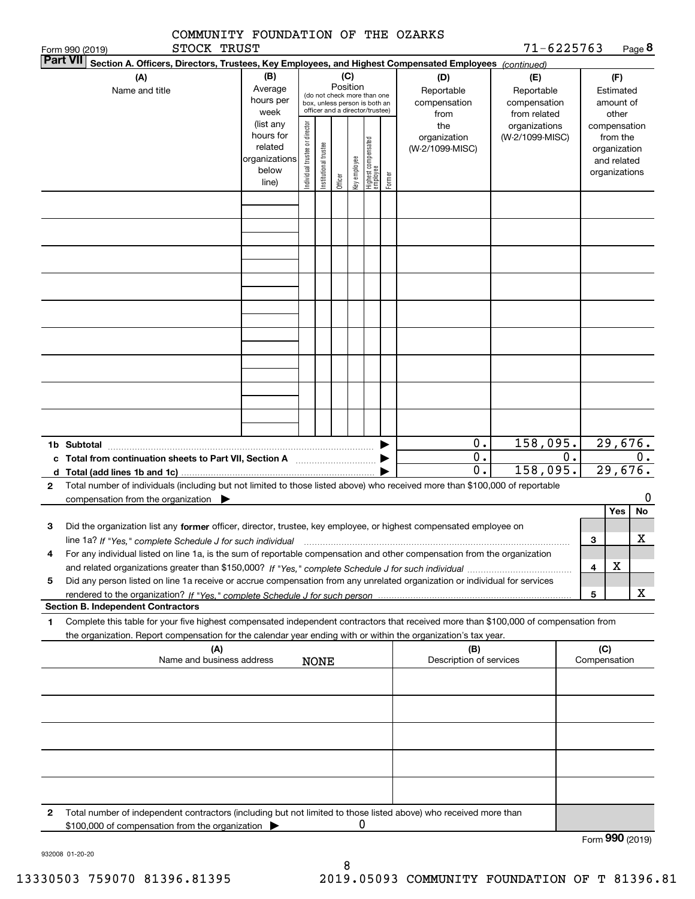COMMUNITY FOUNDATION OF THE OZARKS
STOCK TRUST

71-6225763

Form 990 (2019)

**Part VII** **Section A. Officers, Directors, Trustees, Key Employees, and Highest Compensated Employees** *(continued)*

| (A) Name and title | (B) Average hours per week (list any hours for related organizations below line) | (C) Position (do not check more than one box, unless person is both an officer and a director/trustee): Individual trustee or director | Institutional trustee | Officer | Key employee | Highest compensated employee | Former | (D) Reportable compensation from the organization (W-2/1099-MISC) | (E) Reportable compensation from related organizations (W-2/1099-MISC) | (F) Estimated amount of other compensation from the organization and related organizations |
|---|---|---|---|---|---|---|---|---|---|---|
| | | | | | | | | | | |
| **1b Subtotal** | | | | | | | | 0. | 158,095. | 29,676. |
| **c Total from continuation sheets to Part VII, Section A** | | | | | | | | 0. | 0. | 0. |
| **d Total (add lines 1b and 1c)** | | | | | | | | 0. | 158,095. | 29,676. |

**2** Total number of individuals (including but not limited to those listed above) who received more than $100,000 of reportable compensation from the organization ▶ 0

| | | | Yes | No |
|---|---|---|---|---|
| **3** | Did the organization list any **former** officer, director, trustee, key employee, or highest compensated employee on line 1a? *If "Yes," complete Schedule J for such individual* | 3 | | X |
| **4** | For any individual listed on line 1a, is the sum of reportable compensation and other compensation from the organization and related organizations greater than $150,000? *If "Yes," complete Schedule J for such individual* | 4 | X | |
| **5** | Did any person listed on line 1a receive or accrue compensation from any unrelated organization or individual for services rendered to the organization? *If "Yes," complete Schedule J for such person* | 5 | | X |

**Section B. Independent Contractors**

**1** Complete this table for your five highest compensated independent contractors that received more than $100,000 of compensation from the organization. Report compensation for the calendar year ending with or within the organization's tax year.

| (A) Name and business address | (B) Description of services | (C) Compensation |
|---|---|---|
| NONE | | |
| | | |
| | | |
| | | |
| | | |

**2** Total number of independent contractors (including but not limited to those listed above) who received more than $100,000 of compensation from the organization ▶ 0

Form **990** (2019)

932008 01-20-20

13330503 759070 81396.81395 2019.05093 COMMUNITY FOUNDATION OF T 81396.81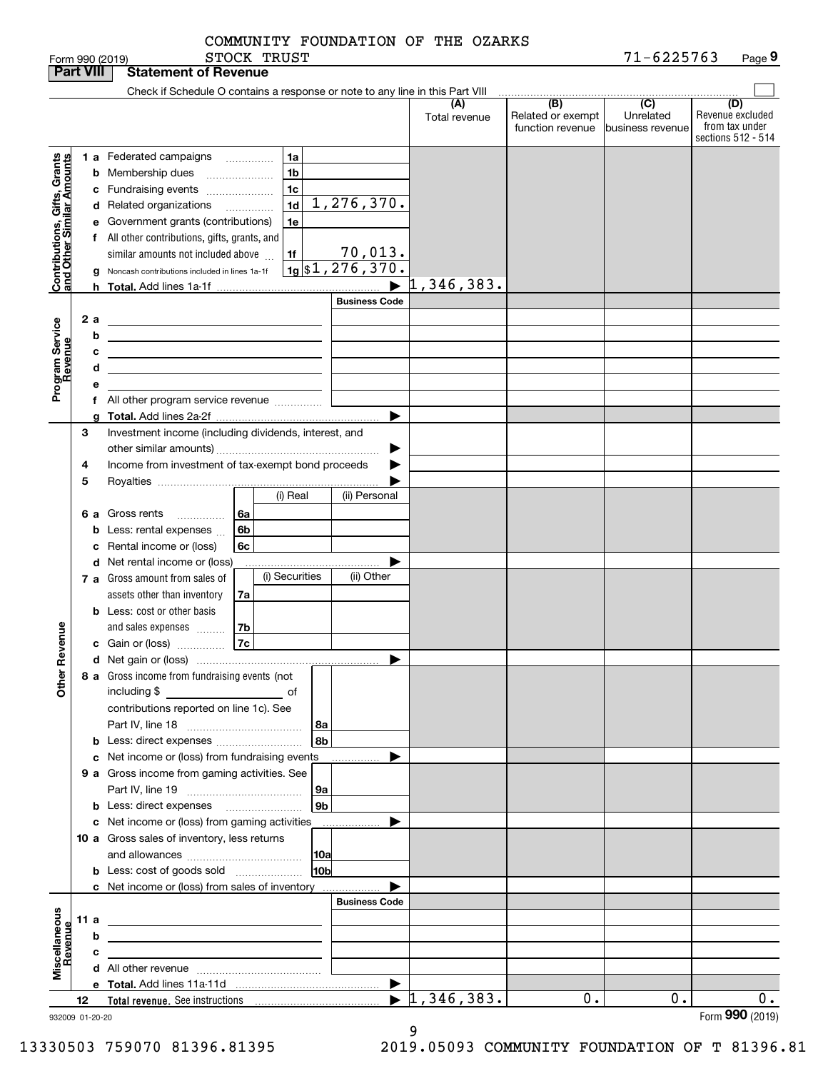COMMUNITY FOUNDATION OF THE OZARKS
STOCK TRUST

Form 990 (2019) 71-6225763 Page 9

## Part VIII Statement of Revenue

Check if Schedule O contains a response or note to any line in this Part VIII

| | | | (A) Total revenue | (B) Related or exempt function revenue | (C) Unrelated business revenue | (D) Revenue excluded from tax under sections 512 - 514 |
|---|---|---|---|---|---|---|
| **Contributions, Gifts, Grants and Other Similar Amounts** | 1 a Federated campaigns | 1a | | | | |
| | b Membership dues | 1b | | | | |
| | c Fundraising events | 1c | | | | |
| | d Related organizations | 1d 1,276,370. | | | | |
| | e Government grants (contributions) | 1e | | | | |
| | f All other contributions, gifts, grants, and similar amounts not included above | 1f 70,013. | | | | |
| | g Noncash contributions included in lines 1a-1f | 1g $1,276,370. | | | | |
| | h **Total.** Add lines 1a-1f | ▶ | 1,346,383. | | | |
| **Program Service Revenue** | | Business Code | | | | |
| | 2 a | | | | | |
| | b | | | | | |
| | c | | | | | |
| | d | | | | | |
| | e | | | | | |
| | f All other program service revenue | | | | | |
| | g **Total.** Add lines 2a-2f | ▶ | | | | |
| **Other Revenue** | 3 Investment income (including dividends, interest, and other similar amounts) | ▶ | | | | |
| | 4 Income from investment of tax-exempt bond proceeds | ▶ | | | | |
| | 5 Royalties | ▶ | | | | |
| | | (i) Real / (ii) Personal | | | | |
| | 6 a Gross rents | 6a | | | | |
| | b Less: rental expenses | 6b | | | | |
| | c Rental income or (loss) | 6c | | | | |
| | d Net rental income or (loss) | ▶ | | | | |
| | 7 a Gross amount from sales of assets other than inventory | (i) Securities / (ii) Other 7a | | | | |
| | b Less: cost or other basis and sales expenses | 7b | | | | |
| | c Gain or (loss) | 7c | | | | |
| | d Net gain or (loss) | ▶ | | | | |
| | 8 a Gross income from fundraising events (not including $ ______ of contributions reported on line 1c). See Part IV, line 18 | 8a | | | | |
| | b Less: direct expenses | 8b | | | | |
| | c Net income or (loss) from fundraising events | ▶ | | | | |
| | 9 a Gross income from gaming activities. See Part IV, line 19 | 9a | | | | |
| | b Less: direct expenses | 9b | | | | |
| | c Net income or (loss) from gaming activities | ▶ | | | | |
| | 10 a Gross sales of inventory, less returns and allowances | 10a | | | | |
| | b Less: cost of goods sold | 10b | | | | |
| | c Net income or (loss) from sales of inventory | ▶ | | | | |
| **Miscellaneous Revenue** | | Business Code | | | | |
| | 11 a | | | | | |
| | b | | | | | |
| | c | | | | | |
| | d All other revenue | | | | | |
| | e **Total.** Add lines 11a-11d | ▶ | | | | |
| | 12 **Total revenue.** See instructions | ▶ | 1,346,383. | 0. | 0. | 0. |

932009 01-20-20

Form **990** (2019)

13330503 759070 81396.81395 2019.05093 COMMUNITY FOUNDATION OF T 81396.81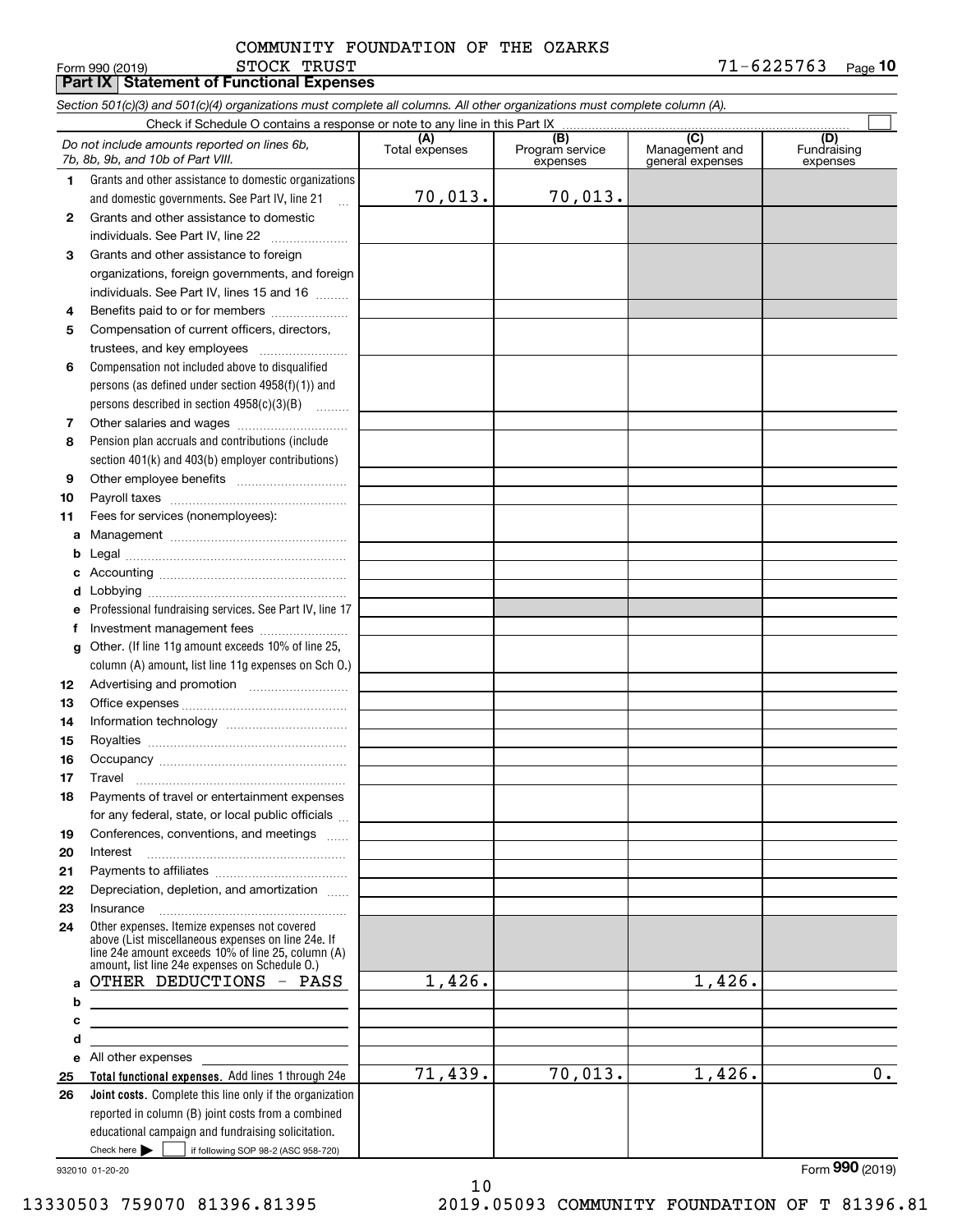COMMUNITY FOUNDATION OF THE OZARKS
STOCK TRUST

Form 990 (2019) 71-6225763 Page 10

## Part IX Statement of Functional Expenses

*Section 501(c)(3) and 501(c)(4) organizations must complete all columns. All other organizations must complete column (A).*

Check if Schedule O contains a response or note to any line in this Part IX ☐

| *Do not include amounts reported on lines 6b, 7b, 8b, 9b, and 10b of Part VIII.* | (A) Total expenses | (B) Program service expenses | (C) Management and general expenses | (D) Fundraising expenses |
|---|---|---|---|---|
| 1 Grants and other assistance to domestic organizations and domestic governments. See Part IV, line 21 | 70,013. | 70,013. | | |
| 2 Grants and other assistance to domestic individuals. See Part IV, line 22 | | | | |
| 3 Grants and other assistance to foreign organizations, foreign governments, and foreign individuals. See Part IV, lines 15 and 16 | | | | |
| 4 Benefits paid to or for members | | | | |
| 5 Compensation of current officers, directors, trustees, and key employees | | | | |
| 6 Compensation not included above to disqualified persons (as defined under section 4958(f)(1)) and persons described in section 4958(c)(3)(B) | | | | |
| 7 Other salaries and wages | | | | |
| 8 Pension plan accruals and contributions (include section 401(k) and 403(b) employer contributions) | | | | |
| 9 Other employee benefits | | | | |
| 10 Payroll taxes | | | | |
| 11 Fees for services (nonemployees): | | | | |
| a Management | | | | |
| b Legal | | | | |
| c Accounting | | | | |
| d Lobbying | | | | |
| e Professional fundraising services. See Part IV, line 17 | | | | |
| f Investment management fees | | | | |
| g Other. (If line 11g amount exceeds 10% of line 25, column (A) amount, list line 11g expenses on Sch O.) | | | | |
| 12 Advertising and promotion | | | | |
| 13 Office expenses | | | | |
| 14 Information technology | | | | |
| 15 Royalties | | | | |
| 16 Occupancy | | | | |
| 17 Travel | | | | |
| 18 Payments of travel or entertainment expenses for any federal, state, or local public officials | | | | |
| 19 Conferences, conventions, and meetings | | | | |
| 20 Interest | | | | |
| 21 Payments to affiliates | | | | |
| 22 Depreciation, depletion, and amortization | | | | |
| 23 Insurance | | | | |
| 24 Other expenses. Itemize expenses not covered above (List miscellaneous expenses on line 24e. If line 24e amount exceeds 10% of line 25, column (A) amount, list line 24e expenses on Schedule O.) | | | | |
| a OTHER DEDUCTIONS - PASS | 1,426. | | 1,426. | |
| b | | | | |
| c | | | | |
| d | | | | |
| e All other expenses | | | | |
| 25 **Total functional expenses.** Add lines 1 through 24e | 71,439. | 70,013. | 1,426. | 0. |
| 26 **Joint costs.** Complete this line only if the organization reported in column (B) joint costs from a combined educational campaign and fundraising solicitation. Check here ☐ if following SOP 98-2 (ASC 958-720) | | | | |

932010 01-20-20

Form **990** (2019)

13330503 759070 81396.81395 2019.05093 COMMUNITY FOUNDATION OF T 81396.81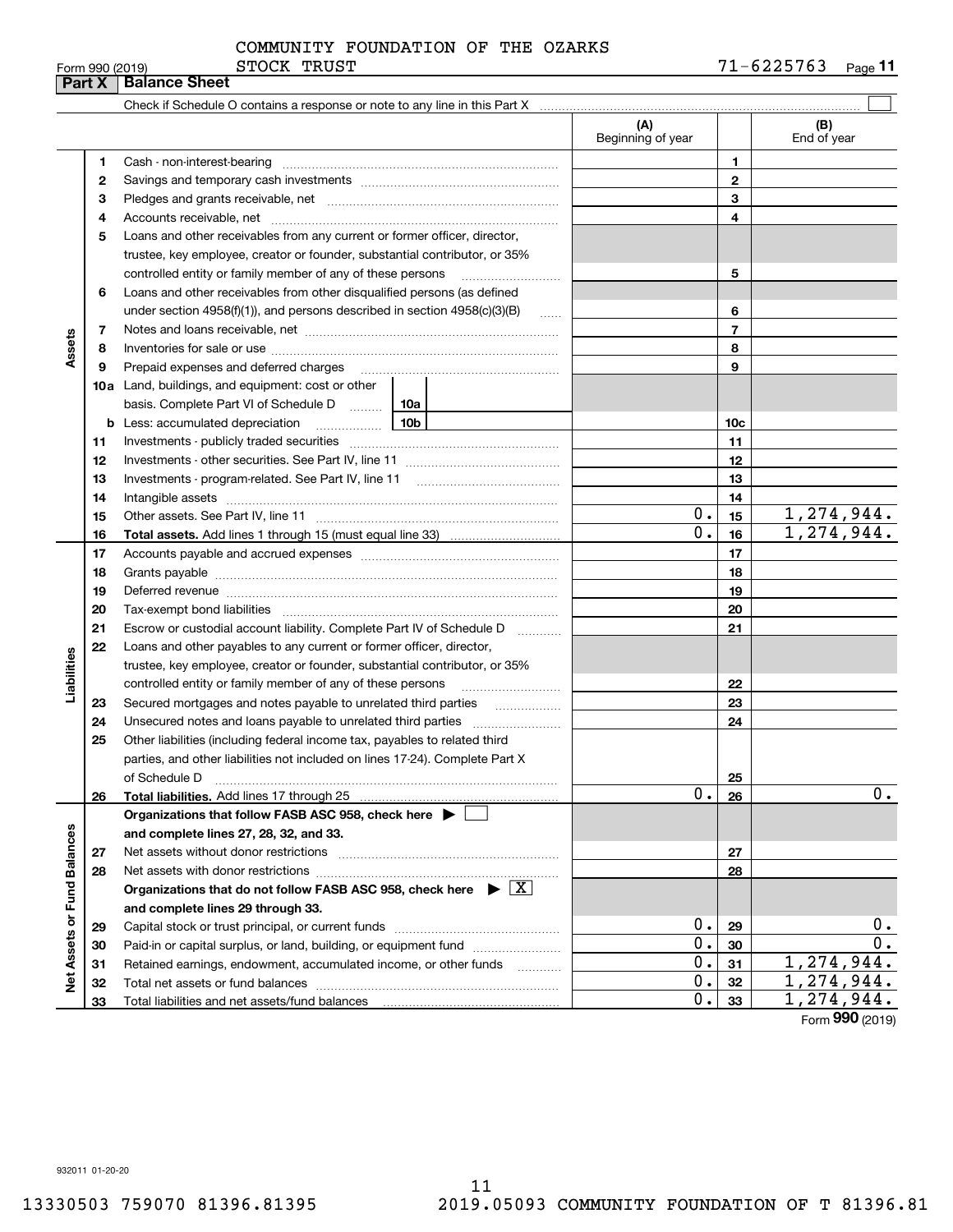COMMUNITY FOUNDATION OF THE OZARKS
STOCK TRUST

Form 990 (2019) 71-6225763 Page 11

## Part X Balance Sheet

Check if Schedule O contains a response or note to any line in this Part X ☐

| | | | (A) Beginning of year | | (B) End of year |
|---|---|---|---|---|---|
| Assets | 1 | Cash - non-interest-bearing | | 1 | |
| | 2 | Savings and temporary cash investments | | 2 | |
| | 3 | Pledges and grants receivable, net | | 3 | |
| | 4 | Accounts receivable, net | | 4 | |
| | 5 | Loans and other receivables from any current or former officer, director, trustee, key employee, creator or founder, substantial contributor, or 35% controlled entity or family member of any of these persons | | 5 | |
| | 6 | Loans and other receivables from other disqualified persons (as defined under section 4958(f)(1)), and persons described in section 4958(c)(3)(B) | | 6 | |
| | 7 | Notes and loans receivable, net | | 7 | |
| | 8 | Inventories for sale or use | | 8 | |
| | 9 | Prepaid expenses and deferred charges | | 9 | |
| | 10a | Land, buildings, and equipment: cost or other basis. Complete Part VI of Schedule D 10a | | | |
| | b | Less: accumulated depreciation 10b | | 10c | |
| | 11 | Investments - publicly traded securities | | 11 | |
| | 12 | Investments - other securities. See Part IV, line 11 | | 12 | |
| | 13 | Investments - program-related. See Part IV, line 11 | | 13 | |
| | 14 | Intangible assets | | 14 | |
| | 15 | Other assets. See Part IV, line 11 | 0. | 15 | 1,274,944. |
| | 16 | **Total assets.** Add lines 1 through 15 (must equal line 33) | 0. | 16 | 1,274,944. |
| Liabilities | 17 | Accounts payable and accrued expenses | | 17 | |
| | 18 | Grants payable | | 18 | |
| | 19 | Deferred revenue | | 19 | |
| | 20 | Tax-exempt bond liabilities | | 20 | |
| | 21 | Escrow or custodial account liability. Complete Part IV of Schedule D | | 21 | |
| | 22 | Loans and other payables to any current or former officer, director, trustee, key employee, creator or founder, substantial contributor, or 35% controlled entity or family member of any of these persons | | 22 | |
| | 23 | Secured mortgages and notes payable to unrelated third parties | | 23 | |
| | 24 | Unsecured notes and loans payable to unrelated third parties | | 24 | |
| | 25 | Other liabilities (including federal income tax, payables to related third parties, and other liabilities not included on lines 17-24). Complete Part X of Schedule D | | 25 | |
| | 26 | **Total liabilities.** Add lines 17 through 25 | 0. | 26 | 0. |
| Net Assets or Fund Balances | | **Organizations that follow FASB ASC 958, check here ▶ ☐ and complete lines 27, 28, 32, and 33.** | | | |
| | 27 | Net assets without donor restrictions | | 27 | |
| | 28 | Net assets with donor restrictions | | 28 | |
| | | **Organizations that do not follow FASB ASC 958, check here ▶ ☒ and complete lines 29 through 33.** | | | |
| | 29 | Capital stock or trust principal, or current funds | 0. | 29 | 0. |
| | 30 | Paid-in or capital surplus, or land, building, or equipment fund | 0. | 30 | 0. |
| | 31 | Retained earnings, endowment, accumulated income, or other funds | 0. | 31 | 1,274,944. |
| | 32 | Total net assets or fund balances | 0. | 32 | 1,274,944. |
| | 33 | Total liabilities and net assets/fund balances | 0. | 33 | 1,274,944. |

Form 990 (2019)

932011 01-20-20

13330503 759070 81396.81395 2019.05093 COMMUNITY FOUNDATION OF T 81396.81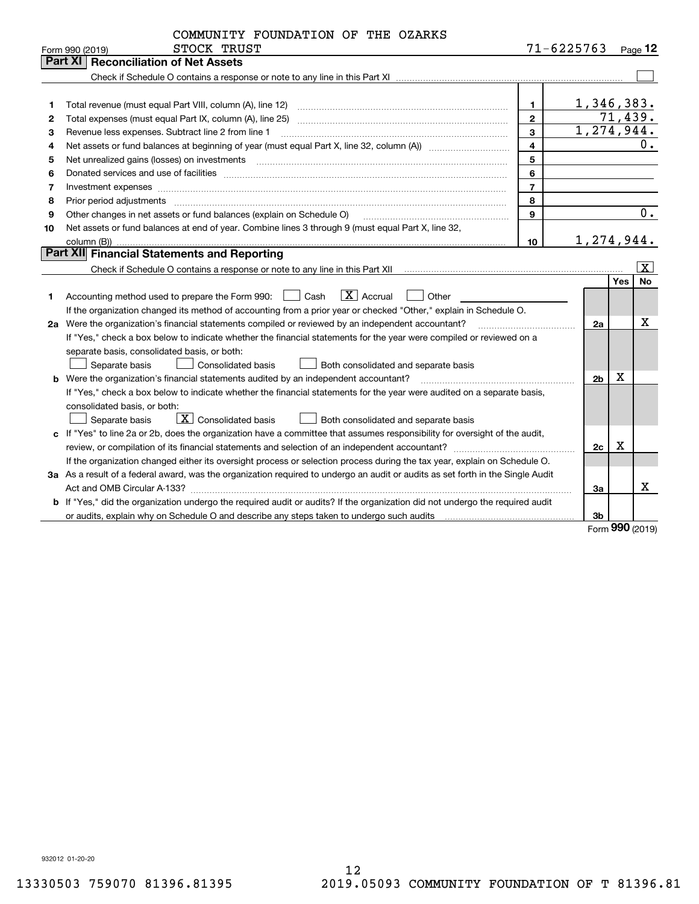COMMUNITY FOUNDATION OF THE OZARKS
Form 990 (2019) STOCK TRUST 71-6225763 Page 12

## Part XI Reconciliation of Net Assets

Check if Schedule O contains a response or note to any line in this Part XI ☐

| | | | |
|---|---|---|---|
| 1 | Total revenue (must equal Part VIII, column (A), line 12) | 1 | 1,346,383. |
| 2 | Total expenses (must equal Part IX, column (A), line 25) | 2 | 71,439. |
| 3 | Revenue less expenses. Subtract line 2 from line 1 | 3 | 1,274,944. |
| 4 | Net assets or fund balances at beginning of year (must equal Part X, line 32, column (A)) | 4 | 0. |
| 5 | Net unrealized gains (losses) on investments | 5 | |
| 6 | Donated services and use of facilities | 6 | |
| 7 | Investment expenses | 7 | |
| 8 | Prior period adjustments | 8 | |
| 9 | Other changes in net assets or fund balances (explain on Schedule O) | 9 | 0. |
| 10 | Net assets or fund balances at end of year. Combine lines 3 through 9 (must equal Part X, line 32, column (B)) | 10 | 1,274,944. |

## Part XII Financial Statements and Reporting

Check if Schedule O contains a response or note to any line in this Part XII ☒

| | | | Yes | No |
|---|---|---|---|---|
| 1 | Accounting method used to prepare the Form 990: ☐ Cash ☒ Accrual ☐ Other<br>If the organization changed its method of accounting from a prior year or checked "Other," explain in Schedule O. | | | |
| 2a | Were the organization's financial statements compiled or reviewed by an independent accountant?<br>If "Yes," check a box below to indicate whether the financial statements for the year were compiled or reviewed on a separate basis, consolidated basis, or both:<br>☐ Separate basis ☐ Consolidated basis ☐ Both consolidated and separate basis | 2a | | X |
| b | Were the organization's financial statements audited by an independent accountant?<br>If "Yes," check a box below to indicate whether the financial statements for the year were audited on a separate basis, consolidated basis, or both:<br>☐ Separate basis ☒ Consolidated basis ☐ Both consolidated and separate basis | 2b | X | |
| c | If "Yes" to line 2a or 2b, does the organization have a committee that assumes responsibility for oversight of the audit, review, or compilation of its financial statements and selection of an independent accountant?<br>If the organization changed either its oversight process or selection process during the tax year, explain on Schedule O. | 2c | X | |
| 3a | As a result of a federal award, was the organization required to undergo an audit or audits as set forth in the Single Audit Act and OMB Circular A-133? | 3a | | X |
| b | If "Yes," did the organization undergo the required audit or audits? If the organization did not undergo the required audit or audits, explain why on Schedule O and describe any steps taken to undergo such audits | 3b | | |

Form 990 (2019)

932012 01-20-20

13330503 759070 81396.81395 2019.05093 COMMUNITY FOUNDATION OF T 81396.81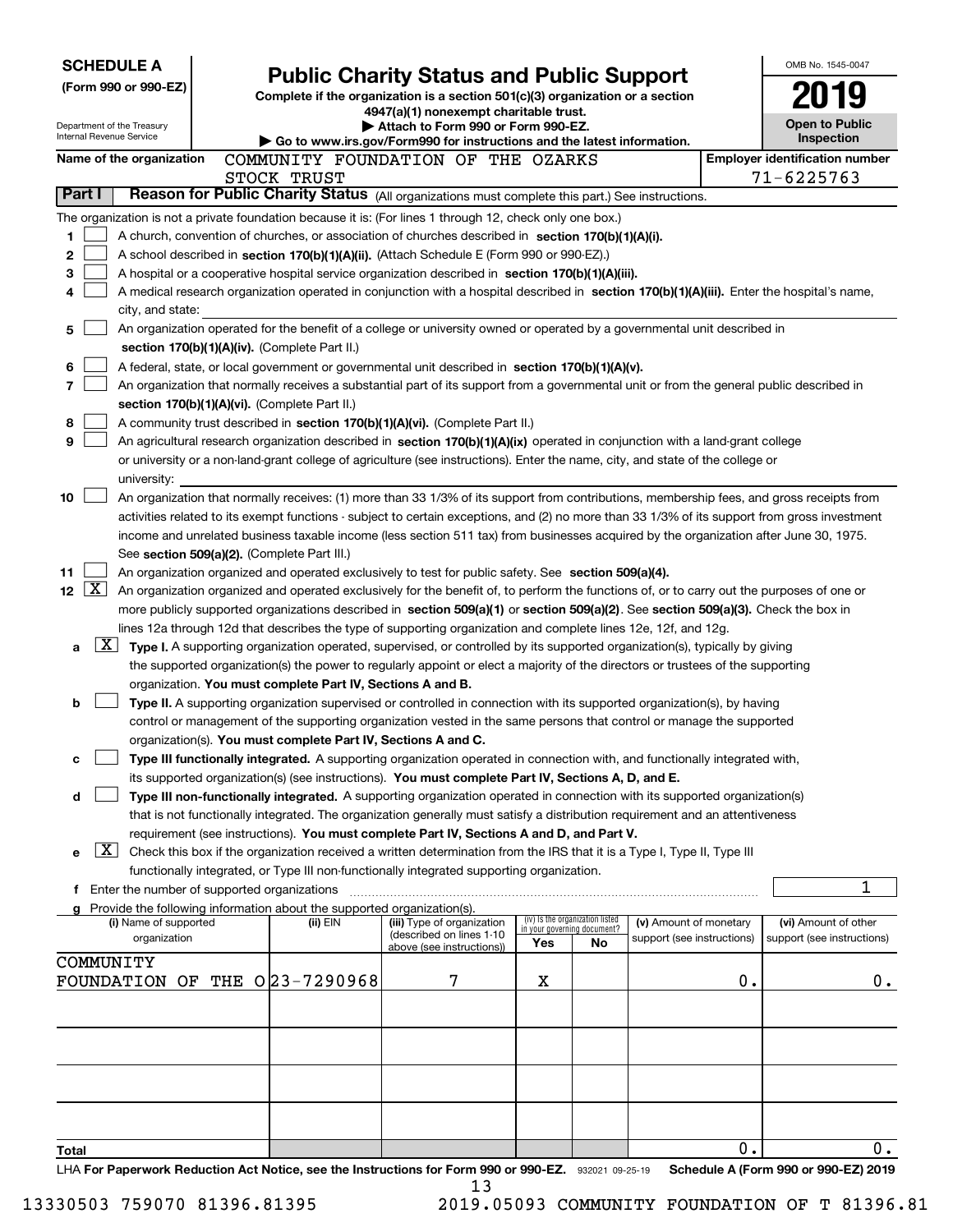**SCHEDULE A**
**(Form 990 or 990-EZ)**

Department of the Treasury
Internal Revenue Service

# Public Charity Status and Public Support

**Complete if the organization is a section 501(c)(3) organization or a section 4947(a)(1) nonexempt charitable trust.**
**▶ Attach to Form 990 or Form 990-EZ.**
**▶ Go to www.irs.gov/Form990 for instructions and the latest information.**

OMB No. 1545-0047
**2019**
**Open to Public Inspection**

**Name of the organization** COMMUNITY FOUNDATION OF THE OZARKS STOCK TRUST

**Employer identification number** 71-6225763

**Part I** **Reason for Public Charity Status** (All organizations must complete this part.) See instructions.

The organization is not a private foundation because it is: (For lines 1 through 12, check only one box.)

1 ☐ A church, convention of churches, or association of churches described in **section 170(b)(1)(A)(i).**

2 ☐ A school described in **section 170(b)(1)(A)(ii).** (Attach Schedule E (Form 990 or 990-EZ).)

3 ☐ A hospital or a cooperative hospital service organization described in **section 170(b)(1)(A)(iii).**

4 ☐ A medical research organization operated in conjunction with a hospital described in **section 170(b)(1)(A)(iii).** Enter the hospital's name, city, and state:

5 ☐ An organization operated for the benefit of a college or university owned or operated by a governmental unit described in **section 170(b)(1)(A)(iv).** (Complete Part II.)

6 ☐ A federal, state, or local government or governmental unit described in **section 170(b)(1)(A)(v).**

7 ☐ An organization that normally receives a substantial part of its support from a governmental unit or from the general public described in **section 170(b)(1)(A)(vi).** (Complete Part II.)

8 ☐ A community trust described in **section 170(b)(1)(A)(vi).** (Complete Part II.)

9 ☐ An agricultural research organization described in **section 170(b)(1)(A)(ix)** operated in conjunction with a land-grant college or university or a non-land-grant college of agriculture (see instructions). Enter the name, city, and state of the college or university:

10 ☐ An organization that normally receives: (1) more than 33 1/3% of its support from contributions, membership fees, and gross receipts from activities related to its exempt functions - subject to certain exceptions, and (2) no more than 33 1/3% of its support from gross investment income and unrelated business taxable income (less section 511 tax) from businesses acquired by the organization after June 30, 1975. See **section 509(a)(2).** (Complete Part III.)

11 ☐ An organization organized and operated exclusively to test for public safety. See **section 509(a)(4).**

12 ☒ An organization organized and operated exclusively for the benefit of, to perform the functions of, or to carry out the purposes of one or more publicly supported organizations described in **section 509(a)(1)** or **section 509(a)(2)**. See **section 509(a)(3).** Check the box in lines 12a through 12d that describes the type of supporting organization and complete lines 12e, 12f, and 12g.

a ☒ **Type I.** A supporting organization operated, supervised, or controlled by its supported organization(s), typically by giving the supported organization(s) the power to regularly appoint or elect a majority of the directors or trustees of the supporting organization. **You must complete Part IV, Sections A and B.**

b ☐ **Type II.** A supporting organization supervised or controlled in connection with its supported organization(s), by having control or management of the supporting organization vested in the same persons that control or manage the supported organization(s). **You must complete Part IV, Sections A and C.**

c ☐ **Type III functionally integrated.** A supporting organization operated in connection with, and functionally integrated with, its supported organization(s) (see instructions). **You must complete Part IV, Sections A, D, and E.**

d ☐ **Type III non-functionally integrated.** A supporting organization operated in connection with its supported organization(s) that is not functionally integrated. The organization generally must satisfy a distribution requirement and an attentiveness requirement (see instructions). **You must complete Part IV, Sections A and D, and Part V.**

e ☒ Check this box if the organization received a written determination from the IRS that it is a Type I, Type II, Type III functionally integrated, or Type III non-functionally integrated supporting organization.

f Enter the number of supported organizations ........ 1

g Provide the following information about the supported organization(s).

| (i) Name of supported organization | (ii) EIN | (iii) Type of organization (described on lines 1-10 above (see instructions)) | (iv) Is the organization listed in your governing document? Yes | No | (v) Amount of monetary support (see instructions) | (vi) Amount of other support (see instructions) |
|---|---|---|---|---|---|---|
| COMMUNITY FOUNDATION OF THE O | 23-7290968 | 7 | X | | 0. | 0. |
| | | | | | | |
| | | | | | | |
| | | | | | | |
| | | | | | | |
| **Total** | | | | | 0. | 0. |

LHA **For Paperwork Reduction Act Notice, see the Instructions for Form 990 or 990-EZ.** 932021 09-25-19 **Schedule A (Form 990 or 990-EZ) 2019**

13330503 759070 81396.81395 2019.05093 COMMUNITY FOUNDATION OF T 81396.81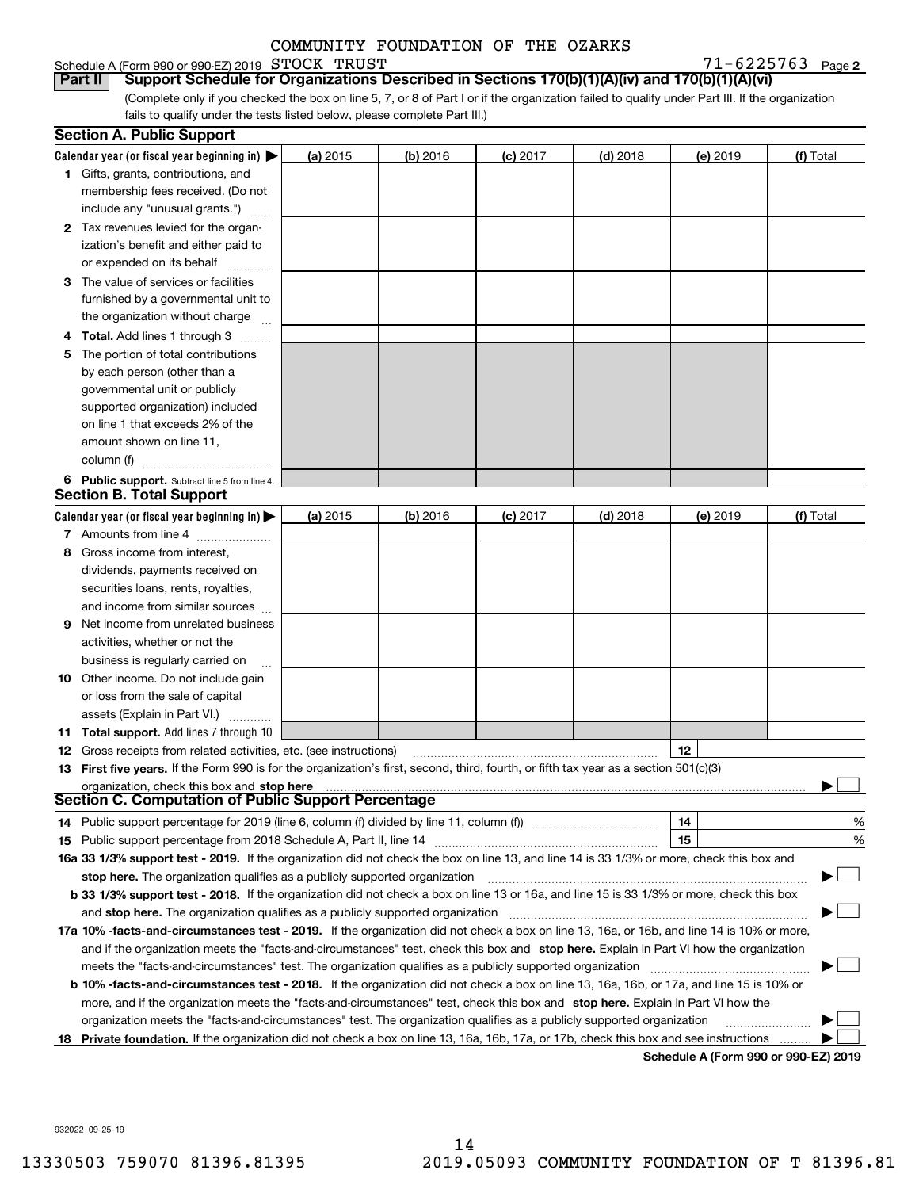COMMUNITY FOUNDATION OF THE OZARKS

Schedule A (Form 990 or 990-EZ) 2019 STOCK TRUST 71-6225763 Page 2

**Part II Support Schedule for Organizations Described in Sections 170(b)(1)(A)(iv) and 170(b)(1)(A)(vi)**

(Complete only if you checked the box on line 5, 7, or 8 of Part I or if the organization failed to qualify under Part III. If the organization fails to qualify under the tests listed below, please complete Part III.)

## Section A. Public Support

| Calendar year (or fiscal year beginning in) ▶ | (a) 2015 | (b) 2016 | (c) 2017 | (d) 2018 | (e) 2019 | (f) Total |
|---|---|---|---|---|---|---|
| **1** Gifts, grants, contributions, and membership fees received. (Do not include any "unusual grants.") | | | | | | |
| **2** Tax revenues levied for the organization's benefit and either paid to or expended on its behalf | | | | | | |
| **3** The value of services or facilities furnished by a governmental unit to the organization without charge | | | | | | |
| **4** **Total.** Add lines 1 through 3 | | | | | | |
| **5** The portion of total contributions by each person (other than a governmental unit or publicly supported organization) included on line 1 that exceeds 2% of the amount shown on line 11, column (f) | | | | | | |
| **6** **Public support.** Subtract line 5 from line 4. | | | | | | |

## Section B. Total Support

| Calendar year (or fiscal year beginning in) ▶ | (a) 2015 | (b) 2016 | (c) 2017 | (d) 2018 | (e) 2019 | (f) Total |
|---|---|---|---|---|---|---|
| **7** Amounts from line 4 | | | | | | |
| **8** Gross income from interest, dividends, payments received on securities loans, rents, royalties, and income from similar sources | | | | | | |
| **9** Net income from unrelated business activities, whether or not the business is regularly carried on | | | | | | |
| **10** Other income. Do not include gain or loss from the sale of capital assets (Explain in Part VI.) | | | | | | |
| **11** **Total support.** Add lines 7 through 10 | | | | | | |

**12** Gross receipts from related activities, etc. (see instructions) **12**

**13** **First five years.** If the Form 990 is for the organization's first, second, third, fourth, or fifth tax year as a section 501(c)(3) organization, check this box and **stop here** ▶ ☐

## Section C. Computation of Public Support Percentage

**14** Public support percentage for 2019 (line 6, column (f) divided by line 11, column (f)) **14** %

**15** Public support percentage from 2018 Schedule A, Part II, line 14 **15** %

**16a 33 1/3% support test - 2019.** If the organization did not check the box on line 13, and line 14 is 33 1/3% or more, check this box and **stop here.** The organization qualifies as a publicly supported organization ▶ ☐

**b 33 1/3% support test - 2018.** If the organization did not check a box on line 13 or 16a, and line 15 is 33 1/3% or more, check this box and **stop here.** The organization qualifies as a publicly supported organization ▶ ☐

**17a 10% -facts-and-circumstances test - 2019.** If the organization did not check a box on line 13, 16a, or 16b, and line 14 is 10% or more, and if the organization meets the "facts-and-circumstances" test, check this box and **stop here.** Explain in Part VI how the organization meets the "facts-and-circumstances" test. The organization qualifies as a publicly supported organization ▶ ☐

**b 10% -facts-and-circumstances test - 2018.** If the organization did not check a box on line 13, 16a, 16b, or 17a, and line 15 is 10% or more, and if the organization meets the "facts-and-circumstances" test, check this box and **stop here.** Explain in Part VI how the organization meets the "facts-and-circumstances" test. The organization qualifies as a publicly supported organization ▶ ☐

**18** **Private foundation.** If the organization did not check a box on line 13, 16a, 16b, 17a, or 17b, check this box and see instructions ▶ ☐

**Schedule A (Form 990 or 990-EZ) 2019**

932022 09-25-19

13330503 759070 81396.81395 2019.05093 COMMUNITY FOUNDATION OF T 81396.81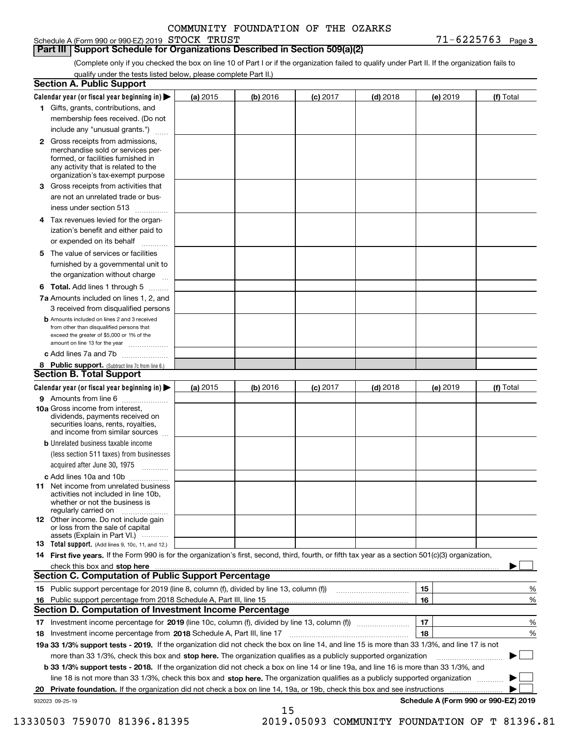COMMUNITY FOUNDATION OF THE OZARKS

Schedule A (Form 990 or 990-EZ) 2019 STOCK TRUST 71-6225763 Page 3

## Part III Support Schedule for Organizations Described in Section 509(a)(2)

(Complete only if you checked the box on line 10 of Part I or if the organization failed to qualify under Part II. If the organization fails to qualify under the tests listed below, please complete Part II.)

### Section A. Public Support

| Calendar year (or fiscal year beginning in) ▶ | (a) 2015 | (b) 2016 | (c) 2017 | (d) 2018 | (e) 2019 | (f) Total |
|---|---|---|---|---|---|---|
| **1** Gifts, grants, contributions, and membership fees received. (Do not include any "unusual grants.") | | | | | | |
| **2** Gross receipts from admissions, merchandise sold or services performed, or facilities furnished in any activity that is related to the organization's tax-exempt purpose | | | | | | |
| **3** Gross receipts from activities that are not an unrelated trade or business under section 513 | | | | | | |
| **4** Tax revenues levied for the organization's benefit and either paid to or expended on its behalf | | | | | | |
| **5** The value of services or facilities furnished by a governmental unit to the organization without charge | | | | | | |
| **6 Total.** Add lines 1 through 5 | | | | | | |
| **7a** Amounts included on lines 1, 2, and 3 received from disqualified persons | | | | | | |
| **b** Amounts included on lines 2 and 3 received from other than disqualified persons that exceed the greater of $5,000 or 1% of the amount on line 13 for the year | | | | | | |
| **c** Add lines 7a and 7b | | | | | | |
| **8 Public support.** (Subtract line 7c from line 6.) | | | | | | |

### Section B. Total Support

| Calendar year (or fiscal year beginning in) ▶ | (a) 2015 | (b) 2016 | (c) 2017 | (d) 2018 | (e) 2019 | (f) Total |
|---|---|---|---|---|---|---|
| **9** Amounts from line 6 | | | | | | |
| **10a** Gross income from interest, dividends, payments received on securities loans, rents, royalties, and income from similar sources | | | | | | |
| **b** Unrelated business taxable income (less section 511 taxes) from businesses acquired after June 30, 1975 | | | | | | |
| **c** Add lines 10a and 10b | | | | | | |
| **11** Net income from unrelated business activities not included in line 10b, whether or not the business is regularly carried on | | | | | | |
| **12** Other income. Do not include gain or loss from the sale of capital assets (Explain in Part VI.) | | | | | | |
| **13 Total support.** (Add lines 9, 10c, 11, and 12.) | | | | | | |

**14 First five years.** If the Form 990 is for the organization's first, second, third, fourth, or fifth tax year as a section 501(c)(3) organization, check this box and **stop here** ▶ ☐

### Section C. Computation of Public Support Percentage

| | | | |
|---|---|---|---|
| **15** Public support percentage for 2019 (line 8, column (f), divided by line 13, column (f)) | 15 | | % |
| **16** Public support percentage from 2018 Schedule A, Part III, line 15 | 16 | | % |

### Section D. Computation of Investment Income Percentage

| | | | |
|---|---|---|---|
| **17** Investment income percentage for **2019** (line 10c, column (f), divided by line 13, column (f)) | 17 | | % |
| **18** Investment income percentage from **2018** Schedule A, Part III, line 17 | 18 | | % |

**19a 33 1/3% support tests - 2019.** If the organization did not check the box on line 14, and line 15 is more than 33 1/3%, and line 17 is not more than 33 1/3%, check this box and **stop here.** The organization qualifies as a publicly supported organization ▶ ☐

**b 33 1/3% support tests - 2018.** If the organization did not check a box on line 14 or line 19a, and line 16 is more than 33 1/3%, and line 18 is not more than 33 1/3%, check this box and **stop here.** The organization qualifies as a publicly supported organization ▶ ☐

**20 Private foundation.** If the organization did not check a box on line 14, 19a, or 19b, check this box and see instructions ▶ ☐

932023 09-25-19 **Schedule A (Form 990 or 990-EZ) 2019**

13330503 759070 81396.81395 2019.05093 COMMUNITY FOUNDATION OF T 81396.81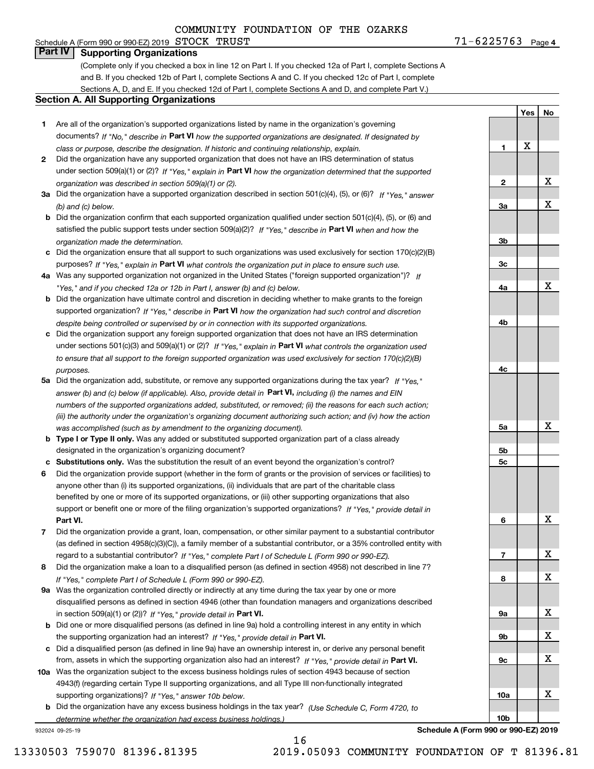COMMUNITY FOUNDATION OF THE OZARKS

Schedule A (Form 990 or 990-EZ) 2019 STOCK TRUST 71-6225763 Page 4

## Part IV Supporting Organizations

(Complete only if you checked a box in line 12 on Part I. If you checked 12a of Part I, complete Sections A and B. If you checked 12b of Part I, complete Sections A and C. If you checked 12c of Part I, complete Sections A, D, and E. If you checked 12d of Part I, complete Sections A and D, and complete Part V.)

### Section A. All Supporting Organizations

| | | Line | Yes | No |
|---|---|---|---|---|
| 1 | Are all of the organization's supported organizations listed by name in the organization's governing documents? *If "No," describe in* **Part VI** *how the supported organizations are designated. If designated by class or purpose, describe the designation. If historic and continuing relationship, explain.* | 1 | X | |
| 2 | Did the organization have any supported organization that does not have an IRS determination of status under section 509(a)(1) or (2)? *If "Yes," explain in* **Part VI** *how the organization determined that the supported organization was described in section 509(a)(1) or (2).* | 2 | | X |
| 3a | Did the organization have a supported organization described in section 501(c)(4), (5), or (6)? *If "Yes," answer (b) and (c) below.* | 3a | | X |
| b | Did the organization confirm that each supported organization qualified under section 501(c)(4), (5), or (6) and satisfied the public support tests under section 509(a)(2)? *If "Yes," describe in* **Part VI** *when and how the organization made the determination.* | 3b | | |
| c | Did the organization ensure that all support to such organizations was used exclusively for section 170(c)(2)(B) purposes? *If "Yes," explain in* **Part VI** *what controls the organization put in place to ensure such use.* | 3c | | |
| 4a | Was any supported organization not organized in the United States ("foreign supported organization")? *If "Yes," and if you checked 12a or 12b in Part I, answer (b) and (c) below.* | 4a | | X |
| b | Did the organization have ultimate control and discretion in deciding whether to make grants to the foreign supported organization? *If "Yes," describe in* **Part VI** *how the organization had such control and discretion despite being controlled or supervised by or in connection with its supported organizations.* | 4b | | |
| c | Did the organization support any foreign supported organization that does not have an IRS determination under sections 501(c)(3) and 509(a)(1) or (2)? *If "Yes," explain in* **Part VI** *what controls the organization used to ensure that all support to the foreign supported organization was used exclusively for section 170(c)(2)(B) purposes.* | 4c | | |
| 5a | Did the organization add, substitute, or remove any supported organizations during the tax year? *If "Yes," answer (b) and (c) below (if applicable). Also, provide detail in* **Part VI,** *including (i) the names and EIN numbers of the supported organizations added, substituted, or removed; (ii) the reasons for each such action; (iii) the authority under the organization's organizing document authorizing such action; and (iv) how the action was accomplished (such as by amendment to the organizing document).* | 5a | | X |
| b | **Type I or Type II only.** Was any added or substituted supported organization part of a class already designated in the organization's organizing document? | 5b | | |
| c | **Substitutions only.** Was the substitution the result of an event beyond the organization's control? | 5c | | |
| 6 | Did the organization provide support (whether in the form of grants or the provision of services or facilities) to anyone other than (i) its supported organizations, (ii) individuals that are part of the charitable class benefited by one or more of its supported organizations, or (iii) other supporting organizations that also support or benefit one or more of the filing organization's supported organizations? *If "Yes," provide detail in* **Part VI.** | 6 | | X |
| 7 | Did the organization provide a grant, loan, compensation, or other similar payment to a substantial contributor (as defined in section 4958(c)(3)(C)), a family member of a substantial contributor, or a 35% controlled entity with regard to a substantial contributor? *If "Yes," complete Part I of Schedule L (Form 990 or 990-EZ).* | 7 | | X |
| 8 | Did the organization make a loan to a disqualified person (as defined in section 4958) not described in line 7? *If "Yes," complete Part I of Schedule L (Form 990 or 990-EZ).* | 8 | | X |
| 9a | Was the organization controlled directly or indirectly at any time during the tax year by one or more disqualified persons as defined in section 4946 (other than foundation managers and organizations described in section 509(a)(1) or (2))? *If "Yes," provide detail in* **Part VI.** | 9a | | X |
| b | Did one or more disqualified persons (as defined in line 9a) hold a controlling interest in any entity in which the supporting organization had an interest? *If "Yes," provide detail in* **Part VI.** | 9b | | X |
| c | Did a disqualified person (as defined in line 9a) have an ownership interest in, or derive any personal benefit from, assets in which the supporting organization also had an interest? *If "Yes," provide detail in* **Part VI.** | 9c | | X |
| 10a | Was the organization subject to the excess business holdings rules of section 4943 because of section 4943(f) (regarding certain Type II supporting organizations, and all Type III non-functionally integrated supporting organizations)? *If "Yes," answer 10b below.* | 10a | | X |
| b | Did the organization have any excess business holdings in the tax year? *(Use Schedule C, Form 4720, to determine whether the organization had excess business holdings.)* | 10b | | |

932024 09-25-19 **Schedule A (Form 990 or 990-EZ) 2019**

13330503 759070 81396.81395 2019.05093 COMMUNITY FOUNDATION OF T 81396.81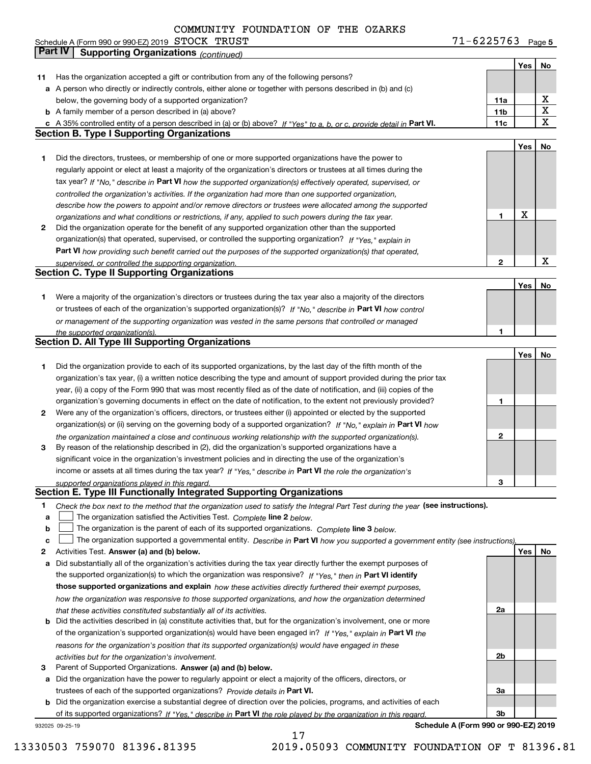COMMUNITY FOUNDATION OF THE OZARKS

Schedule A (Form 990 or 990-EZ) 2019 STOCK TRUST 71-6225763 Page 5

## Part IV Supporting Organizations *(continued)*

| | | | Yes | No |
|---|---|---|---|---|
| **11** | Has the organization accepted a gift or contribution from any of the following persons? | | | |
| **a** | A person who directly or indirectly controls, either alone or together with persons described in (b) and (c) below, the governing body of a supported organization? | 11a | | X |
| **b** | A family member of a person described in (a) above? | 11b | | X |
| **c** | A 35% controlled entity of a person described in (a) or (b) above? *If "Yes" to a, b, or c, provide detail in* **Part VI.** | 11c | | X |

### Section B. Type I Supporting Organizations

| | | | Yes | No |
|---|---|---|---|---|
| **1** | Did the directors, trustees, or membership of one or more supported organizations have the power to regularly appoint or elect at least a majority of the organization's directors or trustees at all times during the tax year? *If "No," describe in* **Part VI** *how the supported organization(s) effectively operated, supervised, or controlled the organization's activities. If the organization had more than one supported organization, describe how the powers to appoint and/or remove directors or trustees were allocated among the supported organizations and what conditions or restrictions, if any, applied to such powers during the tax year.* | 1 | X | |
| **2** | Did the organization operate for the benefit of any supported organization other than the supported organization(s) that operated, supervised, or controlled the supporting organization? *If "Yes," explain in* **Part VI** *how providing such benefit carried out the purposes of the supported organization(s) that operated, supervised, or controlled the supporting organization.* | 2 | | X |

### Section C. Type II Supporting Organizations

| | | | Yes | No |
|---|---|---|---|---|
| **1** | Were a majority of the organization's directors or trustees during the tax year also a majority of the directors or trustees of each of the organization's supported organization(s)? *If "No," describe in* **Part VI** *how control or management of the supporting organization was vested in the same persons that controlled or managed the supported organization(s).* | 1 | | |

### Section D. All Type III Supporting Organizations

| | | | Yes | No |
|---|---|---|---|---|
| **1** | Did the organization provide to each of its supported organizations, by the last day of the fifth month of the organization's tax year, (i) a written notice describing the type and amount of support provided during the prior tax year, (ii) a copy of the Form 990 that was most recently filed as of the date of notification, and (iii) copies of the organization's governing documents in effect on the date of notification, to the extent not previously provided? | 1 | | |
| **2** | Were any of the organization's officers, directors, or trustees either (i) appointed or elected by the supported organization(s) or (ii) serving on the governing body of a supported organization? *If "No," explain in* **Part VI** *how the organization maintained a close and continuous working relationship with the supported organization(s).* | 2 | | |
| **3** | By reason of the relationship described in (2), did the organization's supported organizations have a significant voice in the organization's investment policies and in directing the use of the organization's income or assets at all times during the tax year? *If "Yes," describe in* **Part VI** *the role the organization's supported organizations played in this regard.* | 3 | | |

### Section E. Type III Functionally Integrated Supporting Organizations

**1** *Check the box next to the method that the organization used to satisfy the Integral Part Test during the year* **(see instructions).**

- **a** ☐ The organization satisfied the Activities Test. *Complete* **line 2** *below.*
- **b** ☐ The organization is the parent of each of its supported organizations. *Complete* **line 3** *below.*
- **c** ☐ The organization supported a governmental entity. *Describe in* **Part VI** *how you supported a government entity (see instructions).*

| | | | Yes | No |
|---|---|---|---|---|
| **2** | Activities Test. **Answer (a) and (b) below.** | | | |
| **a** | Did substantially all of the organization's activities during the tax year directly further the exempt purposes of the supported organization(s) to which the organization was responsive? *If "Yes," then in* **Part VI identify those supported organizations and explain** *how these activities directly furthered their exempt purposes, how the organization was responsive to those supported organizations, and how the organization determined that these activities constituted substantially all of its activities.* | 2a | | |
| **b** | Did the activities described in (a) constitute activities that, but for the organization's involvement, one or more of the organization's supported organization(s) would have been engaged in? *If "Yes," explain in* **Part VI** *the reasons for the organization's position that its supported organization(s) would have engaged in these activities but for the organization's involvement.* | 2b | | |
| **3** | Parent of Supported Organizations. **Answer (a) and (b) below.** | | | |
| **a** | Did the organization have the power to regularly appoint or elect a majority of the officers, directors, or trustees of each of the supported organizations? *Provide details in* **Part VI.** | 3a | | |
| **b** | Did the organization exercise a substantial degree of direction over the policies, programs, and activities of each of its supported organizations? *If "Yes," describe in* **Part VI** *the role played by the organization in this regard.* | 3b | | |

932025 09-25-19 **Schedule A (Form 990 or 990-EZ) 2019**

13330503 759070 81396.81395 2019.05093 COMMUNITY FOUNDATION OF T 81396.81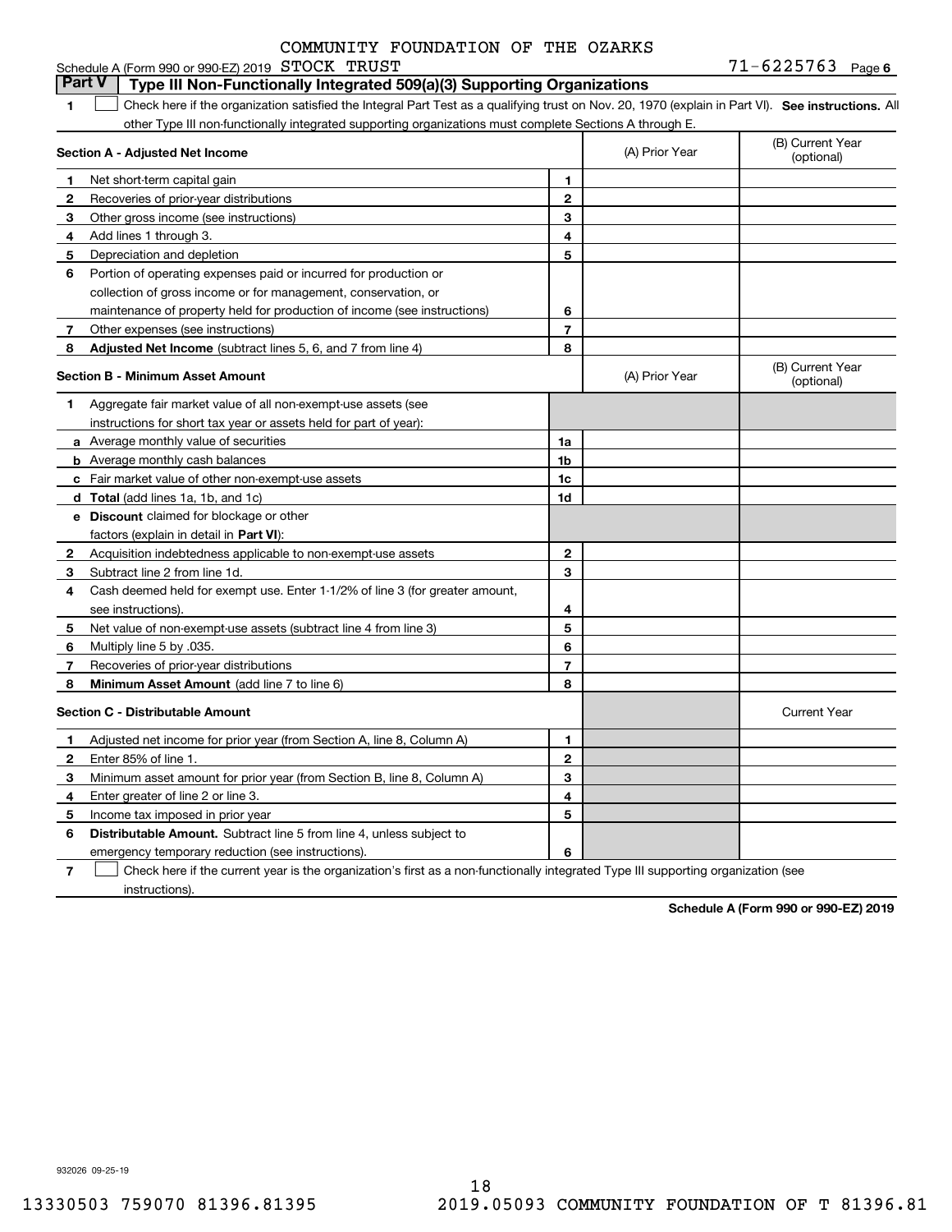COMMUNITY FOUNDATION OF THE OZARKS

Schedule A (Form 990 or 990-EZ) 2019 STOCK TRUST 71-6225763 Page 6

## Part V Type III Non-Functionally Integrated 509(a)(3) Supporting Organizations

**1** ☐ Check here if the organization satisfied the Integral Part Test as a qualifying trust on Nov. 20, 1970 (explain in Part VI). **See instructions.** All other Type III non-functionally integrated supporting organizations must complete Sections A through E.

| **Section A - Adjusted Net Income** | | (A) Prior Year | (B) Current Year (optional) |
|---|---|---|---|
| **1** Net short-term capital gain | 1 | | |
| **2** Recoveries of prior-year distributions | 2 | | |
| **3** Other gross income (see instructions) | 3 | | |
| **4** Add lines 1 through 3. | 4 | | |
| **5** Depreciation and depletion | 5 | | |
| **6** Portion of operating expenses paid or incurred for production or collection of gross income or for management, conservation, or maintenance of property held for production of income (see instructions) | 6 | | |
| **7** Other expenses (see instructions) | 7 | | |
| **8** **Adjusted Net Income** (subtract lines 5, 6, and 7 from line 4) | 8 | | |

| **Section B - Minimum Asset Amount** | | (A) Prior Year | (B) Current Year (optional) |
|---|---|---|---|
| **1** Aggregate fair market value of all non-exempt-use assets (see instructions for short tax year or assets held for part of year): | | | |
| **a** Average monthly value of securities | 1a | | |
| **b** Average monthly cash balances | 1b | | |
| **c** Fair market value of other non-exempt-use assets | 1c | | |
| **d** **Total** (add lines 1a, 1b, and 1c) | 1d | | |
| **e** **Discount** claimed for blockage or other factors (explain in detail in **Part VI**): | | | |
| **2** Acquisition indebtedness applicable to non-exempt-use assets | 2 | | |
| **3** Subtract line 2 from line 1d. | 3 | | |
| **4** Cash deemed held for exempt use. Enter 1-1/2% of line 3 (for greater amount, see instructions). | 4 | | |
| **5** Net value of non-exempt-use assets (subtract line 4 from line 3) | 5 | | |
| **6** Multiply line 5 by .035. | 6 | | |
| **7** Recoveries of prior-year distributions | 7 | | |
| **8** **Minimum Asset Amount** (add line 7 to line 6) | 8 | | |

| **Section C - Distributable Amount** | | | Current Year |
|---|---|---|---|
| **1** Adjusted net income for prior year (from Section A, line 8, Column A) | 1 | | |
| **2** Enter 85% of line 1. | 2 | | |
| **3** Minimum asset amount for prior year (from Section B, line 8, Column A) | 3 | | |
| **4** Enter greater of line 2 or line 3. | 4 | | |
| **5** Income tax imposed in prior year | 5 | | |
| **6** **Distributable Amount.** Subtract line 5 from line 4, unless subject to emergency temporary reduction (see instructions). | 6 | | |

**7** ☐ Check here if the current year is the organization's first as a non-functionally integrated Type III supporting organization (see instructions).

**Schedule A (Form 990 or 990-EZ) 2019**

932026 09-25-19

13330503 759070 81396.81395 2019.05093 COMMUNITY FOUNDATION OF T 81396.81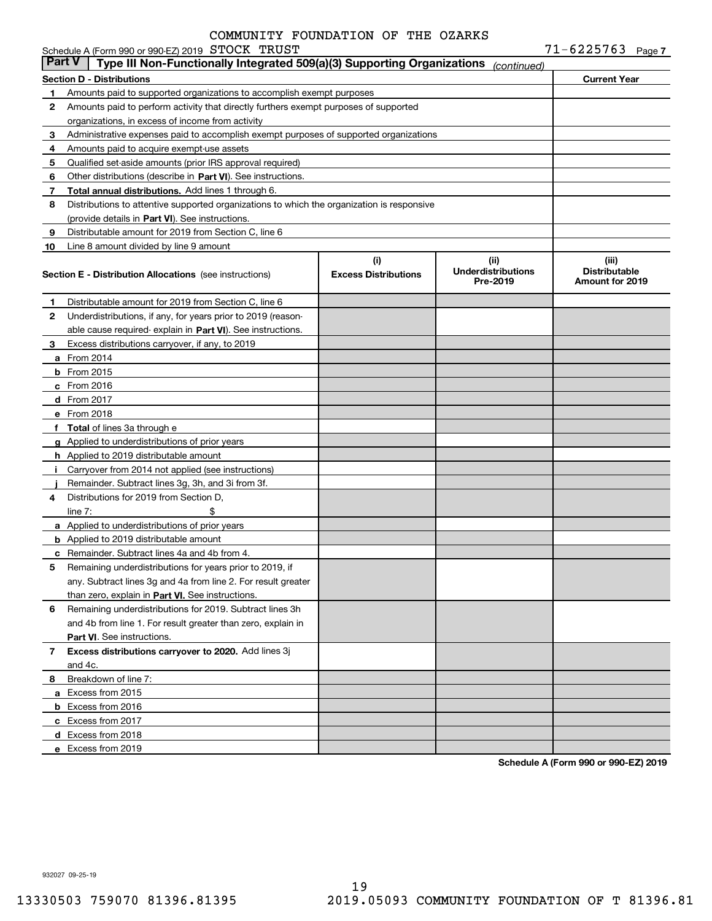COMMUNITY FOUNDATION OF THE OZARKS

Schedule A (Form 990 or 990-EZ) 2019 STOCK TRUST 71-6225763 Page 7

## Part V | Type III Non-Functionally Integrated 509(a)(3) Supporting Organizations *(continued)*

| Section D - Distributions | Current Year |
|---|---|
| **1** Amounts paid to supported organizations to accomplish exempt purposes | |
| **2** Amounts paid to perform activity that directly furthers exempt purposes of supported organizations, in excess of income from activity | |
| **3** Administrative expenses paid to accomplish exempt purposes of supported organizations | |
| **4** Amounts paid to acquire exempt-use assets | |
| **5** Qualified set-aside amounts (prior IRS approval required) | |
| **6** Other distributions (describe in **Part VI**). See instructions. | |
| **7** **Total annual distributions.** Add lines 1 through 6. | |
| **8** Distributions to attentive supported organizations to which the organization is responsive (provide details in **Part VI**). See instructions. | |
| **9** Distributable amount for 2019 from Section C, line 6 | |
| **10** Line 8 amount divided by line 9 amount | |

| Section E - Distribution Allocations (see instructions) | (i) Excess Distributions | (ii) Underdistributions Pre-2019 | (iii) Distributable Amount for 2019 |
|---|---|---|---|
| **1** Distributable amount for 2019 from Section C, line 6 | | | |
| **2** Underdistributions, if any, for years prior to 2019 (reasonable cause required- explain in **Part VI**). See instructions. | | | |
| **3** Excess distributions carryover, if any, to 2019 | | | |
| **a** From 2014 | | | |
| **b** From 2015 | | | |
| **c** From 2016 | | | |
| **d** From 2017 | | | |
| **e** From 2018 | | | |
| **f** **Total** of lines 3a through e | | | |
| **g** Applied to underdistributions of prior years | | | |
| **h** Applied to 2019 distributable amount | | | |
| **i** Carryover from 2014 not applied (see instructions) | | | |
| **j** Remainder. Subtract lines 3g, 3h, and 3i from 3f. | | | |
| **4** Distributions for 2019 from Section D, line 7: $ | | | |
| **a** Applied to underdistributions of prior years | | | |
| **b** Applied to 2019 distributable amount | | | |
| **c** Remainder. Subtract lines 4a and 4b from 4. | | | |
| **5** Remaining underdistributions for years prior to 2019, if any. Subtract lines 3g and 4a from line 2. For result greater than zero, explain in **Part VI.** See instructions. | | | |
| **6** Remaining underdistributions for 2019. Subtract lines 3h and 4b from line 1. For result greater than zero, explain in **Part VI**. See instructions. | | | |
| **7** **Excess distributions carryover to 2020.** Add lines 3j and 4c. | | | |
| **8** Breakdown of line 7: | | | |
| **a** Excess from 2015 | | | |
| **b** Excess from 2016 | | | |
| **c** Excess from 2017 | | | |
| **d** Excess from 2018 | | | |
| **e** Excess from 2019 | | | |

**Schedule A (Form 990 or 990-EZ) 2019**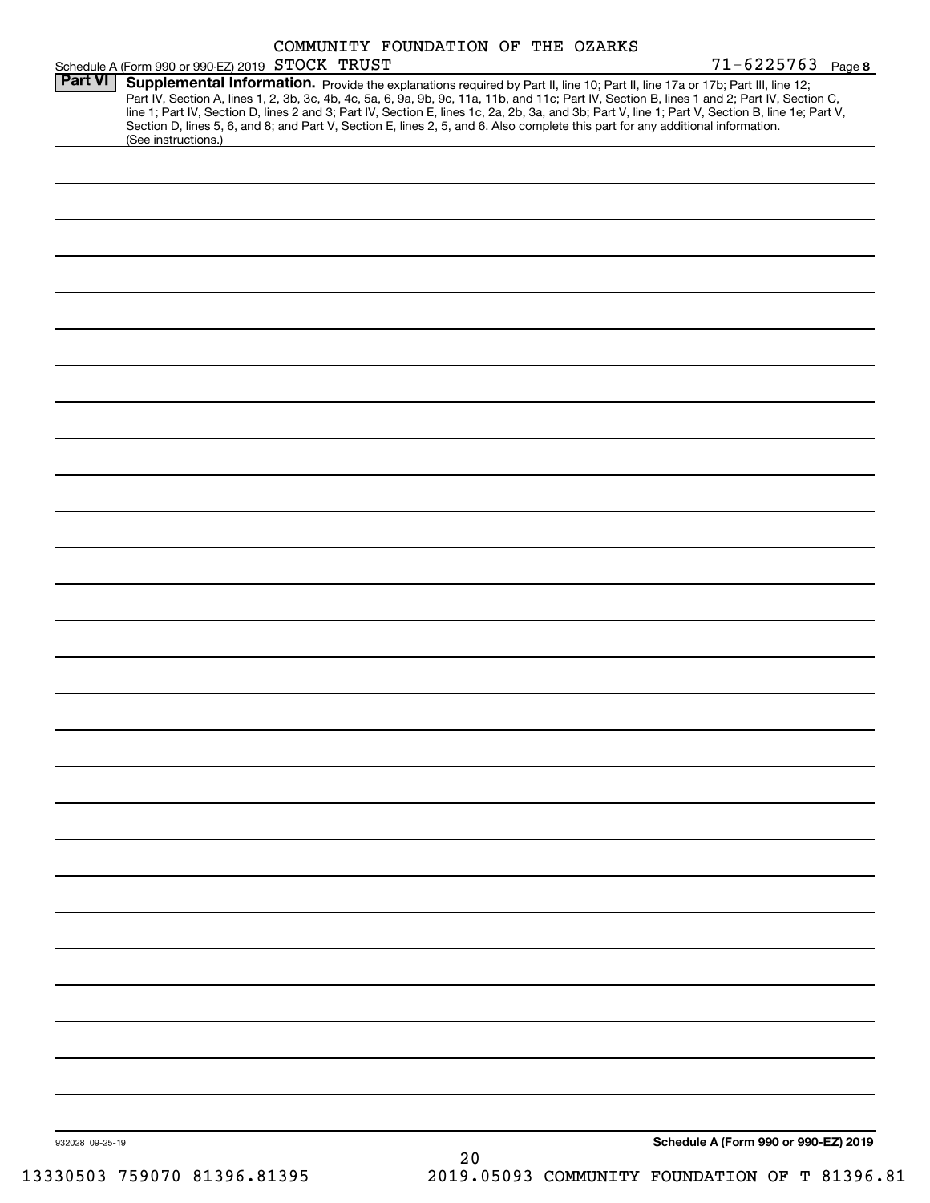COMMUNITY FOUNDATION OF THE OZARKS

Schedule A (Form 990 or 990-EZ) 2019 STOCK TRUST 71-6225763 Page **8**

**Part VI** **Supplemental Information.** Provide the explanations required by Part II, line 10; Part II, line 17a or 17b; Part III, line 12; Part IV, Section A, lines 1, 2, 3b, 3c, 4b, 4c, 5a, 6, 9a, 9b, 9c, 11a, 11b, and 11c; Part IV, Section B, lines 1 and 2; Part IV, Section C, line 1; Part IV, Section D, lines 2 and 3; Part IV, Section E, lines 1c, 2a, 2b, 3a, and 3b; Part V, line 1; Part V, Section B, line 1e; Part V, Section D, lines 5, 6, and 8; and Part V, Section E, lines 2, 5, and 6. Also complete this part for any additional information. (See instructions.)

932028 09-25-19

**Schedule A (Form 990 or 990-EZ) 2019**

13330503 759070 81396.81395 2019.05093 COMMUNITY FOUNDATION OF T 81396.81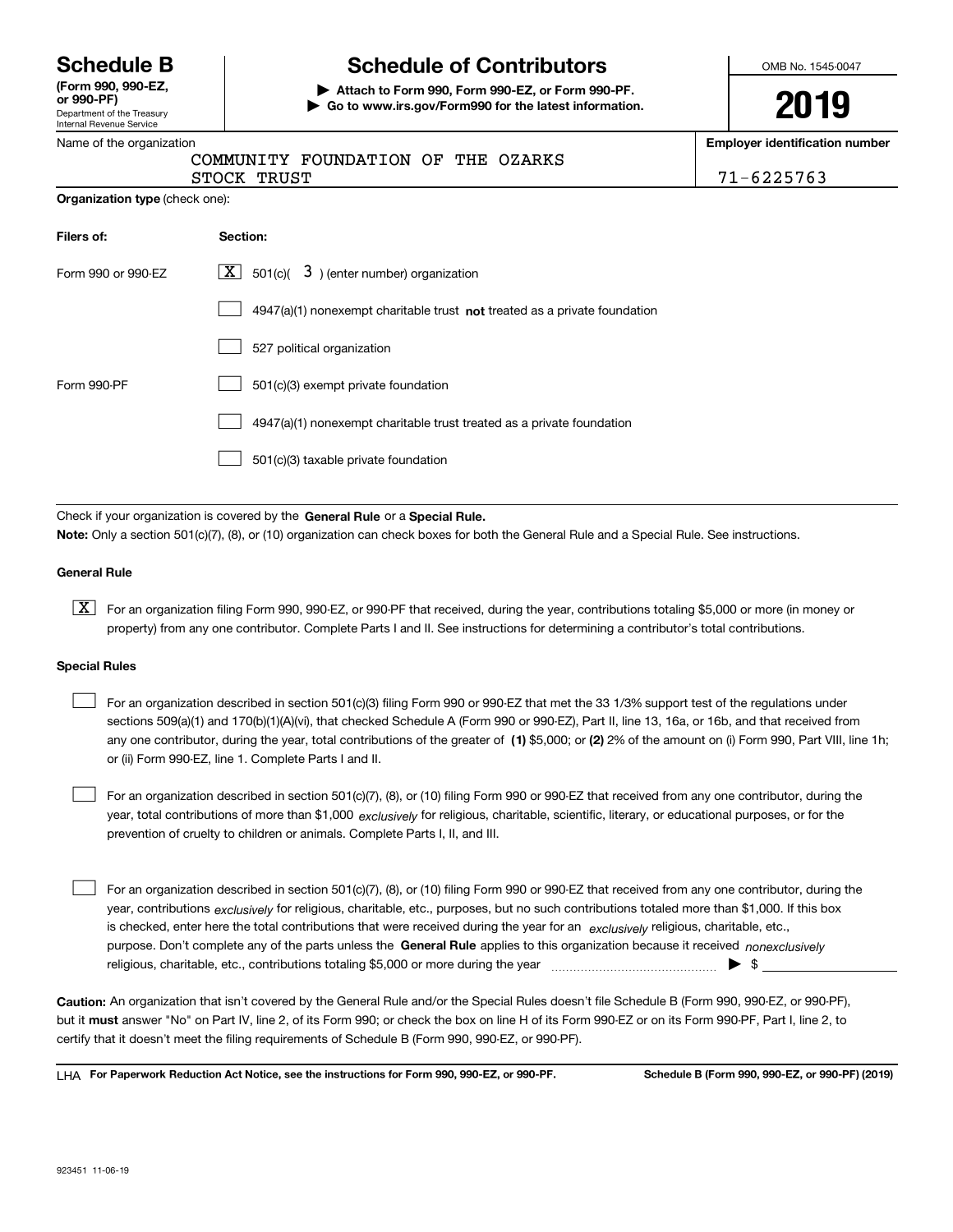# Schedule B

**(Form 990, 990-EZ, or 990-PF)**

Department of the Treasury
Internal Revenue Service

# Schedule of Contributors

**▶ Attach to Form 990, Form 990-EZ, or Form 990-PF.**
**▶ Go to www.irs.gov/Form990 for the latest information.**

OMB No. 1545-0047

**2019**

Name of the organization: COMMUNITY FOUNDATION OF THE OZARKS STOCK TRUST

**Employer identification number**: 71-6225763

**Organization type** (check one):

| **Filers of:** | **Section:** |
|---|---|
| Form 990 or 990-EZ | [X] 501(c)( 3 ) (enter number) organization |
| | [ ] 4947(a)(1) nonexempt charitable trust **not** treated as a private foundation |
| | [ ] 527 political organization |
| Form 990-PF | [ ] 501(c)(3) exempt private foundation |
| | [ ] 4947(a)(1) nonexempt charitable trust treated as a private foundation |
| | [ ] 501(c)(3) taxable private foundation |

Check if your organization is covered by the **General Rule** or a **Special Rule.**

**Note:** Only a section 501(c)(7), (8), or (10) organization can check boxes for both the General Rule and a Special Rule. See instructions.

**General Rule**

[X] For an organization filing Form 990, 990-EZ, or 990-PF that received, during the year, contributions totaling $5,000 or more (in money or property) from any one contributor. Complete Parts I and II. See instructions for determining a contributor's total contributions.

**Special Rules**

[ ] For an organization described in section 501(c)(3) filing Form 990 or 990-EZ that met the 33 1/3% support test of the regulations under sections 509(a)(1) and 170(b)(1)(A)(vi), that checked Schedule A (Form 990 or 990-EZ), Part II, line 13, 16a, or 16b, and that received from any one contributor, during the year, total contributions of the greater of **(1)** $5,000; or **(2)** 2% of the amount on (i) Form 990, Part VIII, line 1h; or (ii) Form 990-EZ, line 1. Complete Parts I and II.

[ ] For an organization described in section 501(c)(7), (8), or (10) filing Form 990 or 990-EZ that received from any one contributor, during the year, total contributions of more than $1,000 *exclusively* for religious, charitable, scientific, literary, or educational purposes, or for the prevention of cruelty to children or animals. Complete Parts I, II, and III.

[ ] For an organization described in section 501(c)(7), (8), or (10) filing Form 990 or 990-EZ that received from any one contributor, during the year, contributions *exclusively* for religious, charitable, etc., purposes, but no such contributions totaled more than $1,000. If this box is checked, enter here the total contributions that were received during the year for an *exclusively* religious, charitable, etc., purpose. Don't complete any of the parts unless the **General Rule** applies to this organization because it received *nonexclusively* religious, charitable, etc., contributions totaling $5,000 or more during the year ▶ $

**Caution:** An organization that isn't covered by the General Rule and/or the Special Rules doesn't file Schedule B (Form 990, 990-EZ, or 990-PF), but it **must** answer "No" on Part IV, line 2, of its Form 990; or check the box on line H of its Form 990-EZ or on its Form 990-PF, Part I, line 2, to certify that it doesn't meet the filing requirements of Schedule B (Form 990, 990-EZ, or 990-PF).

LHA **For Paperwork Reduction Act Notice, see the instructions for Form 990, 990-EZ, or 990-PF.** **Schedule B (Form 990, 990-EZ, or 990-PF) (2019)**

923451 11-06-19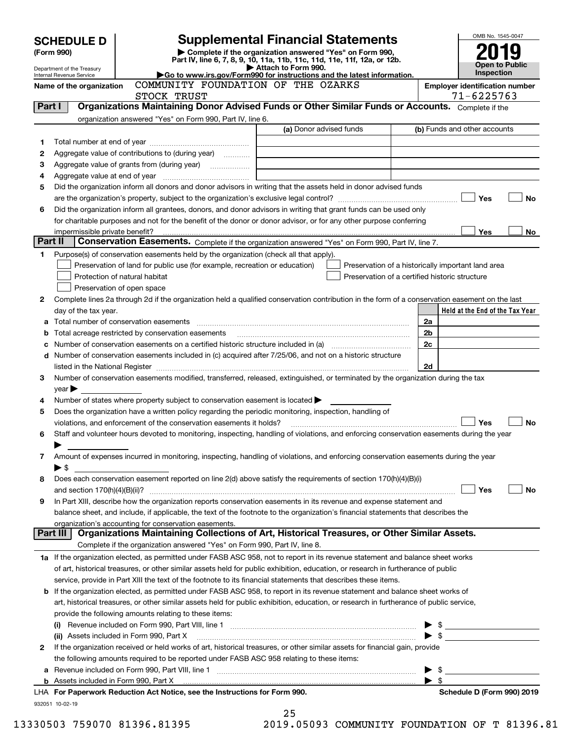# SCHEDULE D (Form 990)

Department of the Treasury
Internal Revenue Service

## Supplemental Financial Statements

▶ Complete if the organization answered "Yes" on Form 990, Part IV, line 6, 7, 8, 9, 10, 11a, 11b, 11c, 11d, 11e, 11f, 12a, or 12b.
▶ Attach to Form 990.
▶Go to www.irs.gov/Form990 for instructions and the latest information.

OMB No. 1545-0047

**2019**

**Open to Public Inspection**

Name of the organization: COMMUNITY FOUNDATION OF THE OZARKS STOCK TRUST

Employer identification number: 71-6225763

### Part I — Organizations Maintaining Donor Advised Funds or Other Similar Funds or Accounts.
Complete if the organization answered "Yes" on Form 990, Part IV, line 6.

| | | (a) Donor advised funds | (b) Funds and other accounts |
|---|---|---|---|
| 1 | Total number at end of year | | |
| 2 | Aggregate value of contributions to (during year) | | |
| 3 | Aggregate value of grants from (during year) | | |
| 4 | Aggregate value at end of year | | |

5 Did the organization inform all donors and donor advisors in writing that the assets held in donor advised funds are the organization's property, subject to the organization's exclusive legal control? ☐ Yes ☐ No

6 Did the organization inform all grantees, donors, and donor advisors in writing that grant funds can be used only for charitable purposes and not for the benefit of the donor or donor advisor, or for any other purpose conferring impermissible private benefit? ☐ Yes ☐ No

### Part II — Conservation Easements.
Complete if the organization answered "Yes" on Form 990, Part IV, line 7.

1 Purpose(s) of conservation easements held by the organization (check all that apply).

- ☐ Preservation of land for public use (for example, recreation or education)
- ☐ Protection of natural habitat
- ☐ Preservation of open space
- ☐ Preservation of a historically important land area
- ☐ Preservation of a certified historic structure

2 Complete lines 2a through 2d if the organization held a qualified conservation contribution in the form of a conservation easement on the last day of the tax year.

| | | | Held at the End of the Tax Year |
|---|---|---|---|
| a | Total number of conservation easements | 2a | |
| b | Total acreage restricted by conservation easements | 2b | |
| c | Number of conservation easements on a certified historic structure included in (a) | 2c | |
| d | Number of conservation easements included in (c) acquired after 7/25/06, and not on a historic structure listed in the National Register | 2d | |

3 Number of conservation easements modified, transferred, released, extinguished, or terminated by the organization during the tax year ▶

4 Number of states where property subject to conservation easement is located ▶

5 Does the organization have a written policy regarding the periodic monitoring, inspection, handling of violations, and enforcement of the conservation easements it holds? ☐ Yes ☐ No

6 Staff and volunteer hours devoted to monitoring, inspecting, handling of violations, and enforcing conservation easements during the year ▶

7 Amount of expenses incurred in monitoring, inspecting, handling of violations, and enforcing conservation easements during the year ▶ $

8 Does each conservation easement reported on line 2(d) above satisfy the requirements of section 170(h)(4)(B)(i) and section 170(h)(4)(B)(ii)? ☐ Yes ☐ No

9 In Part XIII, describe how the organization reports conservation easements in its revenue and expense statement and balance sheet, and include, if applicable, the text of the footnote to the organization's financial statements that describes the organization's accounting for conservation easements.

### Part III — Organizations Maintaining Collections of Art, Historical Treasures, or Other Similar Assets.
Complete if the organization answered "Yes" on Form 990, Part IV, line 8.

1a If the organization elected, as permitted under FASB ASC 958, not to report in its revenue statement and balance sheet works of art, historical treasures, or other similar assets held for public exhibition, education, or research in furtherance of public service, provide in Part XIII the text of the footnote to its financial statements that describes these items.

b If the organization elected, as permitted under FASB ASC 958, to report in its revenue statement and balance sheet works of art, historical treasures, or other similar assets held for public exhibition, education, or research in furtherance of public service, provide the following amounts relating to these items:

(i) Revenue included on Form 990, Part VIII, line 1 ▶ $

(ii) Assets included in Form 990, Part X ▶ $

2 If the organization received or held works of art, historical treasures, or other similar assets for financial gain, provide the following amounts required to be reported under FASB ASC 958 relating to these items:

a Revenue included on Form 990, Part VIII, line 1 ▶ $

b Assets included in Form 990, Part X ▶ $

LHA For Paperwork Reduction Act Notice, see the Instructions for Form 990. Schedule D (Form 990) 2019

932051 10-02-19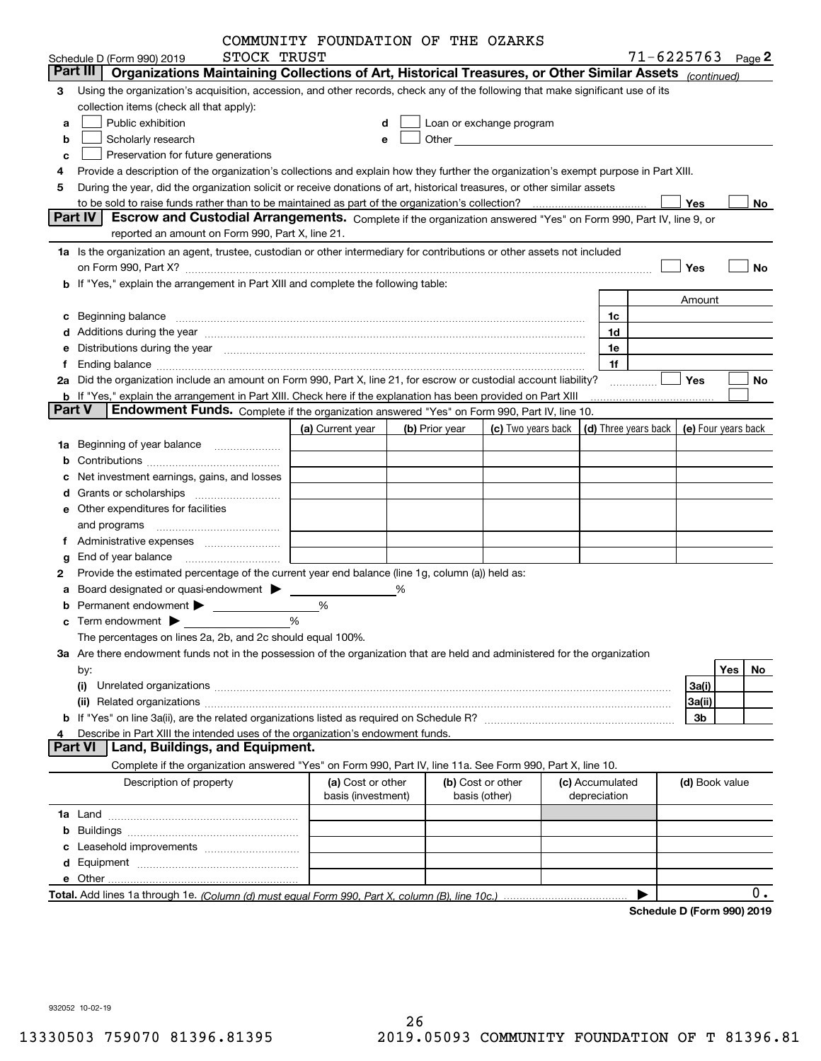COMMUNITY FOUNDATION OF THE OZARKS
Schedule D (Form 990) 2019 STOCK TRUST 71-6225763 Page 2

## Part III Organizations Maintaining Collections of Art, Historical Treasures, or Other Similar Assets *(continued)*

3 Using the organization's acquisition, accession, and other records, check any of the following that make significant use of its collection items (check all that apply):

a ☐ Public exhibition
b ☐ Scholarly research
c ☐ Preservation for future generations
d ☐ Loan or exchange program
e ☐ Other

4 Provide a description of the organization's collections and explain how they further the organization's exempt purpose in Part XIII.

5 During the year, did the organization solicit or receive donations of art, historical treasures, or other similar assets to be sold to raise funds rather than to be maintained as part of the organization's collection? ☐ Yes ☐ No

## Part IV Escrow and Custodial Arrangements.

Complete if the organization answered "Yes" on Form 990, Part IV, line 9, or reported an amount on Form 990, Part X, line 21.

1a Is the organization an agent, trustee, custodian or other intermediary for contributions or other assets not included on Form 990, Part X? ☐ Yes ☐ No

b If "Yes," explain the arrangement in Part XIII and complete the following table:

| | | Amount |
|---|---|---|
| c Beginning balance | 1c | |
| d Additions during the year | 1d | |
| e Distributions during the year | 1e | |
| f Ending balance | 1f | |

2a Did the organization include an amount on Form 990, Part X, line 21, for escrow or custodial account liability? ☐ Yes ☐ No

b If "Yes," explain the arrangement in Part XIII. Check here if the explanation has been provided on Part XIII ☐

## Part V Endowment Funds.

Complete if the organization answered "Yes" on Form 990, Part IV, line 10.

| | (a) Current year | (b) Prior year | (c) Two years back | (d) Three years back | (e) Four years back |
|---|---|---|---|---|---|
| 1a Beginning of year balance | | | | | |
| b Contributions | | | | | |
| c Net investment earnings, gains, and losses | | | | | |
| d Grants or scholarships | | | | | |
| e Other expenditures for facilities and programs | | | | | |
| f Administrative expenses | | | | | |
| g End of year balance | | | | | |

2 Provide the estimated percentage of the current year end balance (line 1g, column (a)) held as:

a Board designated or quasi-endowment ▶ %
b Permanent endowment ▶ %
c Term endowment ▶ %

The percentages on lines 2a, 2b, and 2c should equal 100%.

3a Are there endowment funds not in the possession of the organization that are held and administered for the organization by:

| | | Yes | No |
|---|---|---|---|
| (i) Unrelated organizations | 3a(i) | | |
| (ii) Related organizations | 3a(ii) | | |
| b If "Yes" on line 3a(ii), are the related organizations listed as required on Schedule R? | 3b | | |

4 Describe in Part XIII the intended uses of the organization's endowment funds.

## Part VI Land, Buildings, and Equipment.

Complete if the organization answered "Yes" on Form 990, Part IV, line 11a. See Form 990, Part X, line 10.

| Description of property | (a) Cost or other basis (investment) | (b) Cost or other basis (other) | (c) Accumulated depreciation | (d) Book value |
|---|---|---|---|---|
| 1a Land | | | | |
| b Buildings | | | | |
| c Leasehold improvements | | | | |
| d Equipment | | | | |
| e Other | | | | |
| **Total.** Add lines 1a through 1e. *(Column (d) must equal Form 990, Part X, column (B), line 10c.)* | | | | 0. |

**Schedule D (Form 990) 2019**

932052 10-02-19

13330503 759070 81396.81395 2019.05093 COMMUNITY FOUNDATION OF T 81396.81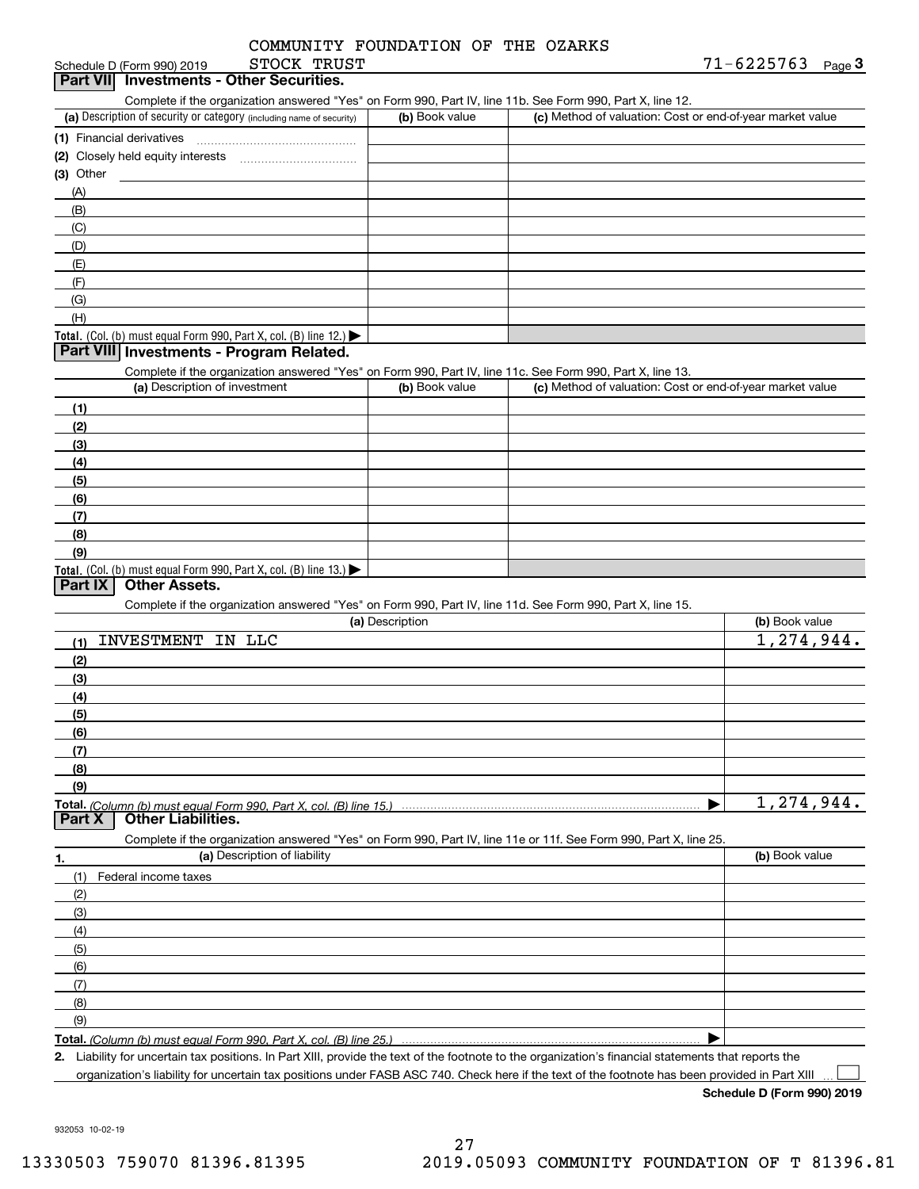COMMUNITY FOUNDATION OF THE OZARKS
STOCK TRUST

Schedule D (Form 990) 2019 — 71-6225763 Page 3

## Part VII Investments - Other Securities.

Complete if the organization answered "Yes" on Form 990, Part IV, line 11b. See Form 990, Part X, line 12.

| (a) Description of security or category (including name of security) | (b) Book value | (c) Method of valuation: Cost or end-of-year market value |
|---|---|---|
| (1) Financial derivatives | | |
| (2) Closely held equity interests | | |
| (3) Other | | |
| (A) | | |
| (B) | | |
| (C) | | |
| (D) | | |
| (E) | | |
| (F) | | |
| (G) | | |
| (H) | | |
| **Total.** (Col. (b) must equal Form 990, Part X, col. (B) line 12.) ▶ | | |

## Part VIII Investments - Program Related.

Complete if the organization answered "Yes" on Form 990, Part IV, line 11c. See Form 990, Part X, line 13.

| (a) Description of investment | (b) Book value | (c) Method of valuation: Cost or end-of-year market value |
|---|---|---|
| (1) | | |
| (2) | | |
| (3) | | |
| (4) | | |
| (5) | | |
| (6) | | |
| (7) | | |
| (8) | | |
| (9) | | |
| **Total.** (Col. (b) must equal Form 990, Part X, col. (B) line 13.) ▶ | | |

## Part IX Other Assets.

Complete if the organization answered "Yes" on Form 990, Part IV, line 11d. See Form 990, Part X, line 15.

| (a) Description | (b) Book value |
|---|---|
| (1) INVESTMENT IN LLC | 1,274,944. |
| (2) | |
| (3) | |
| (4) | |
| (5) | |
| (6) | |
| (7) | |
| (8) | |
| (9) | |
| **Total.** *(Column (b) must equal Form 990, Part X, col. (B) line 15.)* ▶ | 1,274,944. |

## Part X Other Liabilities.

Complete if the organization answered "Yes" on Form 990, Part IV, line 11e or 11f. See Form 990, Part X, line 25.

| 1. (a) Description of liability | (b) Book value |
|---|---|
| (1) Federal income taxes | |
| (2) | |
| (3) | |
| (4) | |
| (5) | |
| (6) | |
| (7) | |
| (8) | |
| (9) | |
| **Total.** *(Column (b) must equal Form 990, Part X, col. (B) line 25.)* ▶ | |

2. Liability for uncertain tax positions. In Part XIII, provide the text of the footnote to the organization's financial statements that reports the organization's liability for uncertain tax positions under FASB ASC 740. Check here if the text of the footnote has been provided in Part XIII ☐

**Schedule D (Form 990) 2019**

932053 10-02-19

27

13330503 759070 81396.81395 2019.05093 COMMUNITY FOUNDATION OF T 81396.81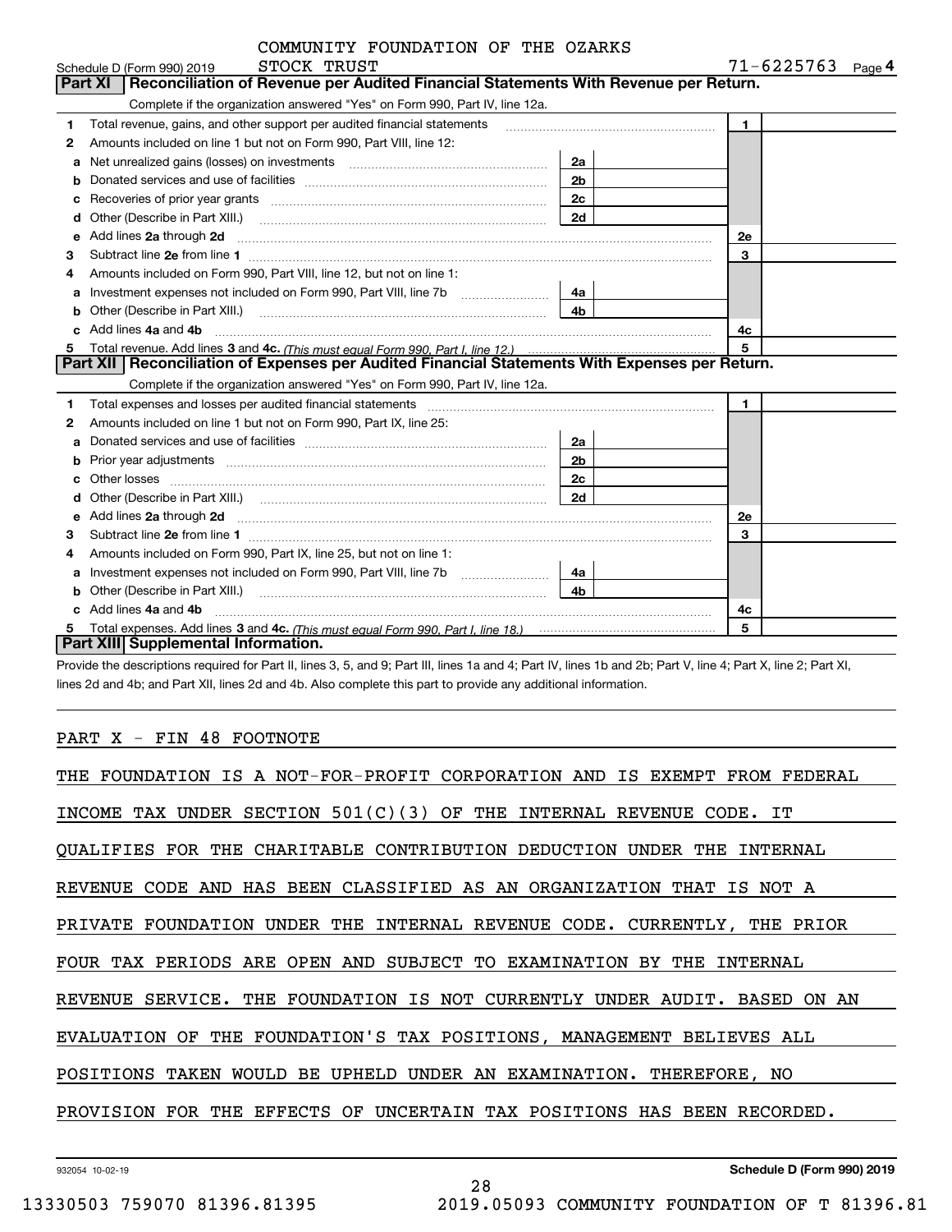COMMUNITY FOUNDATION OF THE OZARKS

Schedule D (Form 990) 2019 STOCK TRUST 71-6225763 Page 4

## Part XI Reconciliation of Revenue per Audited Financial Statements With Revenue per Return.

Complete if the organization answered "Yes" on Form 990, Part IV, line 12a.

| | | | | | |
|---|---|---|---|---|---|
| 1 | Total revenue, gains, and other support per audited financial statements | | | 1 | |
| 2 | Amounts included on line 1 but not on Form 990, Part VIII, line 12: | | | | |
| a | Net unrealized gains (losses) on investments | 2a | | | |
| b | Donated services and use of facilities | 2b | | | |
| c | Recoveries of prior year grants | 2c | | | |
| d | Other (Describe in Part XIII.) | 2d | | | |
| e | Add lines 2a through 2d | | | 2e | |
| 3 | Subtract line 2e from line 1 | | | 3 | |
| 4 | Amounts included on Form 990, Part VIII, line 12, but not on line 1: | | | | |
| a | Investment expenses not included on Form 990, Part VIII, line 7b | 4a | | | |
| b | Other (Describe in Part XIII.) | 4b | | | |
| c | Add lines 4a and 4b | | | 4c | |
| 5 | Total revenue. Add lines 3 and 4c. *(This must equal Form 990, Part I, line 12.)* | | | 5 | |

## Part XII Reconciliation of Expenses per Audited Financial Statements With Expenses per Return.

Complete if the organization answered "Yes" on Form 990, Part IV, line 12a.

| | | | | | |
|---|---|---|---|---|---|
| 1 | Total expenses and losses per audited financial statements | | | 1 | |
| 2 | Amounts included on line 1 but not on Form 990, Part IX, line 25: | | | | |
| a | Donated services and use of facilities | 2a | | | |
| b | Prior year adjustments | 2b | | | |
| c | Other losses | 2c | | | |
| d | Other (Describe in Part XIII.) | 2d | | | |
| e | Add lines 2a through 2d | | | 2e | |
| 3 | Subtract line 2e from line 1 | | | 3 | |
| 4 | Amounts included on Form 990, Part IX, line 25, but not on line 1: | | | | |
| a | Investment expenses not included on Form 990, Part VIII, line 7b | 4a | | | |
| b | Other (Describe in Part XIII.) | 4b | | | |
| c | Add lines 4a and 4b | | | 4c | |
| 5 | Total expenses. Add lines 3 and 4c. *(This must equal Form 990, Part I, line 18.)* | | | 5 | |

## Part XIII Supplemental Information.

Provide the descriptions required for Part II, lines 3, 5, and 9; Part III, lines 1a and 4; Part IV, lines 1b and 2b; Part V, line 4; Part X, line 2; Part XI, lines 2d and 4b; and Part XII, lines 2d and 4b. Also complete this part to provide any additional information.

PART X - FIN 48 FOOTNOTE

THE FOUNDATION IS A NOT-FOR-PROFIT CORPORATION AND IS EXEMPT FROM FEDERAL INCOME TAX UNDER SECTION 501(C)(3) OF THE INTERNAL REVENUE CODE. IT QUALIFIES FOR THE CHARITABLE CONTRIBUTION DEDUCTION UNDER THE INTERNAL REVENUE CODE AND HAS BEEN CLASSIFIED AS AN ORGANIZATION THAT IS NOT A PRIVATE FOUNDATION UNDER THE INTERNAL REVENUE CODE. CURRENTLY, THE PRIOR FOUR TAX PERIODS ARE OPEN AND SUBJECT TO EXAMINATION BY THE INTERNAL REVENUE SERVICE. THE FOUNDATION IS NOT CURRENTLY UNDER AUDIT. BASED ON AN EVALUATION OF THE FOUNDATION'S TAX POSITIONS, MANAGEMENT BELIEVES ALL POSITIONS TAKEN WOULD BE UPHELD UNDER AN EXAMINATION. THEREFORE, NO PROVISION FOR THE EFFECTS OF UNCERTAIN TAX POSITIONS HAS BEEN RECORDED.

932054 10-02-19 Schedule D (Form 990) 2019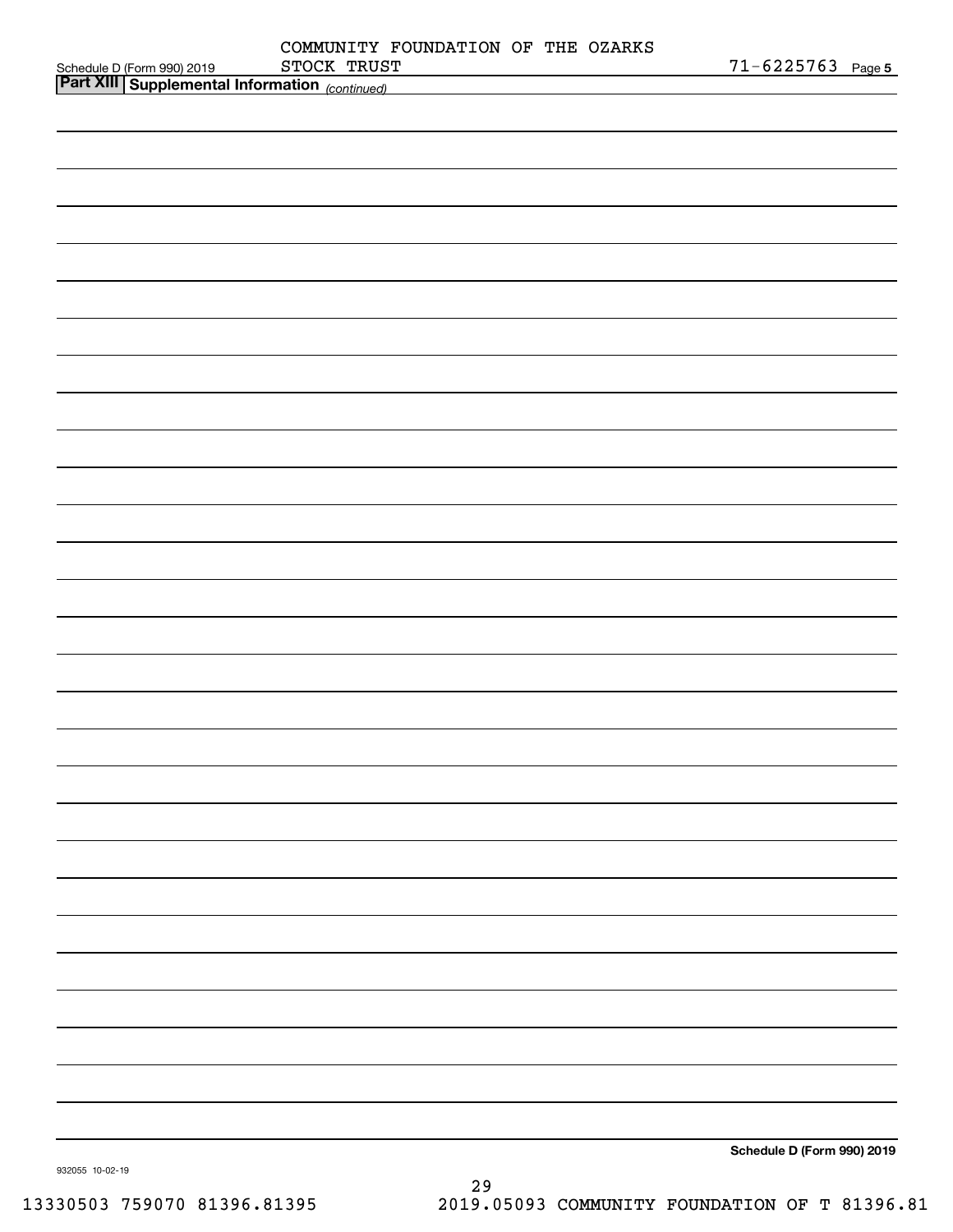COMMUNITY FOUNDATION OF THE OZARKS STOCK TRUST

71-6225763

## Part XIII Supplemental Information *(continued)*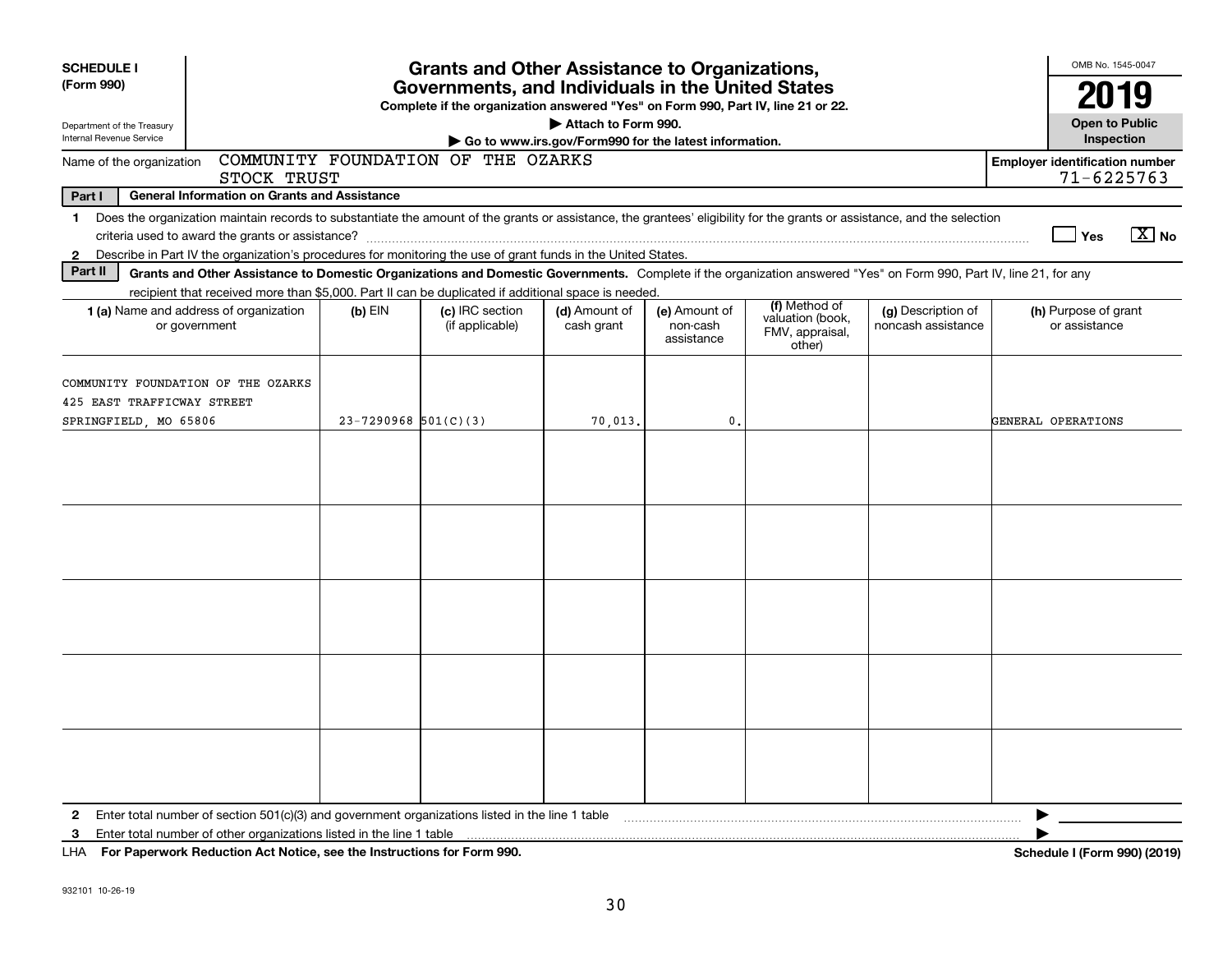**SCHEDULE I (Form 990)**

Department of the Treasury
Internal Revenue Service

# Grants and Other Assistance to Organizations, Governments, and Individuals in the United States

**Complete if the organization answered "Yes" on Form 990, Part IV, line 21 or 22.**

▶ **Attach to Form 990.**

▶ **Go to www.irs.gov/Form990 for the latest information.**

OMB No. 1545-0047

**2019**

**Open to Public Inspection**

Name of the organization: COMMUNITY FOUNDATION OF THE OZARKS STOCK TRUST

**Employer identification number** 71-6225763

**Part I — General Information on Grants and Assistance**

**1** Does the organization maintain records to substantiate the amount of the grants or assistance, the grantees' eligibility for the grants or assistance, and the selection criteria used to award the grants or assistance? ☐ Yes ☒ No

**2** Describe in Part IV the organization's procedures for monitoring the use of grant funds in the United States.

**Part II — Grants and Other Assistance to Domestic Organizations and Domestic Governments.** Complete if the organization answered "Yes" on Form 990, Part IV, line 21, for any recipient that received more than $5,000. Part II can be duplicated if additional space is needed.

| 1 (a) Name and address of organization or government | (b) EIN | (c) IRC section (if applicable) | (d) Amount of cash grant | (e) Amount of non-cash assistance | (f) Method of valuation (book, FMV, appraisal, other) | (g) Description of noncash assistance | (h) Purpose of grant or assistance |
|---|---|---|---|---|---|---|---|
| COMMUNITY FOUNDATION OF THE OZARKS 425 EAST TRAFFICWAY STREET SPRINGFIELD, MO 65806 | 23-7290968 | 501(C)(3) | 70,013. | 0. | | | GENERAL OPERATIONS |
| | | | | | | | |
| | | | | | | | |
| | | | | | | | |
| | | | | | | | |
| | | | | | | | |

**2** Enter total number of section 501(c)(3) and government organizations listed in the line 1 table ▶

**3** Enter total number of other organizations listed in the line 1 table ▶

LHA **For Paperwork Reduction Act Notice, see the Instructions for Form 990.** **Schedule I (Form 990) (2019)**

932101 10-26-19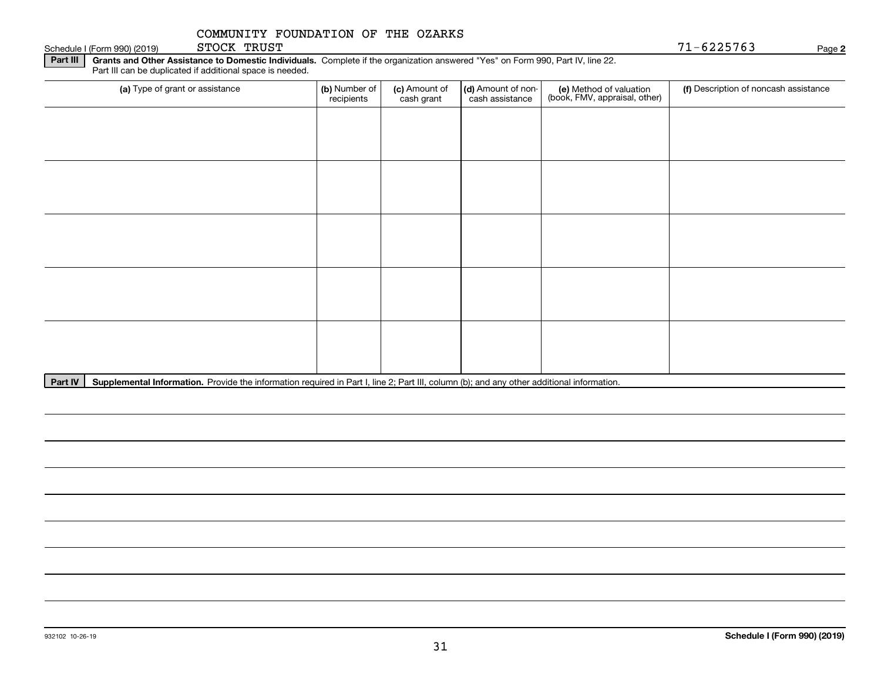COMMUNITY FOUNDATION OF THE OZARKS
STOCK TRUST

Schedule I (Form 990) (2019) 71-6225763 Page **2**

**Part III** **Grants and Other Assistance to Domestic Individuals.** Complete if the organization answered "Yes" on Form 990, Part IV, line 22. Part III can be duplicated if additional space is needed.

| **(a)** Type of grant or assistance | **(b)** Number of recipients | **(c)** Amount of cash grant | **(d)** Amount of non-cash assistance | **(e)** Method of valuation (book, FMV, appraisal, other) | **(f)** Description of noncash assistance |
|---|---|---|---|---|---|
| | | | | | |
| | | | | | |
| | | | | | |
| | | | | | |
| | | | | | |

**Part IV** **Supplemental Information.** Provide the information required in Part I, line 2; Part III, column (b); and any other additional information.

932102 10-26-19 **Schedule I (Form 990) (2019)**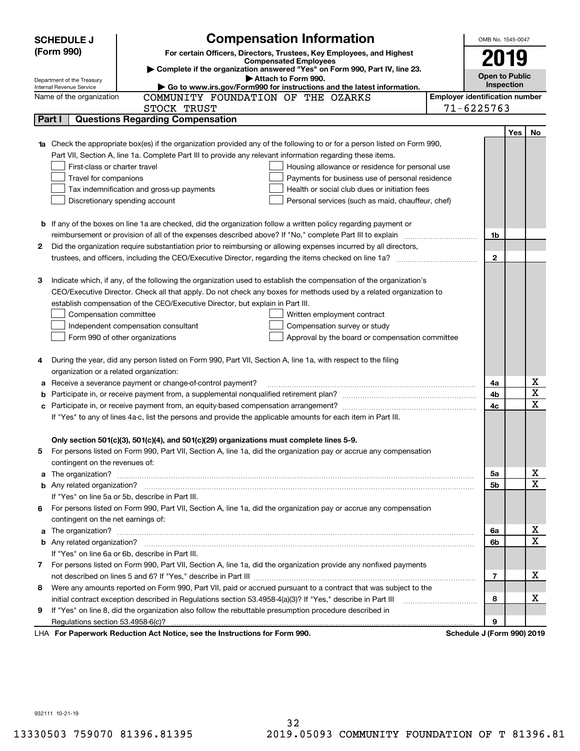# SCHEDULE J (Form 990)

Department of the Treasury
Internal Revenue Service

## Compensation Information

**For certain Officers, Directors, Trustees, Key Employees, and Highest Compensated Employees**

▶ **Complete if the organization answered "Yes" on Form 990, Part IV, line 23.**

▶ **Attach to Form 990.**

▶ **Go to www.irs.gov/Form990 for instructions and the latest information.**

OMB No. 1545-0047

**2019**

**Open to Public Inspection**

Name of the organization: COMMUNITY FOUNDATION OF THE OZARKS STOCK TRUST

**Employer identification number:** 71-6225763

### Part I — Questions Regarding Compensation

| | | | Yes | No |
|---|---|---|---|---|
| **1a** | Check the appropriate box(es) if the organization provided any of the following to or for a person listed on Form 990, Part VII, Section A, line 1a. Complete Part III to provide any relevant information regarding these items.<br>☐ First-class or charter travel ☐ Housing allowance or residence for personal use<br>☐ Travel for companions ☐ Payments for business use of personal residence<br>☐ Tax indemnification and gross-up payments ☐ Health or social club dues or initiation fees<br>☐ Discretionary spending account ☐ Personal services (such as maid, chauffeur, chef) | | | |
| **b** | If any of the boxes on line 1a are checked, did the organization follow a written policy regarding payment or reimbursement or provision of all of the expenses described above? If "No," complete Part III to explain | 1b | | |
| **2** | Did the organization require substantiation prior to reimbursing or allowing expenses incurred by all directors, trustees, and officers, including the CEO/Executive Director, regarding the items checked on line 1a? | 2 | | |
| **3** | Indicate which, if any, of the following the organization used to establish the compensation of the organization's CEO/Executive Director. Check all that apply. Do not check any boxes for methods used by a related organization to establish compensation of the CEO/Executive Director, but explain in Part III.<br>☐ Compensation committee ☐ Written employment contract<br>☐ Independent compensation consultant ☐ Compensation survey or study<br>☐ Form 990 of other organizations ☐ Approval by the board or compensation committee | | | |
| **4** | During the year, did any person listed on Form 990, Part VII, Section A, line 1a, with respect to the filing organization or a related organization: | | | |
| **a** | Receive a severance payment or change-of-control payment? | 4a | | X |
| **b** | Participate in, or receive payment from, a supplemental nonqualified retirement plan? | 4b | | X |
| **c** | Participate in, or receive payment from, an equity-based compensation arrangement? | 4c | | X |
| | If "Yes" to any of lines 4a-c, list the persons and provide the applicable amounts for each item in Part III. | | | |
| | **Only section 501(c)(3), 501(c)(4), and 501(c)(29) organizations must complete lines 5-9.** | | | |
| **5** | For persons listed on Form 990, Part VII, Section A, line 1a, did the organization pay or accrue any compensation contingent on the revenues of: | | | |
| **a** | The organization? | 5a | | X |
| **b** | Any related organization? | 5b | | X |
| | If "Yes" on line 5a or 5b, describe in Part III. | | | |
| **6** | For persons listed on Form 990, Part VII, Section A, line 1a, did the organization pay or accrue any compensation contingent on the net earnings of: | | | |
| **a** | The organization? | 6a | | X |
| **b** | Any related organization? | 6b | | X |
| | If "Yes" on line 6a or 6b, describe in Part III. | | | |
| **7** | For persons listed on Form 990, Part VII, Section A, line 1a, did the organization provide any nonfixed payments not described on lines 5 and 6? If "Yes," describe in Part III | 7 | | X |
| **8** | Were any amounts reported on Form 990, Part VII, paid or accrued pursuant to a contract that was subject to the initial contract exception described in Regulations section 53.4958-4(a)(3)? If "Yes," describe in Part III | 8 | | X |
| **9** | If "Yes" on line 8, did the organization also follow the rebuttable presumption procedure described in Regulations section 53.4958-6(c)? | 9 | | |

LHA **For Paperwork Reduction Act Notice, see the Instructions for Form 990.** **Schedule J (Form 990) 2019**

932111 10-21-19

13330503 759070 81396.81395 2019.05093 COMMUNITY FOUNDATION OF T 81396.81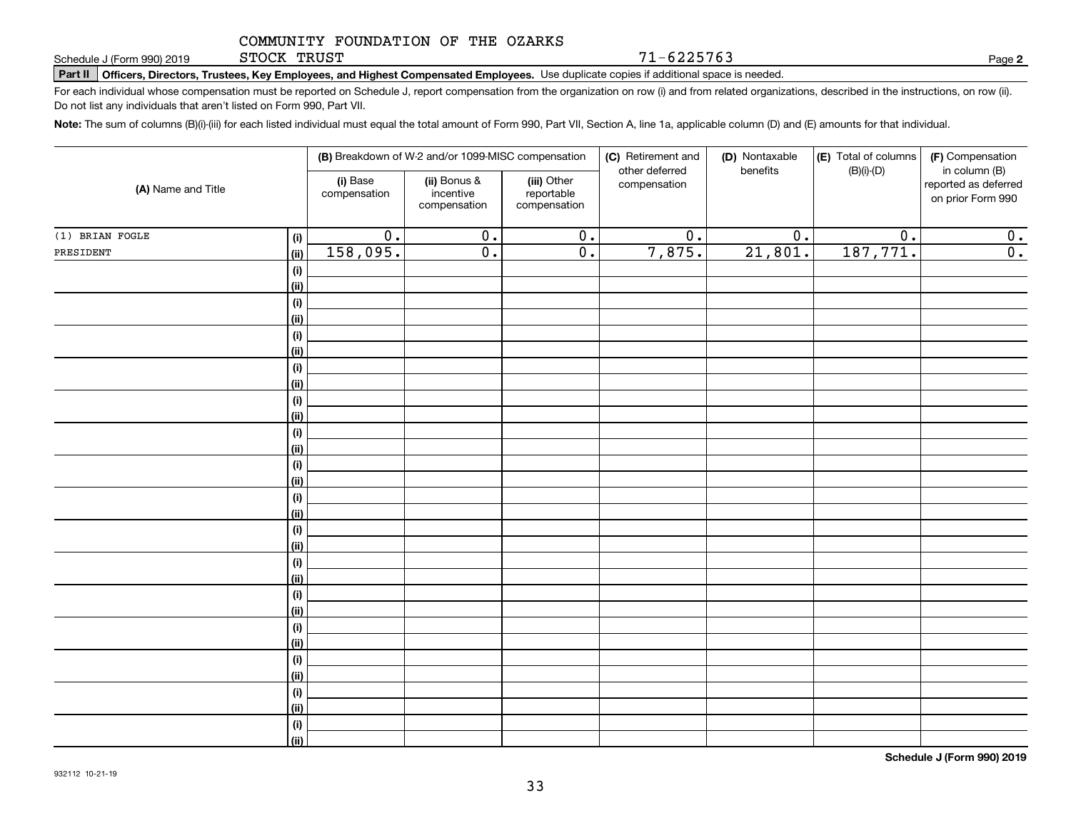COMMUNITY FOUNDATION OF THE OZARKS
STOCK TRUST 71-6225763

Schedule J (Form 990) 2019

## Part II Officers, Directors, Trustees, Key Employees, and Highest Compensated Employees. Use duplicate copies if additional space is needed.

For each individual whose compensation must be reported on Schedule J, report compensation from the organization on row (i) and from related organizations, described in the instructions, on row (ii). Do not list any individuals that aren't listed on Form 990, Part VII.

**Note:** The sum of columns (B)(i)-(iii) for each listed individual must equal the total amount of Form 990, Part VII, Section A, line 1a, applicable column (D) and (E) amounts for that individual.

| (A) Name and Title | | (B) Breakdown of W-2 and/or 1099-MISC compensation | | | (C) Retirement and other deferred compensation | (D) Nontaxable benefits | (E) Total of columns (B)(i)-(D) | (F) Compensation in column (B) reported as deferred on prior Form 990 |
|---|---|---|---|---|---|---|---|---|
| | | (i) Base compensation | (ii) Bonus & incentive compensation | (iii) Other reportable compensation | | | | |
| (1) BRIAN FOGLE | (i) | 0. | 0. | 0. | 0. | 0. | 0. | 0. |
| PRESIDENT | (ii) | 158,095. | 0. | 0. | 7,875. | 21,801. | 187,771. | 0. |
| | (i) | | | | | | | |
| | (ii) | | | | | | | |
| | (i) | | | | | | | |
| | (ii) | | | | | | | |
| | (i) | | | | | | | |
| | (ii) | | | | | | | |
| | (i) | | | | | | | |
| | (ii) | | | | | | | |
| | (i) | | | | | | | |
| | (ii) | | | | | | | |
| | (i) | | | | | | | |
| | (ii) | | | | | | | |
| | (i) | | | | | | | |
| | (ii) | | | | | | | |
| | (i) | | | | | | | |
| | (ii) | | | | | | | |
| | (i) | | | | | | | |
| | (ii) | | | | | | | |
| | (i) | | | | | | | |
| | (ii) | | | | | | | |
| | (i) | | | | | | | |
| | (ii) | | | | | | | |
| | (i) | | | | | | | |
| | (ii) | | | | | | | |
| | (i) | | | | | | | |
| | (ii) | | | | | | | |
| | (i) | | | | | | | |
| | (ii) | | | | | | | |
| | (i) | | | | | | | |
| | (ii) | | | | | | | |

Schedule J (Form 990) 2019

932112 10-21-19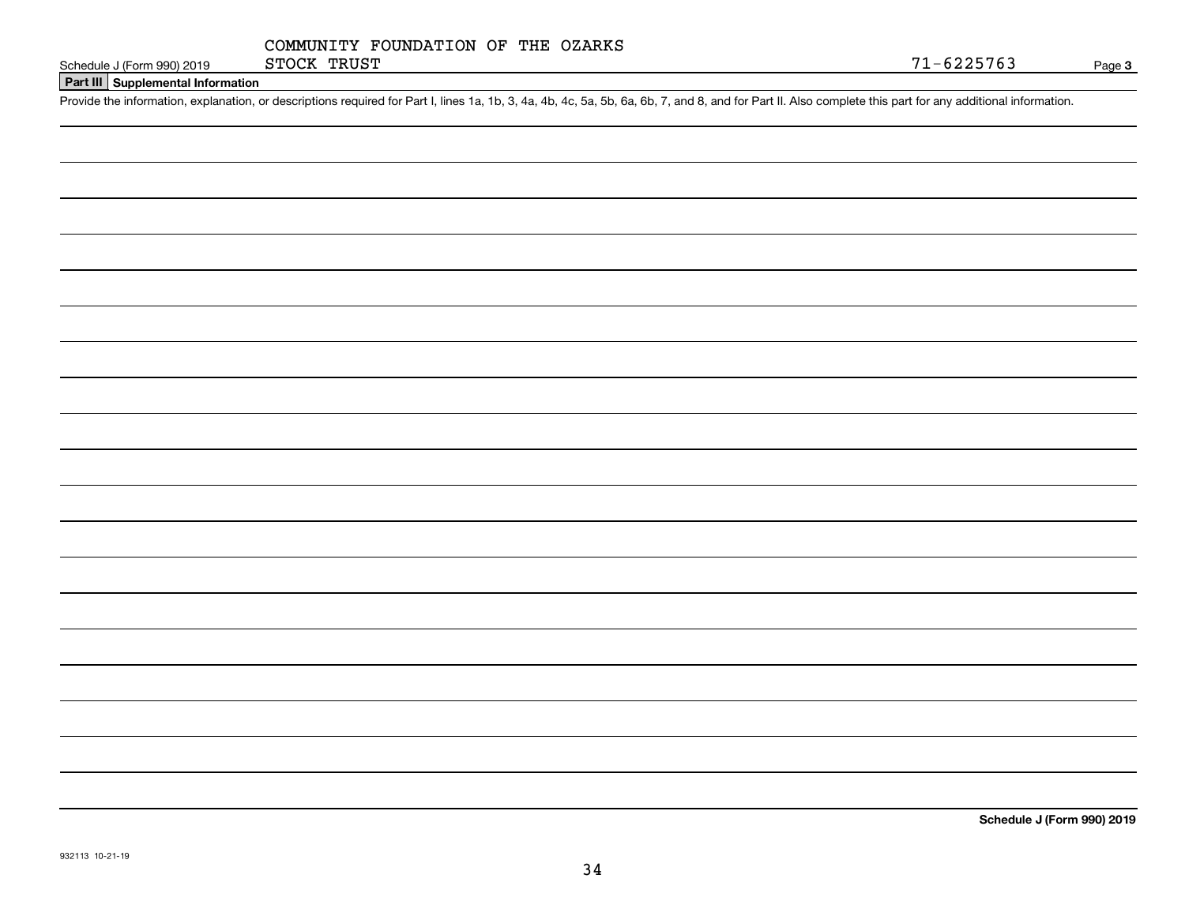COMMUNITY FOUNDATION OF THE OZARKS
STOCK TRUST

Schedule J (Form 990) 2019 — 71-6225763 — Page 3

**Part III | Supplemental Information**

Provide the information, explanation, or descriptions required for Part I, lines 1a, 1b, 3, 4a, 4b, 4c, 5a, 5b, 6a, 6b, 7, and 8, and for Part II. Also complete this part for any additional information.

**Schedule J (Form 990) 2019**

932113 10-21-19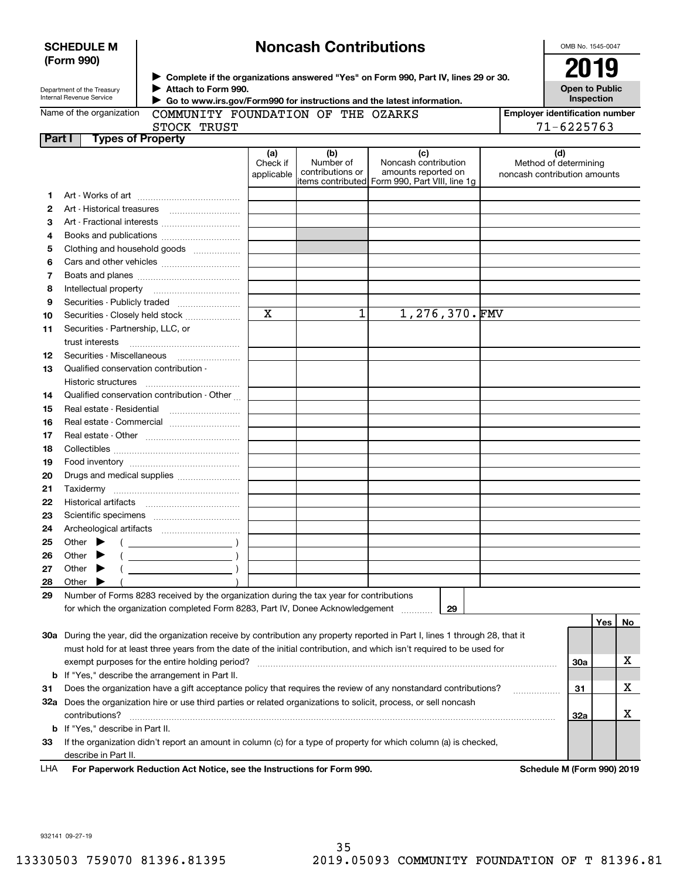**SCHEDULE M (Form 990)**

Department of the Treasury
Internal Revenue Service

# Noncash Contributions

▶ Complete if the organizations answered "Yes" on Form 990, Part IV, lines 29 or 30.
▶ Attach to Form 990.
▶ Go to www.irs.gov/Form990 for instructions and the latest information.

OMB No. 1545-0047

**2019**

**Open to Public Inspection**

Name of the organization: COMMUNITY FOUNDATION OF THE OZARKS STOCK TRUST

Employer identification number: 71-6225763

## Part I Types of Property

| | | (a) Check if applicable | (b) Number of contributions or items contributed | (c) Noncash contribution amounts reported on Form 990, Part VIII, line 1g | (d) Method of determining noncash contribution amounts |
|---|---|---|---|---|---|
| 1 | Art - Works of art | | | | |
| 2 | Art - Historical treasures | | | | |
| 3 | Art - Fractional interests | | | | |
| 4 | Books and publications | | | | |
| 5 | Clothing and household goods | | | | |
| 6 | Cars and other vehicles | | | | |
| 7 | Boats and planes | | | | |
| 8 | Intellectual property | | | | |
| 9 | Securities - Publicly traded | | | | |
| 10 | Securities - Closely held stock | X | 1 | 1,276,370. | FMV |
| 11 | Securities - Partnership, LLC, or trust interests | | | | |
| 12 | Securities - Miscellaneous | | | | |
| 13 | Qualified conservation contribution - Historic structures | | | | |
| 14 | Qualified conservation contribution - Other | | | | |
| 15 | Real estate - Residential | | | | |
| 16 | Real estate - Commercial | | | | |
| 17 | Real estate - Other | | | | |
| 18 | Collectibles | | | | |
| 19 | Food inventory | | | | |
| 20 | Drugs and medical supplies | | | | |
| 21 | Taxidermy | | | | |
| 22 | Historical artifacts | | | | |
| 23 | Scientific specimens | | | | |
| 24 | Archeological artifacts | | | | |
| 25 | Other ▶ ( ) | | | | |
| 26 | Other ▶ ( ) | | | | |
| 27 | Other ▶ ( ) | | | | |
| 28 | Other ▶ ( ) | | | | |

29 Number of Forms 8283 received by the organization during the tax year for contributions for which the organization completed Form 8283, Part IV, Donee Acknowledgement ..... 29

| | | | Yes | No |
|---|---|---|---|---|
| 30a | During the year, did the organization receive by contribution any property reported in Part I, lines 1 through 28, that it must hold for at least three years from the date of the initial contribution, and which isn't required to be used for exempt purposes for the entire holding period? | 30a | | X |
| b | If "Yes," describe the arrangement in Part II. | | | |
| 31 | Does the organization have a gift acceptance policy that requires the review of any nonstandard contributions? | 31 | | X |
| 32a | Does the organization hire or use third parties or related organizations to solicit, process, or sell noncash contributions? | 32a | | X |
| b | If "Yes," describe in Part II. | | | |
| 33 | If the organization didn't report an amount in column (c) for a type of property for which column (a) is checked, describe in Part II. | | | |

LHA **For Paperwork Reduction Act Notice, see the Instructions for Form 990.** **Schedule M (Form 990) 2019**

932141 09-27-19

13330503 759070 81396.81395 2019.05093 COMMUNITY FOUNDATION OF T 81396.81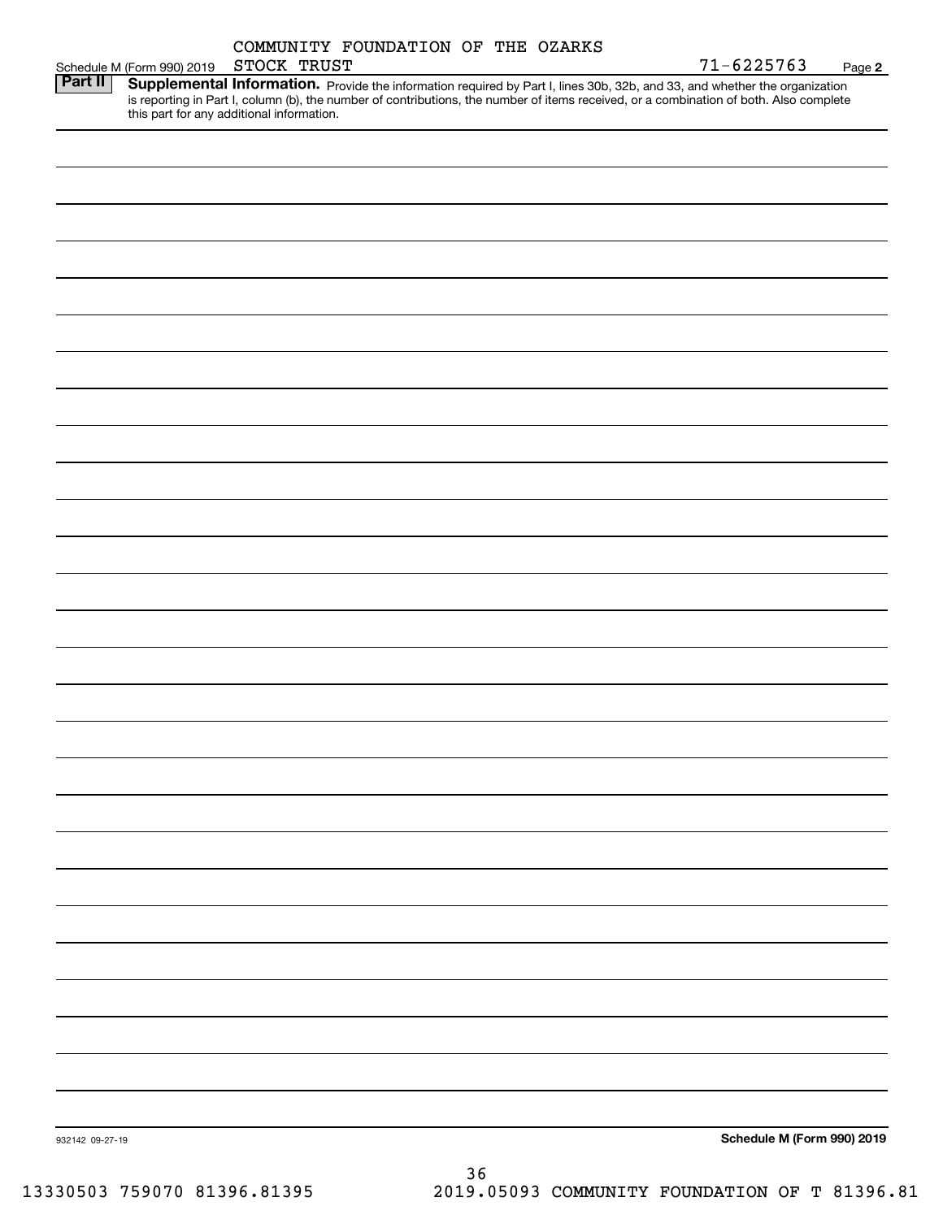COMMUNITY FOUNDATION OF THE OZARKS

Schedule M (Form 990) 2019 STOCK TRUST 71-6225763 Page 2

## Part II Supplemental Information.

Provide the information required by Part I, lines 30b, 32b, and 33, and whether the organization is reporting in Part I, column (b), the number of contributions, the number of items received, or a combination of both. Also complete this part for any additional information.

932142 09-27-19

**Schedule M (Form 990) 2019**

13330503 759070 81396.81395 2019.05093 COMMUNITY FOUNDATION OF T 81396.81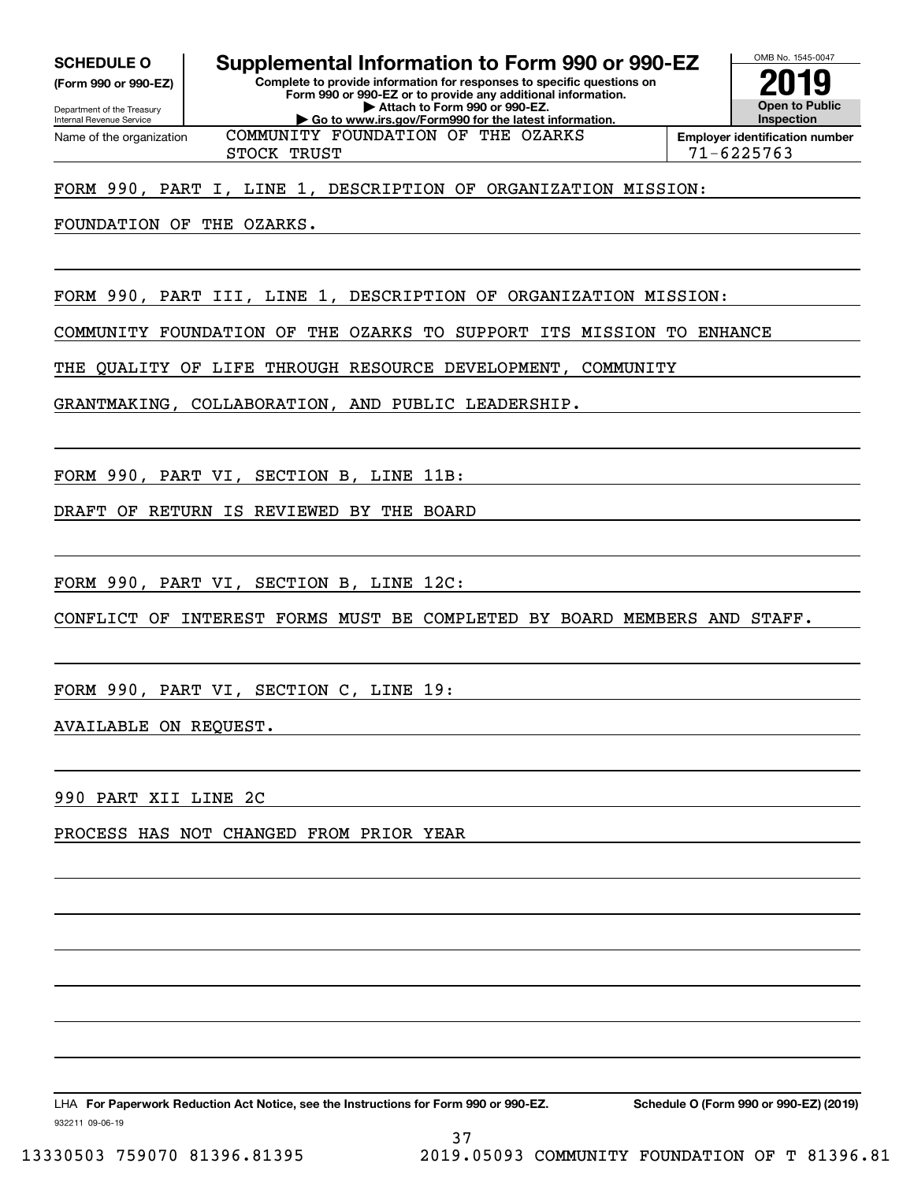**SCHEDULE O** (Form 990 or 990-EZ)

Department of the Treasury
Internal Revenue Service

# Supplemental Information to Form 990 or 990-EZ

**Complete to provide information for responses to specific questions on Form 990 or 990-EZ or to provide any additional information.**
**▶ Attach to Form 990 or 990-EZ.**
**▶ Go to www.irs.gov/Form990 for the latest information.**

OMB No. 1545-0047

**2019**

**Open to Public Inspection**

Name of the organization: COMMUNITY FOUNDATION OF THE OZARKS STOCK TRUST

**Employer identification number**: 71-6225763

FORM 990, PART I, LINE 1, DESCRIPTION OF ORGANIZATION MISSION:

FOUNDATION OF THE OZARKS.

FORM 990, PART III, LINE 1, DESCRIPTION OF ORGANIZATION MISSION:

COMMUNITY FOUNDATION OF THE OZARKS TO SUPPORT ITS MISSION TO ENHANCE THE QUALITY OF LIFE THROUGH RESOURCE DEVELOPMENT, COMMUNITY GRANTMAKING, COLLABORATION, AND PUBLIC LEADERSHIP.

FORM 990, PART VI, SECTION B, LINE 11B:

DRAFT OF RETURN IS REVIEWED BY THE BOARD

FORM 990, PART VI, SECTION B, LINE 12C:

CONFLICT OF INTEREST FORMS MUST BE COMPLETED BY BOARD MEMBERS AND STAFF.

FORM 990, PART VI, SECTION C, LINE 19:

AVAILABLE ON REQUEST.

990 PART XII LINE 2C

PROCESS HAS NOT CHANGED FROM PRIOR YEAR

LHA **For Paperwork Reduction Act Notice, see the Instructions for Form 990 or 990-EZ.** **Schedule O (Form 990 or 990-EZ) (2019)**

932211 09-06-19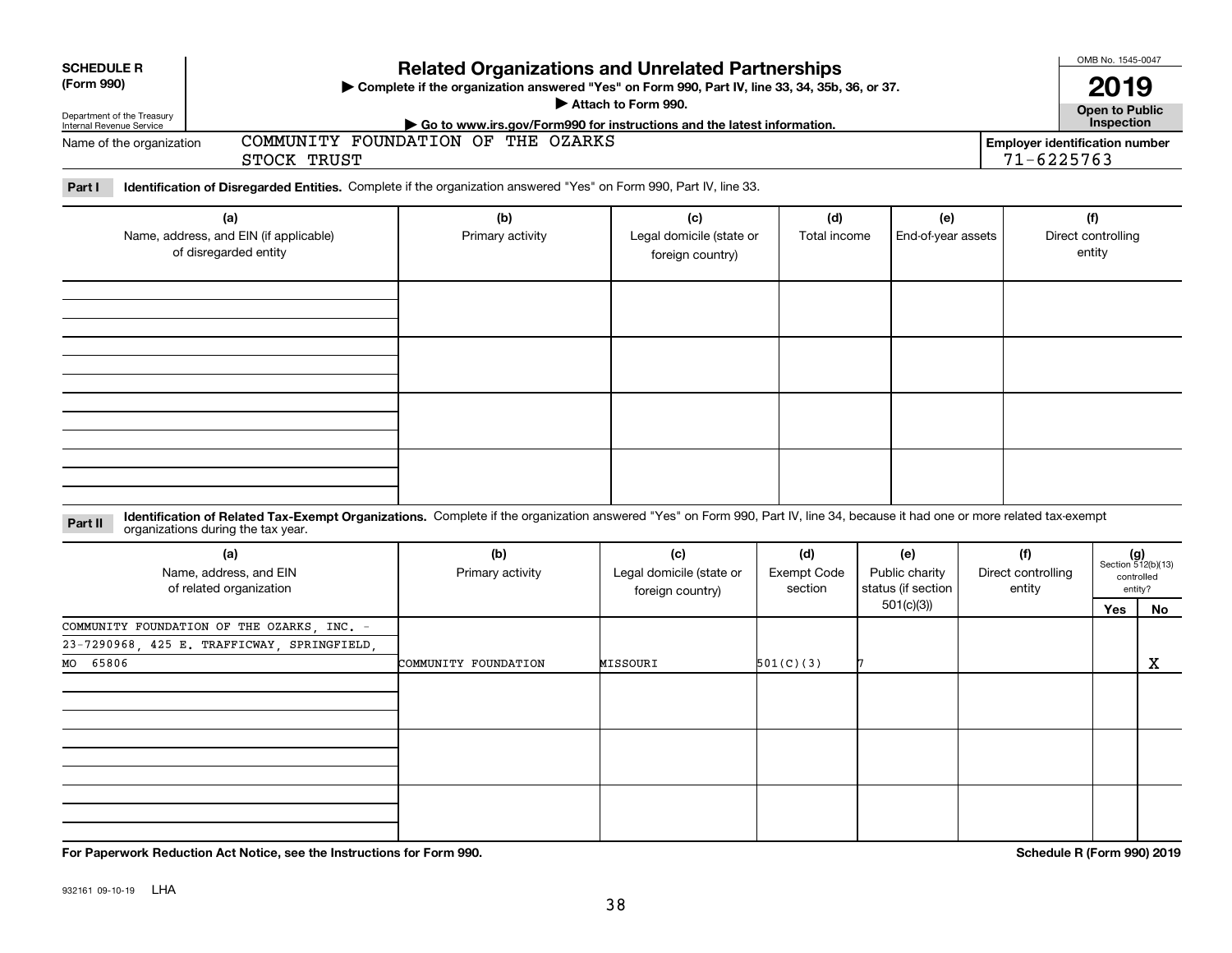**SCHEDULE R (Form 990)**

Department of the Treasury
Internal Revenue Service

# Related Organizations and Unrelated Partnerships

▶ Complete if the organization answered "Yes" on Form 990, Part IV, line 33, 34, 35b, 36, or 37.
▶ Attach to Form 990.
▶ Go to www.irs.gov/Form990 for instructions and the latest information.

OMB No. 1545-0047

**2019**

**Open to Public Inspection**

Name of the organization: COMMUNITY FOUNDATION OF THE OZARKS STOCK TRUST

**Employer identification number** 71-6225763

**Part I** **Identification of Disregarded Entities.** Complete if the organization answered "Yes" on Form 990, Part IV, line 33.

| (a) Name, address, and EIN (if applicable) of disregarded entity | (b) Primary activity | (c) Legal domicile (state or foreign country) | (d) Total income | (e) End-of-year assets | (f) Direct controlling entity |
|---|---|---|---|---|---|
| | | | | | |
| | | | | | |
| | | | | | |
| | | | | | |

**Part II** **Identification of Related Tax-Exempt Organizations.** Complete if the organization answered "Yes" on Form 990, Part IV, line 34, because it had one or more related tax-exempt organizations during the tax year.

| (a) Name, address, and EIN of related organization | (b) Primary activity | (c) Legal domicile (state or foreign country) | (d) Exempt Code section | (e) Public charity status (if section 501(c)(3)) | (f) Direct controlling entity | (g) Section 512(b)(13) controlled entity? Yes | No |
|---|---|---|---|---|---|---|---|
| COMMUNITY FOUNDATION OF THE OZARKS, INC. - 23-7290968, 425 E. TRAFFICWAY, SPRINGFIELD, MO 65806 | COMMUNITY FOUNDATION | MISSOURI | 501(C)(3) | 7 | | | X |
| | | | | | | | |
| | | | | | | | |
| | | | | | | | |

**For Paperwork Reduction Act Notice, see the Instructions for Form 990.**

**Schedule R (Form 990) 2019**

932161 09-10-19 LHA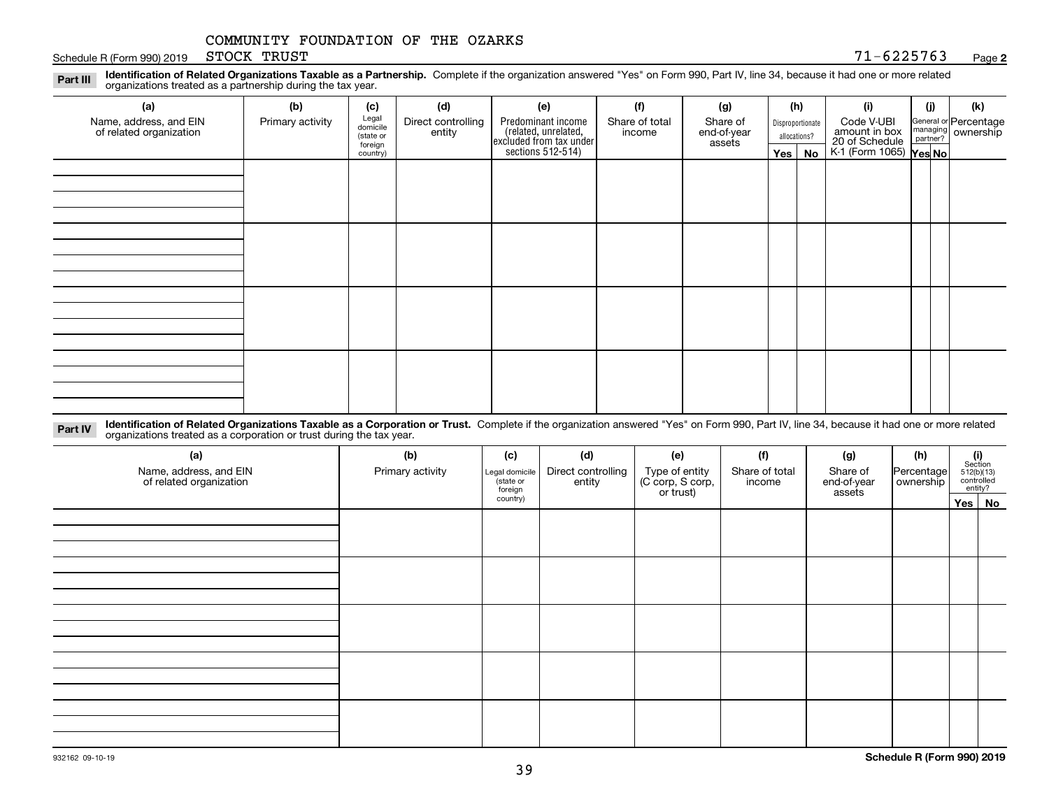COMMUNITY FOUNDATION OF THE OZARKS

Schedule R (Form 990) 2019 STOCK TRUST 71-6225763 Page **2**

**Part III** **Identification of Related Organizations Taxable as a Partnership.** Complete if the organization answered "Yes" on Form 990, Part IV, line 34, because it had one or more related organizations treated as a partnership during the tax year.

| (a) Name, address, and EIN of related organization | (b) Primary activity | (c) Legal domicile (state or foreign country) | (d) Direct controlling entity | (e) Predominant income (related, unrelated, excluded from tax under sections 512-514) | (f) Share of total income | (g) Share of end-of-year assets | (h) Disproportionate allocations? Yes | (h) No | (i) Code V-UBI amount in box 20 of Schedule K-1 (Form 1065) | (j) General or managing partner? Yes | (j) No | (k) Percentage ownership |
|---|---|---|---|---|---|---|---|---|---|---|---|---|
| | | | | | | | | | | | | |
| | | | | | | | | | | | | |
| | | | | | | | | | | | | |
| | | | | | | | | | | | | |

**Part IV** **Identification of Related Organizations Taxable as a Corporation or Trust.** Complete if the organization answered "Yes" on Form 990, Part IV, line 34, because it had one or more related organizations treated as a corporation or trust during the tax year.

| (a) Name, address, and EIN of related organization | (b) Primary activity | (c) Legal domicile (state or foreign country) | (d) Direct controlling entity | (e) Type of entity (C corp, S corp, or trust) | (f) Share of total income | (g) Share of end-of-year assets | (h) Percentage ownership | (i) Section 512(b)(13) controlled entity? Yes | (i) No |
|---|---|---|---|---|---|---|---|---|---|
| | | | | | | | | | |
| | | | | | | | | | |
| | | | | | | | | | |
| | | | | | | | | | |
| | | | | | | | | | |

932162 09-10-19 **Schedule R (Form 990) 2019**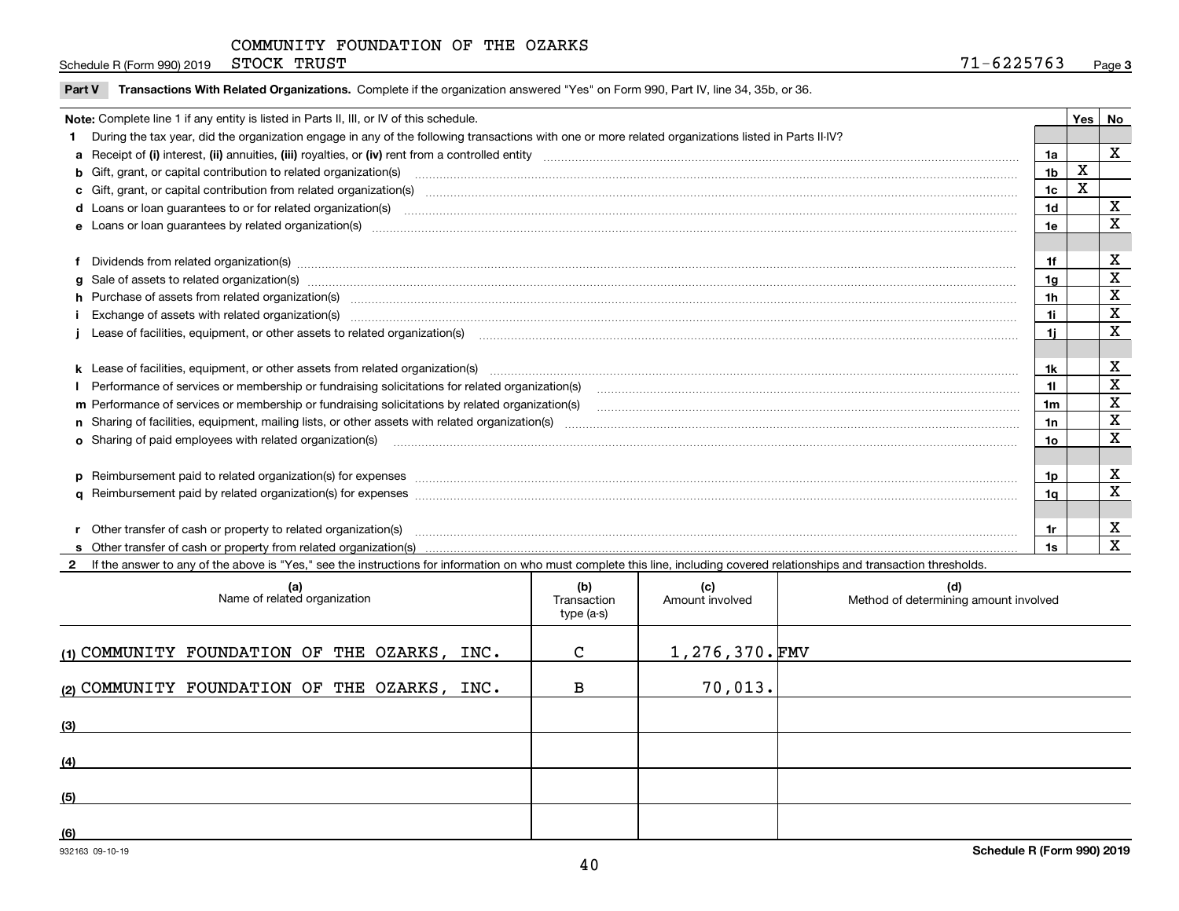COMMUNITY FOUNDATION OF THE OZARKS
Schedule R (Form 990) 2019 STOCK TRUST 71-6225763 Page **3**

**Part V Transactions With Related Organizations.** Complete if the organization answered "Yes" on Form 990, Part IV, line 34, 35b, or 36.

| **Note:** Complete line 1 if any entity is listed in Parts II, III, or IV of this schedule. | | Yes | No |
|---|---|---|---|
| **1** During the tax year, did the organization engage in any of the following transactions with one or more related organizations listed in Parts II-IV? | | | |
| **a** Receipt of **(i)** interest, **(ii)** annuities, **(iii)** royalties, or **(iv)** rent from a controlled entity | 1a | | X |
| **b** Gift, grant, or capital contribution to related organization(s) | 1b | X | |
| **c** Gift, grant, or capital contribution from related organization(s) | 1c | X | |
| **d** Loans or loan guarantees to or for related organization(s) | 1d | | X |
| **e** Loans or loan guarantees by related organization(s) | 1e | | X |
| **f** Dividends from related organization(s) | 1f | | X |
| **g** Sale of assets to related organization(s) | 1g | | X |
| **h** Purchase of assets from related organization(s) | 1h | | X |
| **i** Exchange of assets with related organization(s) | 1i | | X |
| **j** Lease of facilities, equipment, or other assets to related organization(s) | 1j | | X |
| **k** Lease of facilities, equipment, or other assets from related organization(s) | 1k | | X |
| **l** Performance of services or membership or fundraising solicitations for related organization(s) | 1l | | X |
| **m** Performance of services or membership or fundraising solicitations by related organization(s) | 1m | | X |
| **n** Sharing of facilities, equipment, mailing lists, or other assets with related organization(s) | 1n | | X |
| **o** Sharing of paid employees with related organization(s) | 1o | | X |
| **p** Reimbursement paid to related organization(s) for expenses | 1p | | X |
| **q** Reimbursement paid by related organization(s) for expenses | 1q | | X |
| **r** Other transfer of cash or property to related organization(s) | 1r | | X |
| **s** Other transfer of cash or property from related organization(s) | 1s | | X |

**2** If the answer to any of the above is "Yes," see the instructions for information on who must complete this line, including covered relationships and transaction thresholds.

| (a) Name of related organization | (b) Transaction type (a-s) | (c) Amount involved | (d) Method of determining amount involved |
|---|---|---|---|
| (1) COMMUNITY FOUNDATION OF THE OZARKS, INC. | C | 1,276,370. | FMV |
| (2) COMMUNITY FOUNDATION OF THE OZARKS, INC. | B | 70,013. | |
| (3) | | | |
| (4) | | | |
| (5) | | | |
| (6) | | | |

932163 09-10-19 **Schedule R (Form 990) 2019**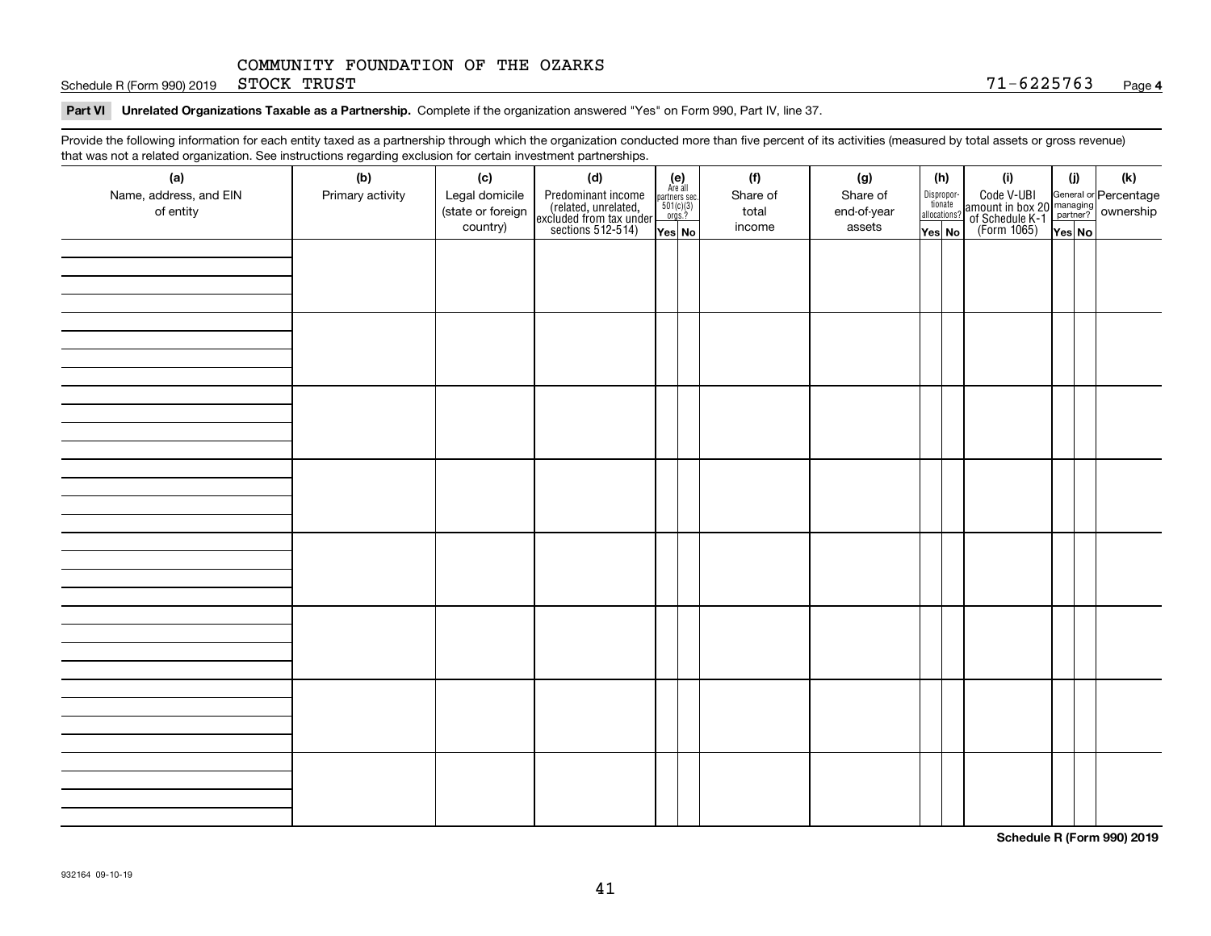COMMUNITY FOUNDATION OF THE OZARKS
Schedule R (Form 990) 2019 STOCK TRUST 71-6225763 Page 4

**Part VI Unrelated Organizations Taxable as a Partnership.** Complete if the organization answered "Yes" on Form 990, Part IV, line 37.

Provide the following information for each entity taxed as a partnership through which the organization conducted more than five percent of its activities (measured by total assets or gross revenue) that was not a related organization. See instructions regarding exclusion for certain investment partnerships.

| (a) Name, address, and EIN of entity | (b) Primary activity | (c) Legal domicile (state or foreign country) | (d) Predominant income (related, unrelated, excluded from tax under sections 512-514) | (e) Are all partners sec. 501(c)(3) orgs.? | | (f) Share of total income | (g) Share of end-of-year assets | (h) Disproportionate allocations? | | (i) Code V-UBI amount in box 20 of Schedule K-1 (Form 1065) | (j) General or managing partner? | | (k) Percentage ownership |
|---|---|---|---|---|---|---|---|---|---|---|---|---|---|
| | | | | Yes | No | | | Yes | No | | Yes | No | |
| | | | | | | | | | | | | | |
| | | | | | | | | | | | | | |
| | | | | | | | | | | | | | |
| | | | | | | | | | | | | | |
| | | | | | | | | | | | | | |
| | | | | | | | | | | | | | |
| | | | | | | | | | | | | | |
| | | | | | | | | | | | | | |

**Schedule R (Form 990) 2019**

932164 09-10-19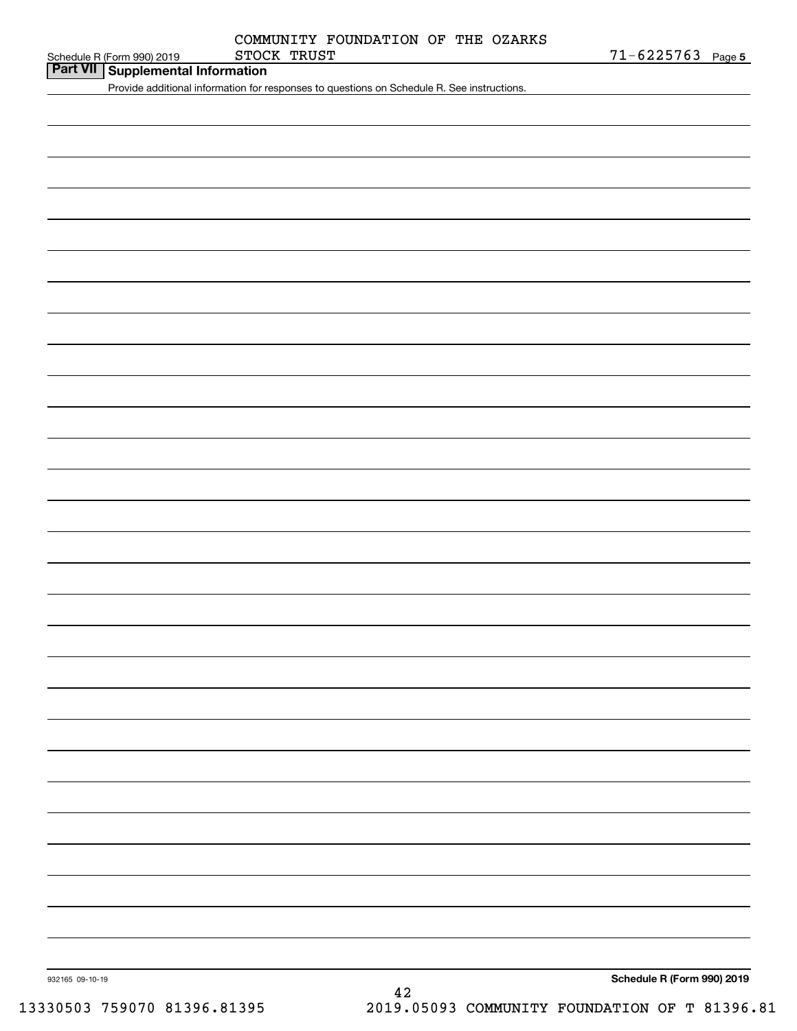COMMUNITY FOUNDATION OF THE OZARKS
STOCK TRUST

71-6225763

## Part VII Supplemental Information

Provide additional information for responses to questions on Schedule R. See instructions.

932165 09-10-19

**Schedule R (Form 990) 2019**

13330503 759070 81396.81395 2019.05093 COMMUNITY FOUNDATION OF T 81396.81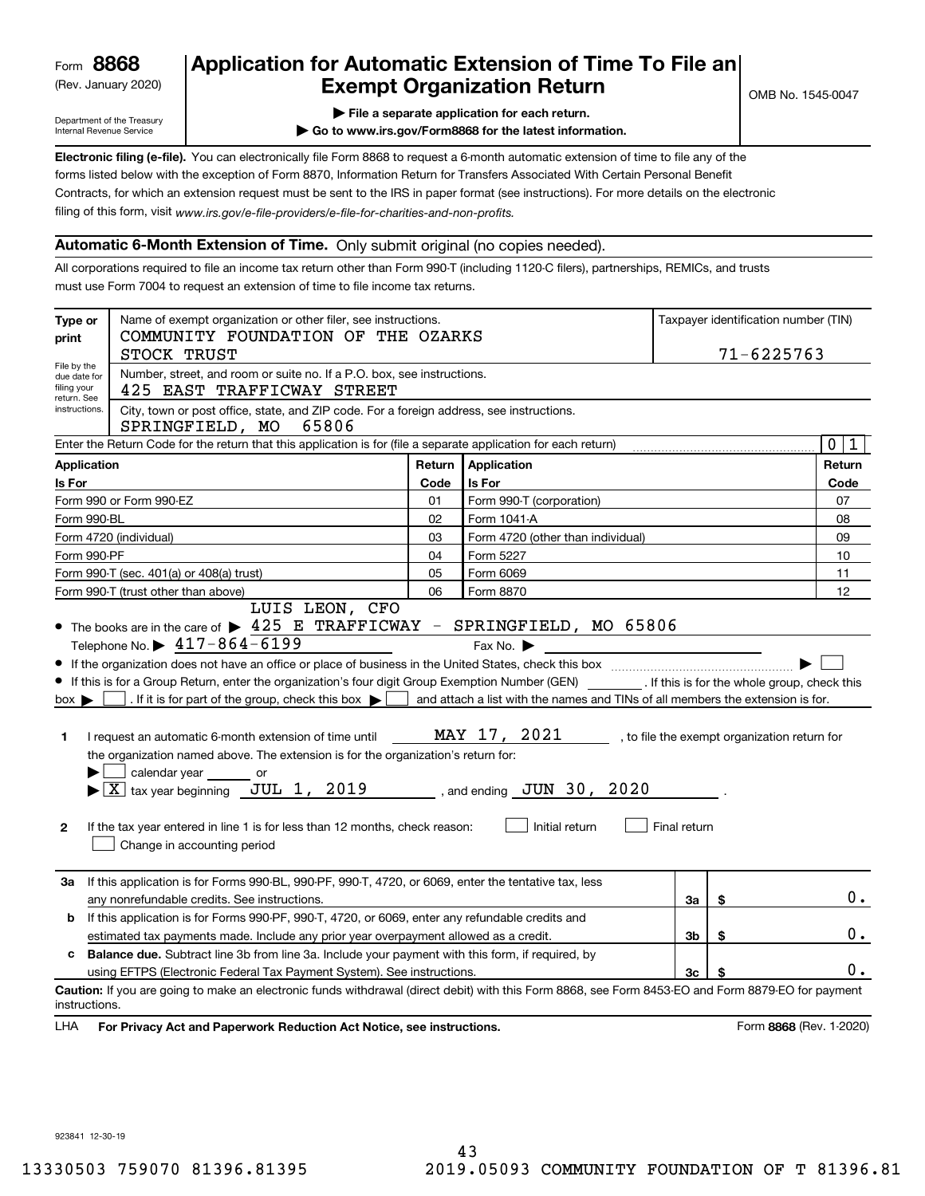Form **8868**
(Rev. January 2020)

Department of the Treasury
Internal Revenue Service

# Application for Automatic Extension of Time To File an Exempt Organization Return

OMB No. 1545-0047

▶ File a separate application for each return.
▶ Go to www.irs.gov/Form8868 for the latest information.

**Electronic filing (e-file).** You can electronically file Form 8868 to request a 6-month automatic extension of time to file any of the forms listed below with the exception of Form 8870, Information Return for Transfers Associated With Certain Personal Benefit Contracts, for which an extension request must be sent to the IRS in paper format (see instructions). For more details on the electronic filing of this form, visit *www.irs.gov/e-file-providers/e-file-for-charities-and-non-profits.*

## Automatic 6-Month Extension of Time. Only submit original (no copies needed).

All corporations required to file an income tax return other than Form 990-T (including 1120-C filers), partnerships, REMICs, and trusts must use Form 7004 to request an extension of time to file income tax returns.

**Type or print**

File by the due date for filing your return. See instructions.

Name of exempt organization or other filer, see instructions.
COMMUNITY FOUNDATION OF THE OZARKS
STOCK TRUST

Taxpayer identification number (TIN)
71-6225763

Number, street, and room or suite no. If a P.O. box, see instructions.
425 EAST TRAFFICWAY STREET

City, town or post office, state, and ZIP code. For a foreign address, see instructions.
SPRINGFIELD, MO 65806

Enter the Return Code for the return that this application is for (file a separate application for each return) ..... 0 1

| Application Is For | Return Code | Application Is For | Return Code |
|---|---|---|---|
| Form 990 or Form 990-EZ | 01 | Form 990-T (corporation) | 07 |
| Form 990-BL | 02 | Form 1041-A | 08 |
| Form 4720 (individual) | 03 | Form 4720 (other than individual) | 09 |
| Form 990-PF | 04 | Form 5227 | 10 |
| Form 990-T (sec. 401(a) or 408(a) trust) | 05 | Form 6069 | 11 |
| Form 990-T (trust other than above) | 06 | Form 8870 | 12 |

- The books are in the care of ▶ LUIS LEON, CFO 425 E TRAFFICWAY - SPRINGFIELD, MO 65806
  Telephone No. ▶ 417-864-6199    Fax No. ▶
- If the organization does not have an office or place of business in the United States, check this box ..... ▶ ☐
- If this is for a Group Return, enter the organization's four digit Group Exemption Number (GEN) ______. If this is for the whole group, check this box ▶ ☐. If it is for part of the group, check this box ▶ ☐ and attach a list with the names and TINs of all members the extension is for.

**1** I request an automatic 6-month extension of time until MAY 17, 2021, to file the exempt organization return for the organization named above. The extension is for the organization's return for:
▶ ☐ calendar year ______ or
▶ ☒ tax year beginning JUL 1, 2019, and ending JUN 30, 2020.

**2** If the tax year entered in line 1 is for less than 12 months, check reason: ☐ Initial return ☐ Final return
☐ Change in accounting period

| | | | |
|---|---|---|---|
| **3a** | If this application is for Forms 990-BL, 990-PF, 990-T, 4720, or 6069, enter the tentative tax, less any nonrefundable credits. See instructions. | 3a | $ 0. |
| **b** | If this application is for Forms 990-PF, 990-T, 4720, or 6069, enter any refundable credits and estimated tax payments made. Include any prior year overpayment allowed as a credit. | 3b | $ 0. |
| **c** | **Balance due.** Subtract line 3b from line 3a. Include your payment with this form, if required, by using EFTPS (Electronic Federal Tax Payment System). See instructions. | 3c | $ 0. |

**Caution:** If you are going to make an electronic funds withdrawal (direct debit) with this Form 8868, see Form 8453-EO and Form 8879-EO for payment instructions.

LHA **For Privacy Act and Paperwork Reduction Act Notice, see instructions.** Form **8868** (Rev. 1-2020)

923841 12-30-19

13330503 759070 81396.81395 2019.05093 COMMUNITY FOUNDATION OF T 81396.81